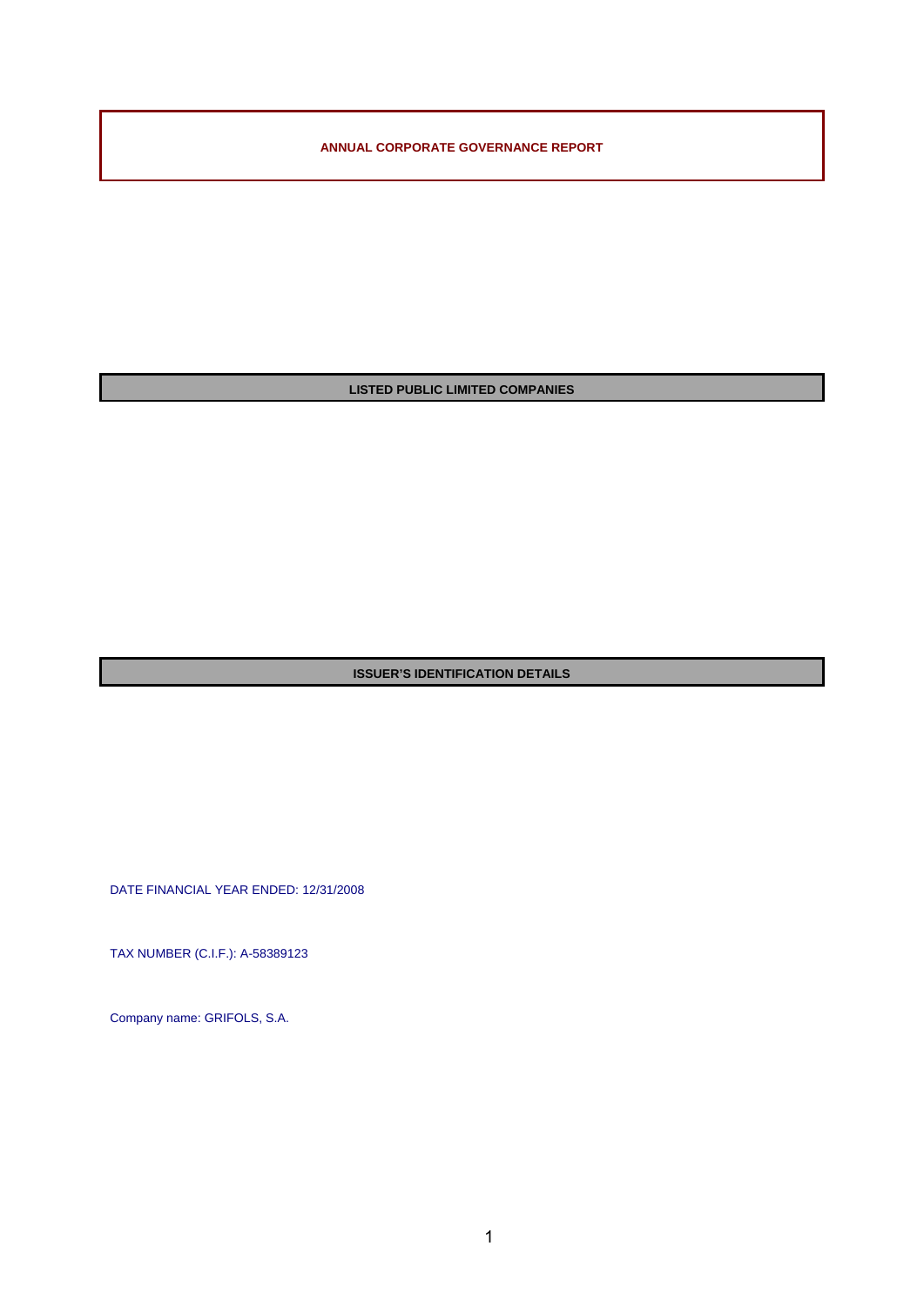# ANNUAL CORPORATE GOVERNANCE REPORT

## LISTED PUBLIC LIMITED COMPANIES

## ISSUER'S IDENTIFICATION DETAILS

DATE FINANCIAL YEAR ENDED: 12/31/2008

TAX NUMBER (C.I.F.): A-58389123

Company name: GRIFOLS, S.A.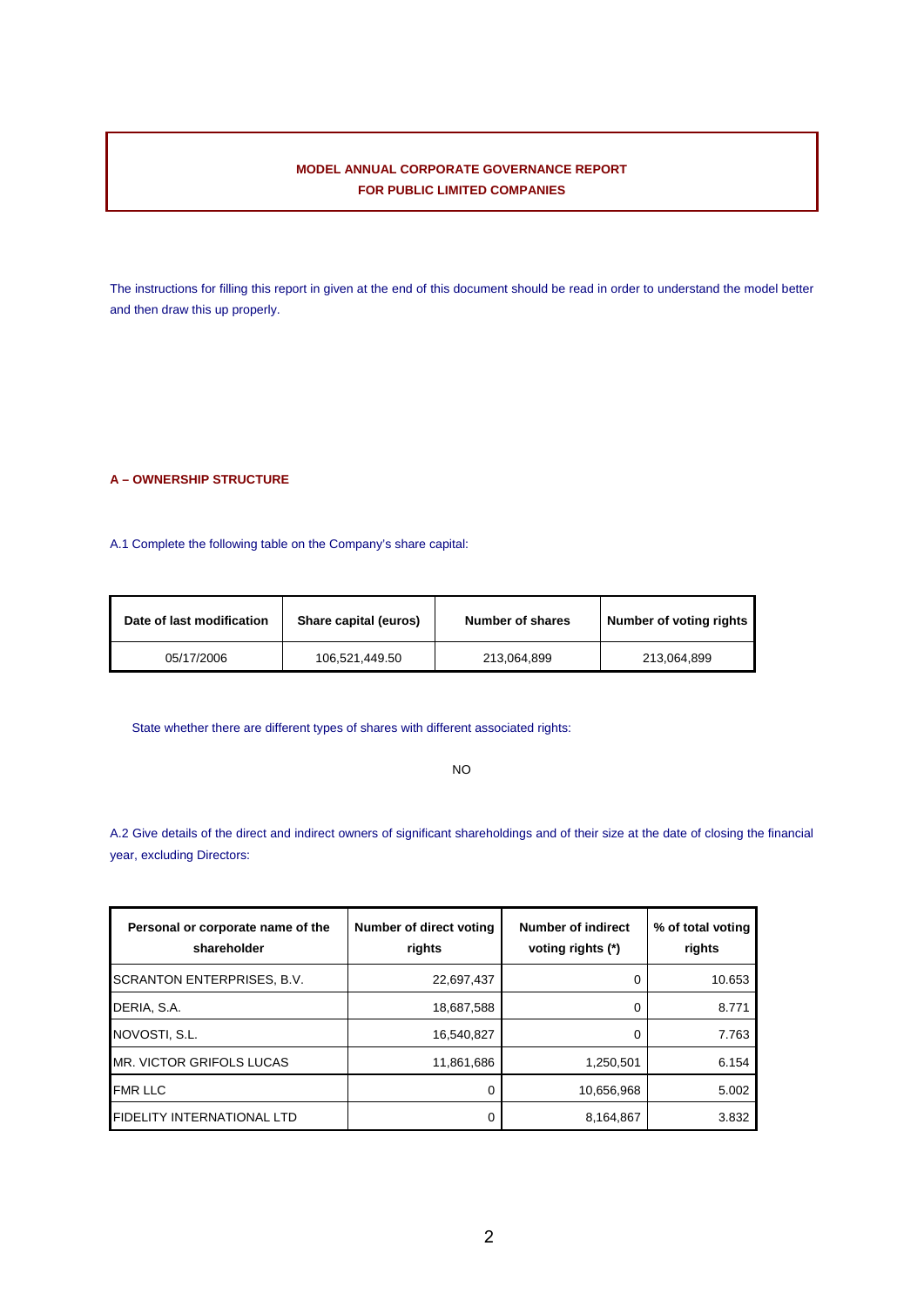**MODEL ANNUAL CORPORATE GOVERNANCE REPORT**
**FOR PUBLIC LIMITED COMPANIES**

The instructions for filling this report in given at the end of this document should be read in order to understand the model better and then draw this up properly.

### A – OWNERSHIP STRUCTURE

A.1 Complete the following table on the Company's share capital:

| Date of last modification | Share capital (euros) | Number of shares | Number of voting rights |
|---|---|---|---|
| 05/17/2006 | 106,521,449.50 | 213,064,899 | 213,064,899 |

State whether there are different types of shares with different associated rights:

NO

A.2 Give details of the direct and indirect owners of significant shareholdings and of their size at the date of closing the financial year, excluding Directors:

| Personal or corporate name of the shareholder | Number of direct voting rights | Number of indirect voting rights (*) | % of total voting rights |
|---|---|---|---|
| SCRANTON ENTERPRISES, B.V. | 22,697,437 | 0 | 10.653 |
| DERIA, S.A. | 18,687,588 | 0 | 8.771 |
| NOVOSTI, S.L. | 16,540,827 | 0 | 7.763 |
| MR. VICTOR GRIFOLS LUCAS | 11,861,686 | 1,250,501 | 6.154 |
| FMR LLC | 0 | 10,656,968 | 5.002 |
| FIDELITY INTERNATIONAL LTD | 0 | 8,164,867 | 3.832 |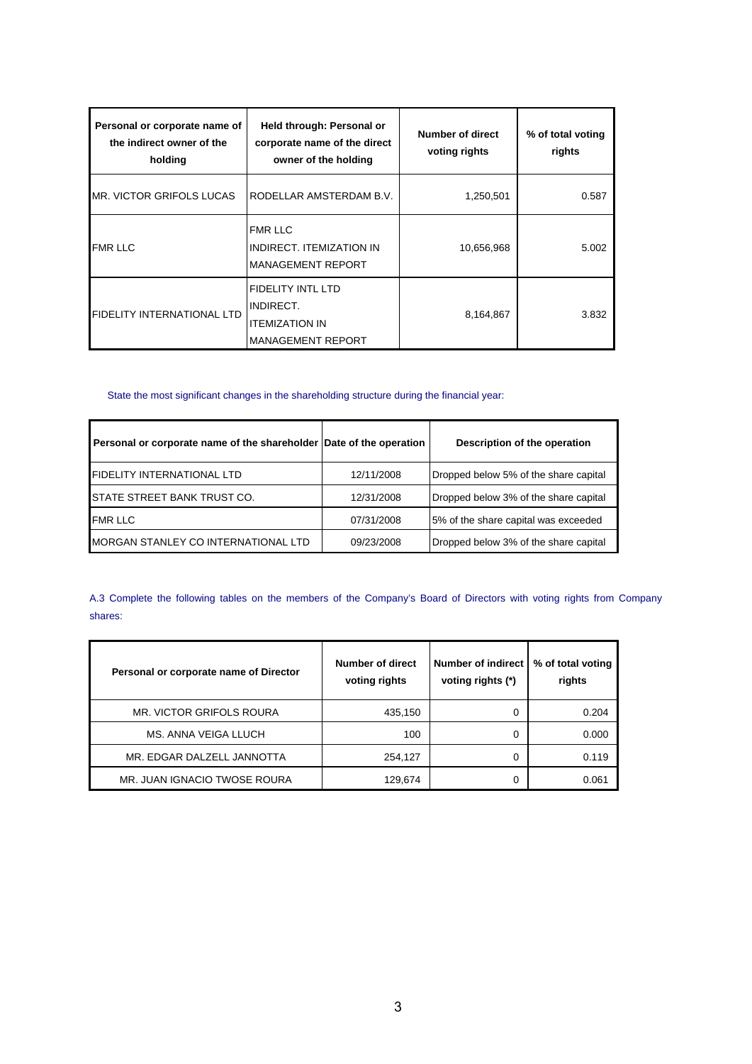| Personal or corporate name of the indirect owner of the holding | Held through: Personal or corporate name of the direct owner of the holding | Number of direct voting rights | % of total voting rights |
|---|---|---|---|
| MR. VICTOR GRIFOLS LUCAS | RODELLAR AMSTERDAM B.V. | 1,250,501 | 0.587 |
| FMR LLC | FMR LLC INDIRECT. ITEMIZATION IN MANAGEMENT REPORT | 10,656,968 | 5.002 |
| FIDELITY INTERNATIONAL LTD | FIDELITY INTL LTD INDIRECT. ITEMIZATION IN MANAGEMENT REPORT | 8,164,867 | 3.832 |

State the most significant changes in the shareholding structure during the financial year:

| Personal or corporate name of the shareholder | Date of the operation | Description of the operation |
|---|---|---|
| FIDELITY INTERNATIONAL LTD | 12/11/2008 | Dropped below 5% of the share capital |
| STATE STREET BANK TRUST CO. | 12/31/2008 | Dropped below 3% of the share capital |
| FMR LLC | 07/31/2008 | 5% of the share capital was exceeded |
| MORGAN STANLEY CO INTERNATIONAL LTD | 09/23/2008 | Dropped below 3% of the share capital |

A.3 Complete the following tables on the members of the Company's Board of Directors with voting rights from Company shares:

| Personal or corporate name of Director | Number of direct voting rights | Number of indirect voting rights (*) | % of total voting rights |
|---|---|---|---|
| MR. VICTOR GRIFOLS ROURA | 435,150 | 0 | 0.204 |
| MS. ANNA VEIGA LLUCH | 100 | 0 | 0.000 |
| MR. EDGAR DALZELL JANNOTTA | 254,127 | 0 | 0.119 |
| MR. JUAN IGNACIO TWOSE ROURA | 129,674 | 0 | 0.061 |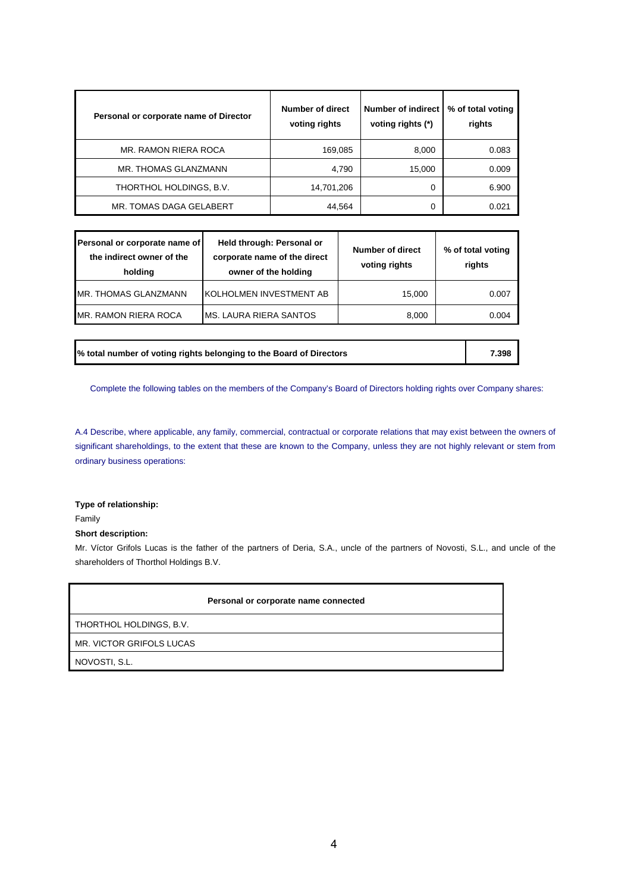| Personal or corporate name of Director | Number of direct voting rights | Number of indirect voting rights (*) | % of total voting rights |
| --- | --- | --- | --- |
| MR. RAMON RIERA ROCA | 169,085 | 8,000 | 0.083 |
| MR. THOMAS GLANZMANN | 4,790 | 15,000 | 0.009 |
| THORTHOL HOLDINGS, B.V. | 14,701,206 | 0 | 6.900 |
| MR. TOMAS DAGA GELABERT | 44,564 | 0 | 0.021 |

| Personal or corporate name of the indirect owner of the holding | Held through: Personal or corporate name of the direct owner of the holding | Number of direct voting rights | % of total voting rights |
| --- | --- | --- | --- |
| MR. THOMAS GLANZMANN | KOLHOLMEN INVESTMENT AB | 15,000 | 0.007 |
| MR. RAMON RIERA ROCA | MS. LAURA RIERA SANTOS | 8,000 | 0.004 |

| % total number of voting rights belonging to the Board of Directors | 7.398 |
| --- | --- |

Complete the following tables on the members of the Company's Board of Directors holding rights over Company shares:

A.4 Describe, where applicable, any family, commercial, contractual or corporate relations that may exist between the owners of significant shareholdings, to the extent that these are known to the Company, unless they are not highly relevant or stem from ordinary business operations:

**Type of relationship:**

Family

**Short description:**

Mr. Víctor Grifols Lucas is the father of the partners of Deria, S.A., uncle of the partners of Novosti, S.L., and uncle of the shareholders of Thorthol Holdings B.V.

| Personal or corporate name connected |
| --- |
| THORTHOL HOLDINGS, B.V. |
| MR. VICTOR GRIFOLS LUCAS |
| NOVOSTI, S.L. |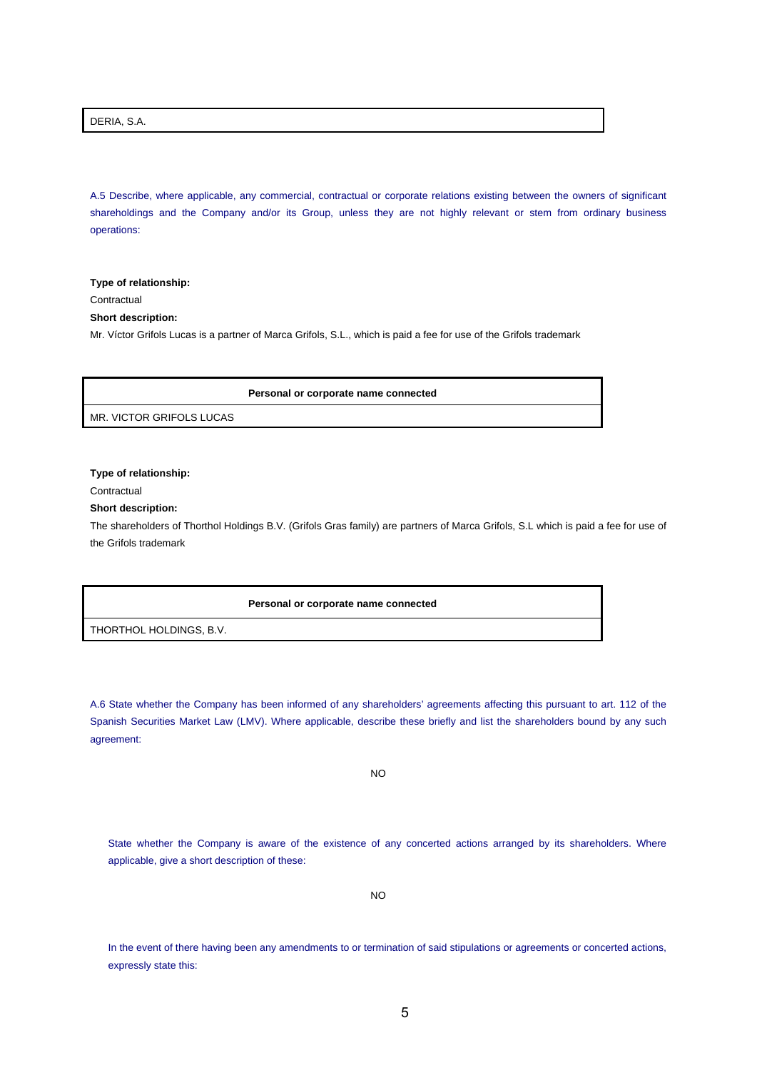| DERIA, S.A. |
|---|

A.5 Describe, where applicable, any commercial, contractual or corporate relations existing between the owners of significant shareholdings and the Company and/or its Group, unless they are not highly relevant or stem from ordinary business operations:

**Type of relationship:**

Contractual

**Short description:**

Mr. Víctor Grifols Lucas is a partner of Marca Grifols, S.L., which is paid a fee for use of the Grifols trademark

| Personal or corporate name connected |
|---|
| MR. VICTOR GRIFOLS LUCAS |

**Type of relationship:**

Contractual

**Short description:**

The shareholders of Thorthol Holdings B.V. (Grifols Gras family) are partners of Marca Grifols, S.L which is paid a fee for use of the Grifols trademark

| Personal or corporate name connected |
|---|
| THORTHOL HOLDINGS, B.V. |

A.6 State whether the Company has been informed of any shareholders' agreements affecting this pursuant to art. 112 of the Spanish Securities Market Law (LMV). Where applicable, describe these briefly and list the shareholders bound by any such agreement:

NO

State whether the Company is aware of the existence of any concerted actions arranged by its shareholders. Where applicable, give a short description of these:

NO

In the event of there having been any amendments to or termination of said stipulations or agreements or concerted actions, expressly state this: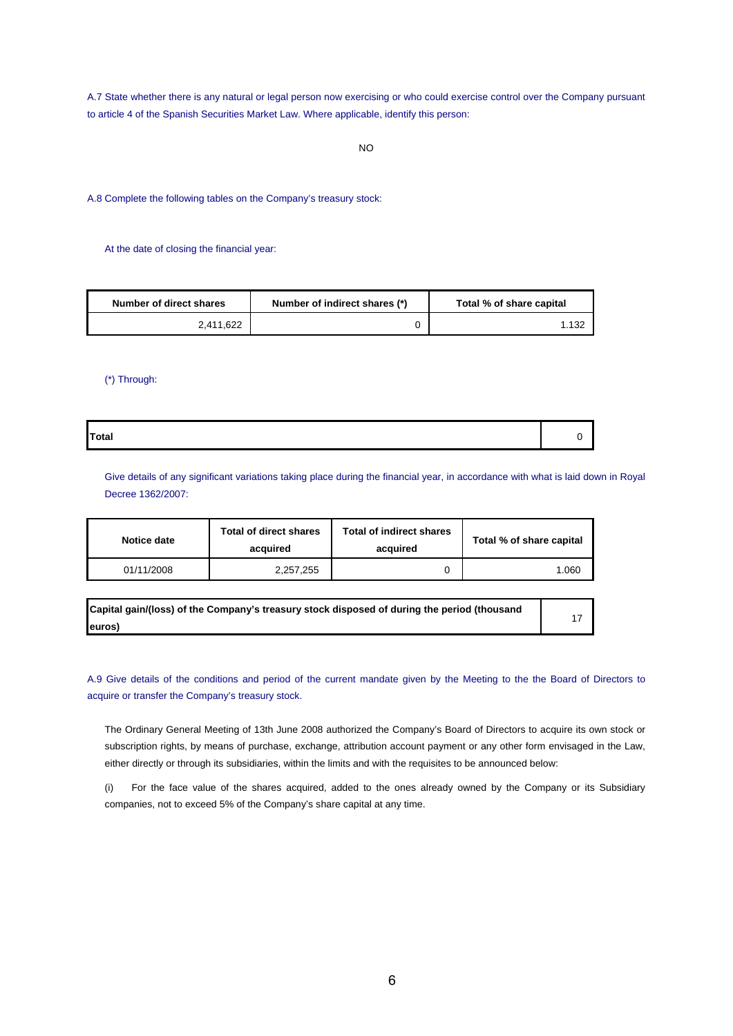A.7 State whether there is any natural or legal person now exercising or who could exercise control over the Company pursuant to article 4 of the Spanish Securities Market Law. Where applicable, identify this person:

NO

A.8 Complete the following tables on the Company's treasury stock:

At the date of closing the financial year:

| Number of direct shares | Number of indirect shares (*) | Total % of share capital |
| --- | --- | --- |
| 2,411,622 | 0 | 1.132 |

(*) Through:

| Total | 0 |
| --- | --- |

Give details of any significant variations taking place during the financial year, in accordance with what is laid down in Royal Decree 1362/2007:

| Notice date | Total of direct shares acquired | Total of indirect shares acquired | Total % of share capital |
| --- | --- | --- | --- |
| 01/11/2008 | 2,257,255 | 0 | 1.060 |

| Capital gain/(loss) of the Company's treasury stock disposed of during the period (thousand euros) | 17 |
| --- | --- |

A.9 Give details of the conditions and period of the current mandate given by the Meeting to the the Board of Directors to acquire or transfer the Company's treasury stock.

The Ordinary General Meeting of 13th June 2008 authorized the Company's Board of Directors to acquire its own stock or subscription rights, by means of purchase, exchange, attribution account payment or any other form envisaged in the Law, either directly or through its subsidiaries, within the limits and with the requisites to be announced below:

(i) For the face value of the shares acquired, added to the ones already owned by the Company or its Subsidiary companies, not to exceed 5% of the Company's share capital at any time.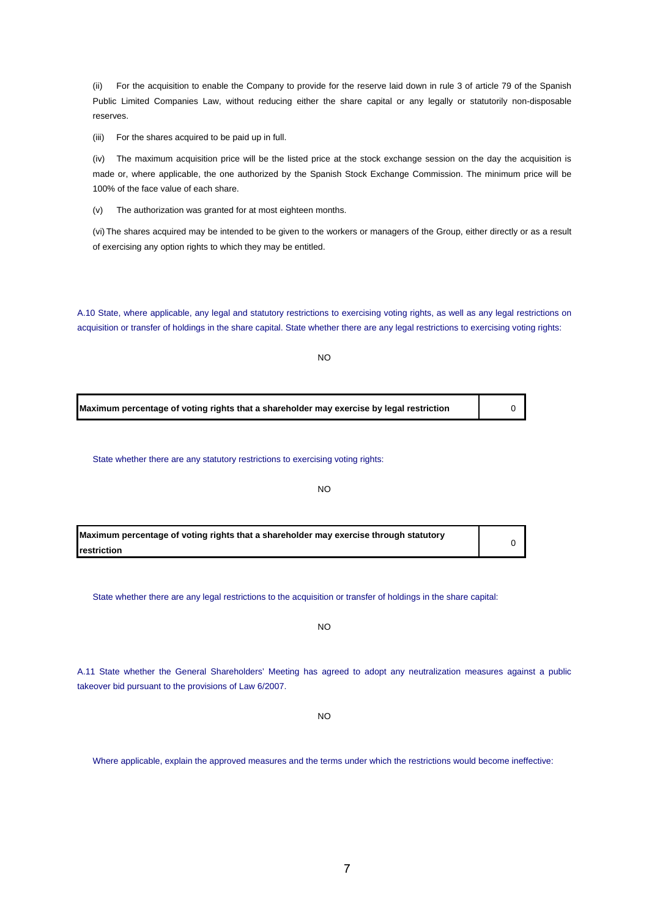(ii) For the acquisition to enable the Company to provide for the reserve laid down in rule 3 of article 79 of the Spanish Public Limited Companies Law, without reducing either the share capital or any legally or statutorily non-disposable reserves.

(iii) For the shares acquired to be paid up in full.

(iv) The maximum acquisition price will be the listed price at the stock exchange session on the day the acquisition is made or, where applicable, the one authorized by the Spanish Stock Exchange Commission. The minimum price will be 100% of the face value of each share.

(v) The authorization was granted for at most eighteen months.

(vi) The shares acquired may be intended to be given to the workers or managers of the Group, either directly or as a result of exercising any option rights to which they may be entitled.

A.10 State, where applicable, any legal and statutory restrictions to exercising voting rights, as well as any legal restrictions on acquisition or transfer of holdings in the share capital. State whether there are any legal restrictions to exercising voting rights:

NO

| **Maximum percentage of voting rights that a shareholder may exercise by legal restriction** | 0 |
|---|---|

State whether there are any statutory restrictions to exercising voting rights:

NO

| **Maximum percentage of voting rights that a shareholder may exercise through statutory restriction** | 0 |
|---|---|

State whether there are any legal restrictions to the acquisition or transfer of holdings in the share capital:

NO

A.11 State whether the General Shareholders' Meeting has agreed to adopt any neutralization measures against a public takeover bid pursuant to the provisions of Law 6/2007.

NO

Where applicable, explain the approved measures and the terms under which the restrictions would become ineffective: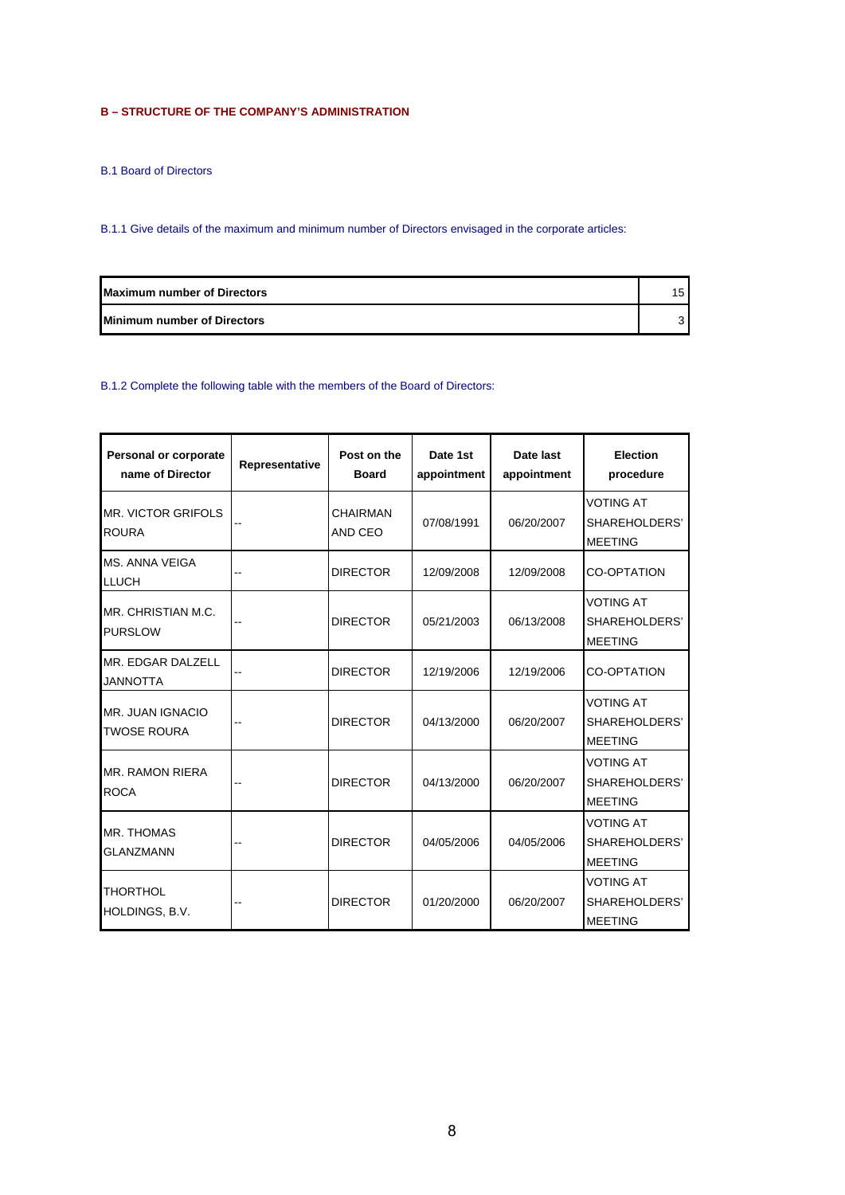## B – STRUCTURE OF THE COMPANY'S ADMINISTRATION

### B.1 Board of Directors

B.1.1 Give details of the maximum and minimum number of Directors envisaged in the corporate articles:

| | |
|---|---|
| **Maximum number of Directors** | 15 |
| **Minimum number of Directors** | 3 |

B.1.2 Complete the following table with the members of the Board of Directors:

| Personal or corporate name of Director | Representative | Post on the Board | Date 1st appointment | Date last appointment | Election procedure |
|---|---|---|---|---|---|
| MR. VICTOR GRIFOLS ROURA | -- | CHAIRMAN AND CEO | 07/08/1991 | 06/20/2007 | VOTING AT SHAREHOLDERS' MEETING |
| MS. ANNA VEIGA LLUCH | -- | DIRECTOR | 12/09/2008 | 12/09/2008 | CO-OPTATION |
| MR. CHRISTIAN M.C. PURSLOW | -- | DIRECTOR | 05/21/2003 | 06/13/2008 | VOTING AT SHAREHOLDERS' MEETING |
| MR. EDGAR DALZELL JANNOTTA | -- | DIRECTOR | 12/19/2006 | 12/19/2006 | CO-OPTATION |
| MR. JUAN IGNACIO TWOSE ROURA | -- | DIRECTOR | 04/13/2000 | 06/20/2007 | VOTING AT SHAREHOLDERS' MEETING |
| MR. RAMON RIERA ROCA | -- | DIRECTOR | 04/13/2000 | 06/20/2007 | VOTING AT SHAREHOLDERS' MEETING |
| MR. THOMAS GLANZMANN | -- | DIRECTOR | 04/05/2006 | 04/05/2006 | VOTING AT SHAREHOLDERS' MEETING |
| THORTHOL HOLDINGS, B.V. | -- | DIRECTOR | 01/20/2000 | 06/20/2007 | VOTING AT SHAREHOLDERS' MEETING |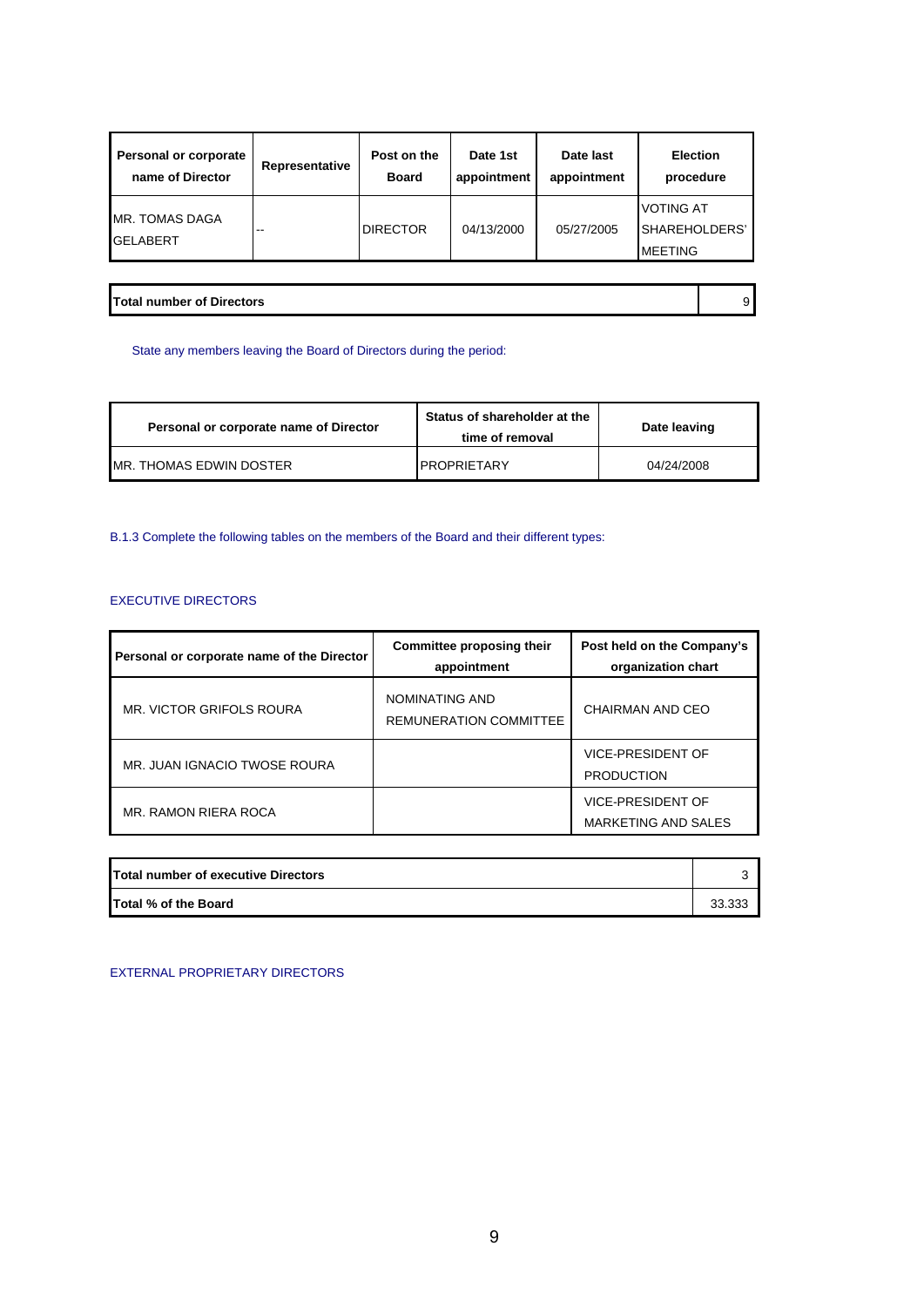| Personal or corporate name of Director | Representative | Post on the Board | Date 1st appointment | Date last appointment | Election procedure |
|---|---|---|---|---|---|
| MR. TOMAS DAGA GELABERT | -- | DIRECTOR | 04/13/2000 | 05/27/2005 | VOTING AT SHAREHOLDERS' MEETING |

| Total number of Directors | 9 |
|---|---|

State any members leaving the Board of Directors during the period:

| Personal or corporate name of Director | Status of shareholder at the time of removal | Date leaving |
|---|---|---|
| MR. THOMAS EDWIN DOSTER | PROPRIETARY | 04/24/2008 |

B.1.3 Complete the following tables on the members of the Board and their different types:

EXECUTIVE DIRECTORS

| Personal or corporate name of the Director | Committee proposing their appointment | Post held on the Company's organization chart |
|---|---|---|
| MR. VICTOR GRIFOLS ROURA | NOMINATING AND REMUNERATION COMMITTEE | CHAIRMAN AND CEO |
| MR. JUAN IGNACIO TWOSE ROURA | | VICE-PRESIDENT OF PRODUCTION |
| MR. RAMON RIERA ROCA | | VICE-PRESIDENT OF MARKETING AND SALES |

| Total number of executive Directors | 3 |
|---|---|
| Total % of the Board | 33.333 |

EXTERNAL PROPRIETARY DIRECTORS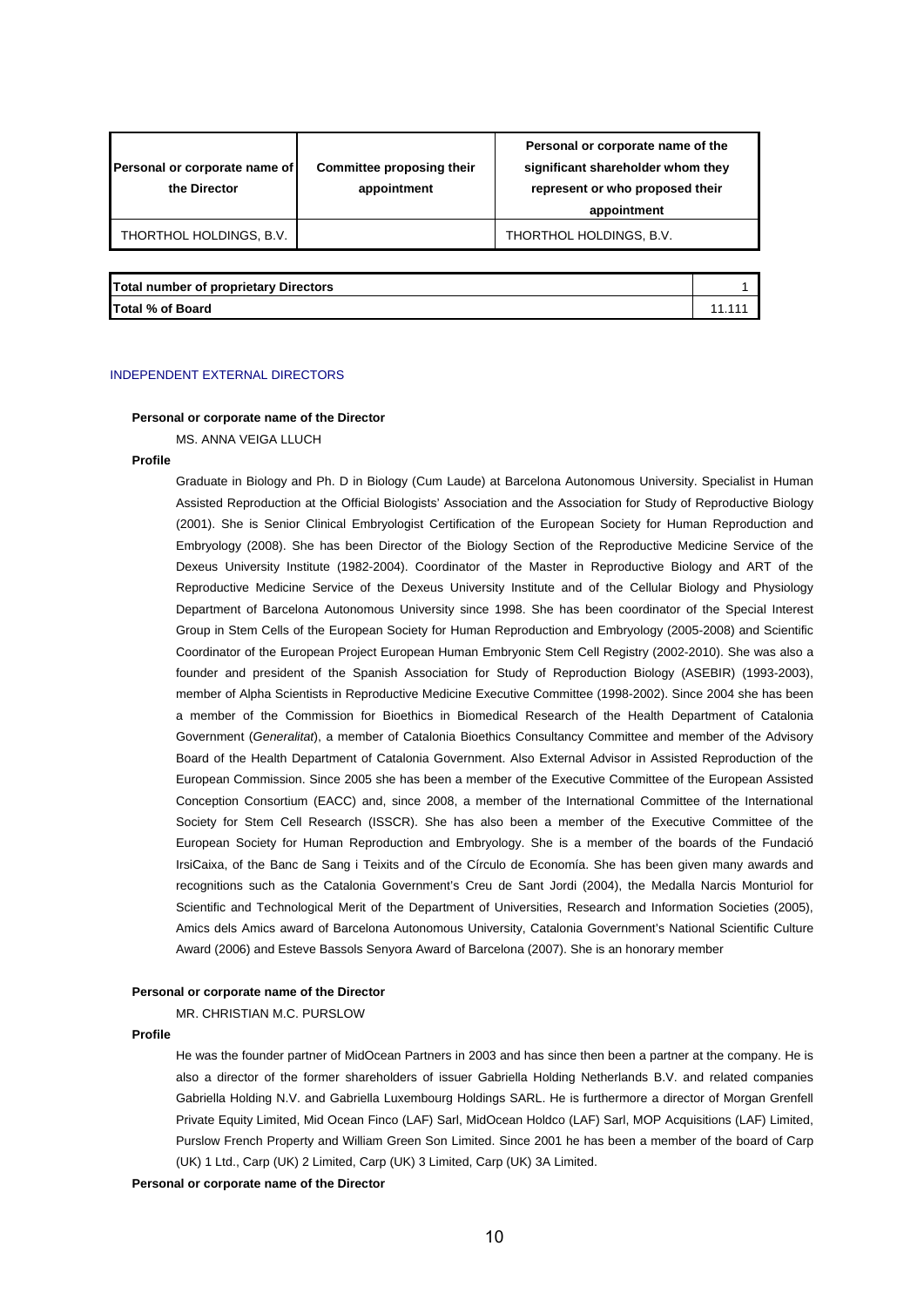| Personal or corporate name of the Director | Committee proposing their appointment | Personal or corporate name of the significant shareholder whom they represent or who proposed their appointment |
|---|---|---|
| THORTHOL HOLDINGS, B.V. | | THORTHOL HOLDINGS, B.V. |

| | |
|---|---|
| **Total number of proprietary Directors** | 1 |
| **Total % of Board** | 11.111 |

INDEPENDENT EXTERNAL DIRECTORS

**Personal or corporate name of the Director**

MS. ANNA VEIGA LLUCH

**Profile**

Graduate in Biology and Ph. D in Biology (Cum Laude) at Barcelona Autonomous University. Specialist in Human Assisted Reproduction at the Official Biologists' Association and the Association for Study of Reproductive Biology (2001). She is Senior Clinical Embryologist Certification of the European Society for Human Reproduction and Embryology (2008). She has been Director of the Biology Section of the Reproductive Medicine Service of the Dexeus University Institute (1982-2004). Coordinator of the Master in Reproductive Biology and ART of the Reproductive Medicine Service of the Dexeus University Institute and of the Cellular Biology and Physiology Department of Barcelona Autonomous University since 1998. She has been coordinator of the Special Interest Group in Stem Cells of the European Society for Human Reproduction and Embryology (2005-2008) and Scientific Coordinator of the European Project European Human Embryonic Stem Cell Registry (2002-2010). She was also a founder and president of the Spanish Association for Study of Reproduction Biology (ASEBIR) (1993-2003), member of Alpha Scientists in Reproductive Medicine Executive Committee (1998-2002). Since 2004 she has been a member of the Commission for Bioethics in Biomedical Research of the Health Department of Catalonia Government (*Generalitat*), a member of Catalonia Bioethics Consultancy Committee and member of the Advisory Board of the Health Department of Catalonia Government. Also External Advisor in Assisted Reproduction of the European Commission. Since 2005 she has been a member of the Executive Committee of the European Assisted Conception Consortium (EACC) and, since 2008, a member of the International Committee of the International Society for Stem Cell Research (ISSCR). She has also been a member of the Executive Committee of the European Society for Human Reproduction and Embryology. She is a member of the boards of the Fundació IrsiCaixa, of the Banc de Sang i Teixits and of the Círculo de Economía. She has been given many awards and recognitions such as the Catalonia Government's Creu de Sant Jordi (2004), the Medalla Narcis Monturiol for Scientific and Technological Merit of the Department of Universities, Research and Information Societies (2005), Amics dels Amics award of Barcelona Autonomous University, Catalonia Government's National Scientific Culture Award (2006) and Esteve Bassols Senyora Award of Barcelona (2007). She is an honorary member

**Personal or corporate name of the Director**

MR. CHRISTIAN M.C. PURSLOW

**Profile**

He was the founder partner of MidOcean Partners in 2003 and has since then been a partner at the company. He is also a director of the former shareholders of issuer Gabriella Holding Netherlands B.V. and related companies Gabriella Holding N.V. and Gabriella Luxembourg Holdings SARL. He is furthermore a director of Morgan Grenfell Private Equity Limited, Mid Ocean Finco (LAF) Sarl, MidOcean Holdco (LAF) Sarl, MOP Acquisitions (LAF) Limited, Purslow French Property and William Green Son Limited. Since 2001 he has been a member of the board of Carp (UK) 1 Ltd., Carp (UK) 2 Limited, Carp (UK) 3 Limited, Carp (UK) 3A Limited.

**Personal or corporate name of the Director**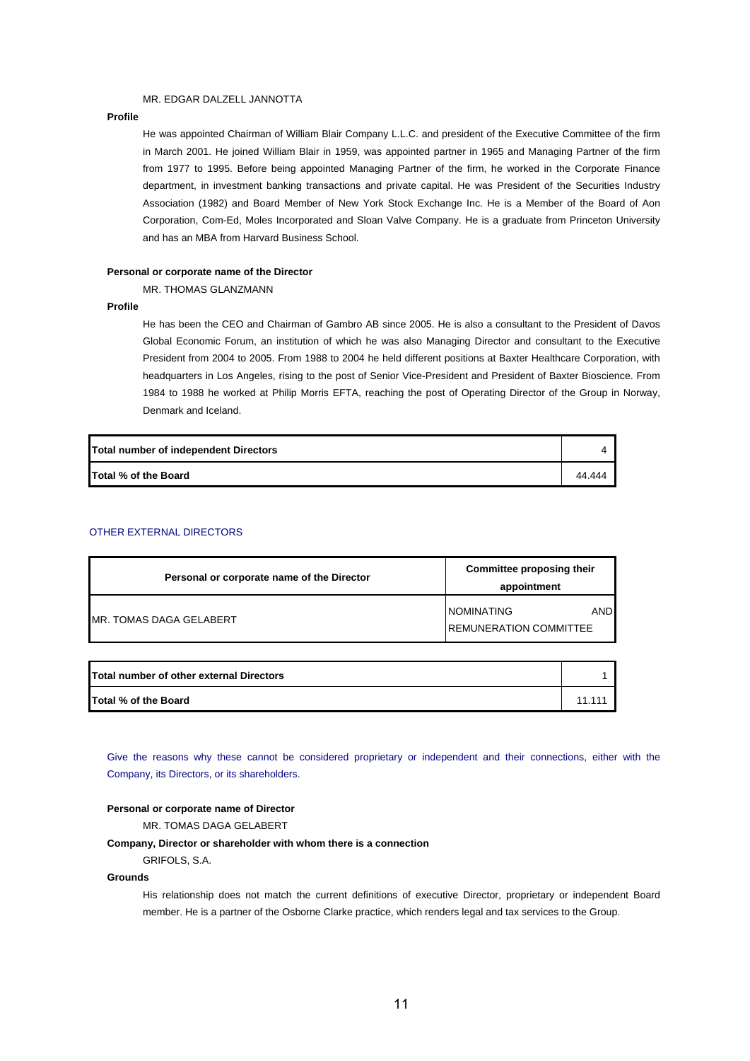MR. EDGAR DALZELL JANNOTTA

**Profile**

He was appointed Chairman of William Blair Company L.L.C. and president of the Executive Committee of the firm in March 2001. He joined William Blair in 1959, was appointed partner in 1965 and Managing Partner of the firm from 1977 to 1995. Before being appointed Managing Partner of the firm, he worked in the Corporate Finance department, in investment banking transactions and private capital. He was President of the Securities Industry Association (1982) and Board Member of New York Stock Exchange Inc. He is a Member of the Board of Aon Corporation, Com-Ed, Moles Incorporated and Sloan Valve Company. He is a graduate from Princeton University and has an MBA from Harvard Business School.

**Personal or corporate name of the Director**

MR. THOMAS GLANZMANN

**Profile**

He has been the CEO and Chairman of Gambro AB since 2005. He is also a consultant to the President of Davos Global Economic Forum, an institution of which he was also Managing Director and consultant to the Executive President from 2004 to 2005. From 1988 to 2004 he held different positions at Baxter Healthcare Corporation, with headquarters in Los Angeles, rising to the post of Senior Vice-President and President of Baxter Bioscience. From 1984 to 1988 he worked at Philip Morris EFTA, reaching the post of Operating Director of the Group in Norway, Denmark and Iceland.

| **Total number of independent Directors** | 4 |
|---|---|
| **Total % of the Board** | 44.444 |

OTHER EXTERNAL DIRECTORS

| Personal or corporate name of the Director | Committee proposing their appointment |
|---|---|
| MR. TOMAS DAGA GELABERT | NOMINATING AND REMUNERATION COMMITTEE |

| **Total number of other external Directors** | 1 |
|---|---|
| **Total % of the Board** | 11.111 |

Give the reasons why these cannot be considered proprietary or independent and their connections, either with the Company, its Directors, or its shareholders.

**Personal or corporate name of Director**

MR. TOMAS DAGA GELABERT

**Company, Director or shareholder with whom there is a connection**

GRIFOLS, S.A.

**Grounds**

His relationship does not match the current definitions of executive Director, proprietary or independent Board member. He is a partner of the Osborne Clarke practice, which renders legal and tax services to the Group.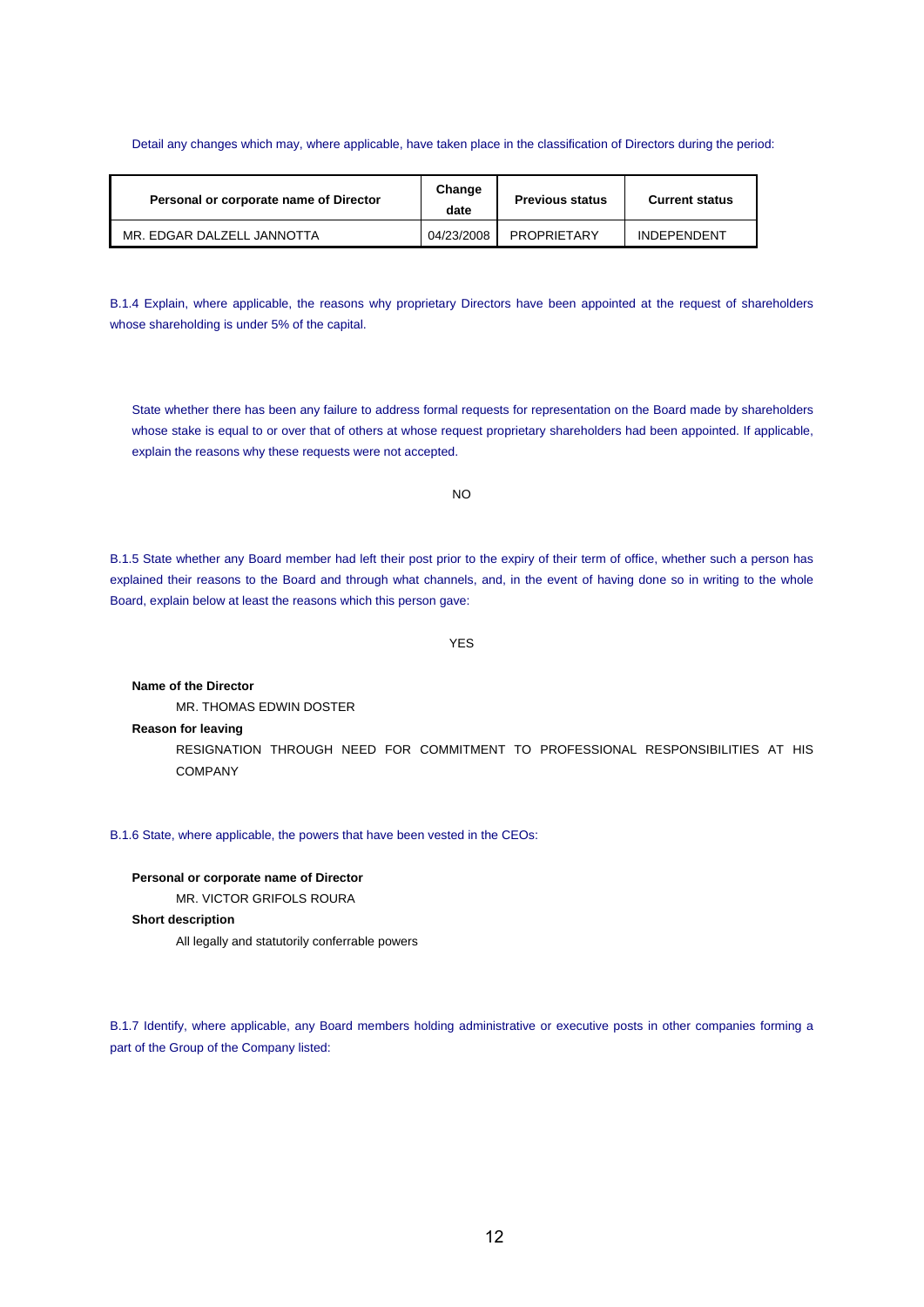Detail any changes which may, where applicable, have taken place in the classification of Directors during the period:

| Personal or corporate name of Director | Change date | Previous status | Current status |
|---|---|---|---|
| MR. EDGAR DALZELL JANNOTTA | 04/23/2008 | PROPRIETARY | INDEPENDENT |

B.1.4 Explain, where applicable, the reasons why proprietary Directors have been appointed at the request of shareholders whose shareholding is under 5% of the capital.

State whether there has been any failure to address formal requests for representation on the Board made by shareholders whose stake is equal to or over that of others at whose request proprietary shareholders had been appointed. If applicable, explain the reasons why these requests were not accepted.

NO

B.1.5 State whether any Board member had left their post prior to the expiry of their term of office, whether such a person has explained their reasons to the Board and through what channels, and, in the event of having done so in writing to the whole Board, explain below at least the reasons which this person gave:

YES

**Name of the Director**

MR. THOMAS EDWIN DOSTER

**Reason for leaving**

RESIGNATION THROUGH NEED FOR COMMITMENT TO PROFESSIONAL RESPONSIBILITIES AT HIS COMPANY

B.1.6 State, where applicable, the powers that have been vested in the CEOs:

**Personal or corporate name of Director**

MR. VICTOR GRIFOLS ROURA

**Short description**

All legally and statutorily conferrable powers

B.1.7 Identify, where applicable, any Board members holding administrative or executive posts in other companies forming a part of the Group of the Company listed: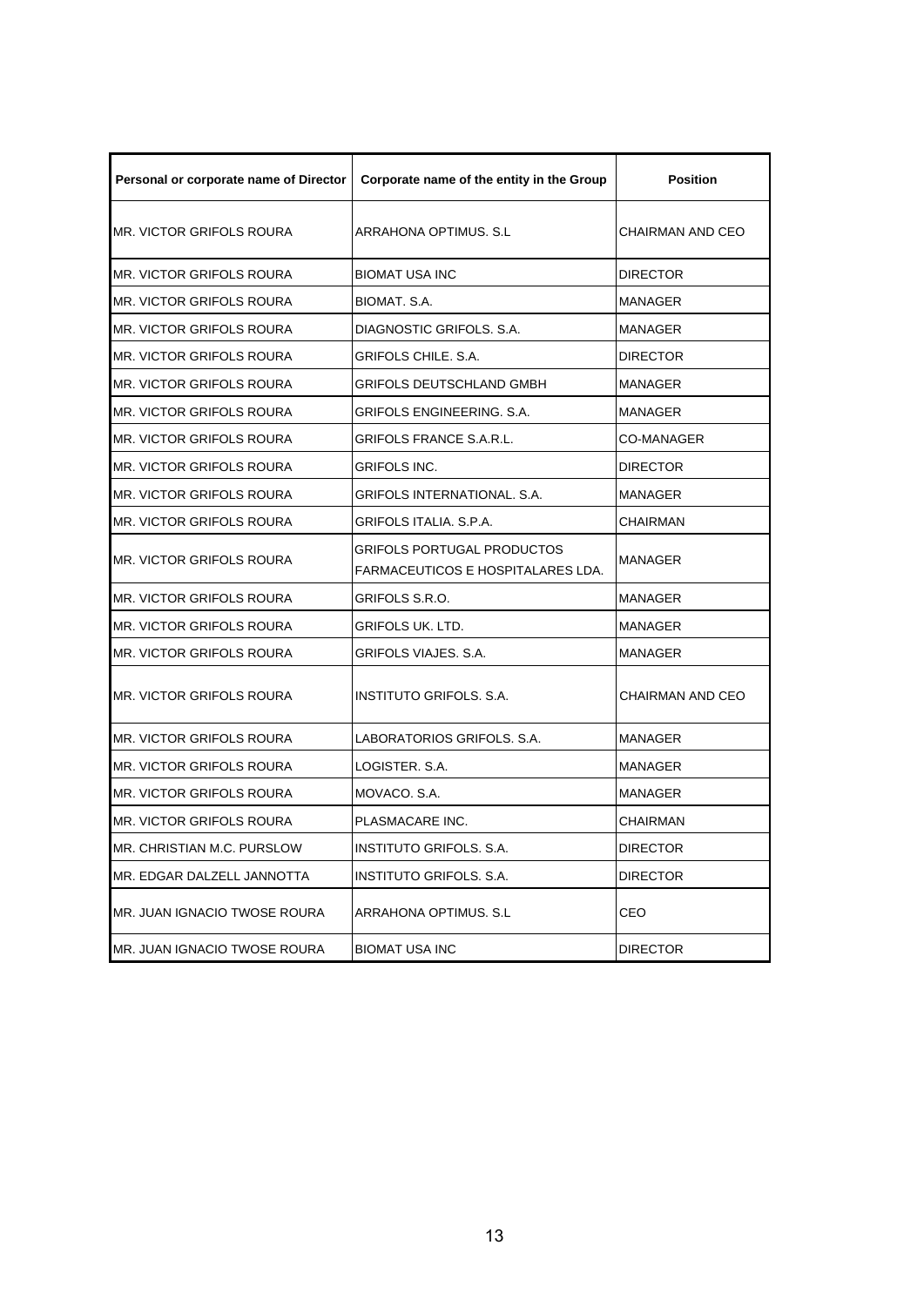| Personal or corporate name of Director | Corporate name of the entity in the Group | Position |
| --- | --- | --- |
| MR. VICTOR GRIFOLS ROURA | ARRAHONA OPTIMUS. S.L | CHAIRMAN AND CEO |
| MR. VICTOR GRIFOLS ROURA | BIOMAT USA INC | DIRECTOR |
| MR. VICTOR GRIFOLS ROURA | BIOMAT. S.A. | MANAGER |
| MR. VICTOR GRIFOLS ROURA | DIAGNOSTIC GRIFOLS. S.A. | MANAGER |
| MR. VICTOR GRIFOLS ROURA | GRIFOLS CHILE. S.A. | DIRECTOR |
| MR. VICTOR GRIFOLS ROURA | GRIFOLS DEUTSCHLAND GMBH | MANAGER |
| MR. VICTOR GRIFOLS ROURA | GRIFOLS ENGINEERING. S.A. | MANAGER |
| MR. VICTOR GRIFOLS ROURA | GRIFOLS FRANCE S.A.R.L. | CO-MANAGER |
| MR. VICTOR GRIFOLS ROURA | GRIFOLS INC. | DIRECTOR |
| MR. VICTOR GRIFOLS ROURA | GRIFOLS INTERNATIONAL. S.A. | MANAGER |
| MR. VICTOR GRIFOLS ROURA | GRIFOLS ITALIA. S.P.A. | CHAIRMAN |
| MR. VICTOR GRIFOLS ROURA | GRIFOLS PORTUGAL PRODUCTOS FARMACEUTICOS E HOSPITALARES LDA. | MANAGER |
| MR. VICTOR GRIFOLS ROURA | GRIFOLS S.R.O. | MANAGER |
| MR. VICTOR GRIFOLS ROURA | GRIFOLS UK. LTD. | MANAGER |
| MR. VICTOR GRIFOLS ROURA | GRIFOLS VIAJES. S.A. | MANAGER |
| MR. VICTOR GRIFOLS ROURA | INSTITUTO GRIFOLS. S.A. | CHAIRMAN AND CEO |
| MR. VICTOR GRIFOLS ROURA | LABORATORIOS GRIFOLS. S.A. | MANAGER |
| MR. VICTOR GRIFOLS ROURA | LOGISTER. S.A. | MANAGER |
| MR. VICTOR GRIFOLS ROURA | MOVACO. S.A. | MANAGER |
| MR. VICTOR GRIFOLS ROURA | PLASMACARE INC. | CHAIRMAN |
| MR. CHRISTIAN M.C. PURSLOW | INSTITUTO GRIFOLS. S.A. | DIRECTOR |
| MR. EDGAR DALZELL JANNOTTA | INSTITUTO GRIFOLS. S.A. | DIRECTOR |
| MR. JUAN IGNACIO TWOSE ROURA | ARRAHONA OPTIMUS. S.L | CEO |
| MR. JUAN IGNACIO TWOSE ROURA | BIOMAT USA INC | DIRECTOR |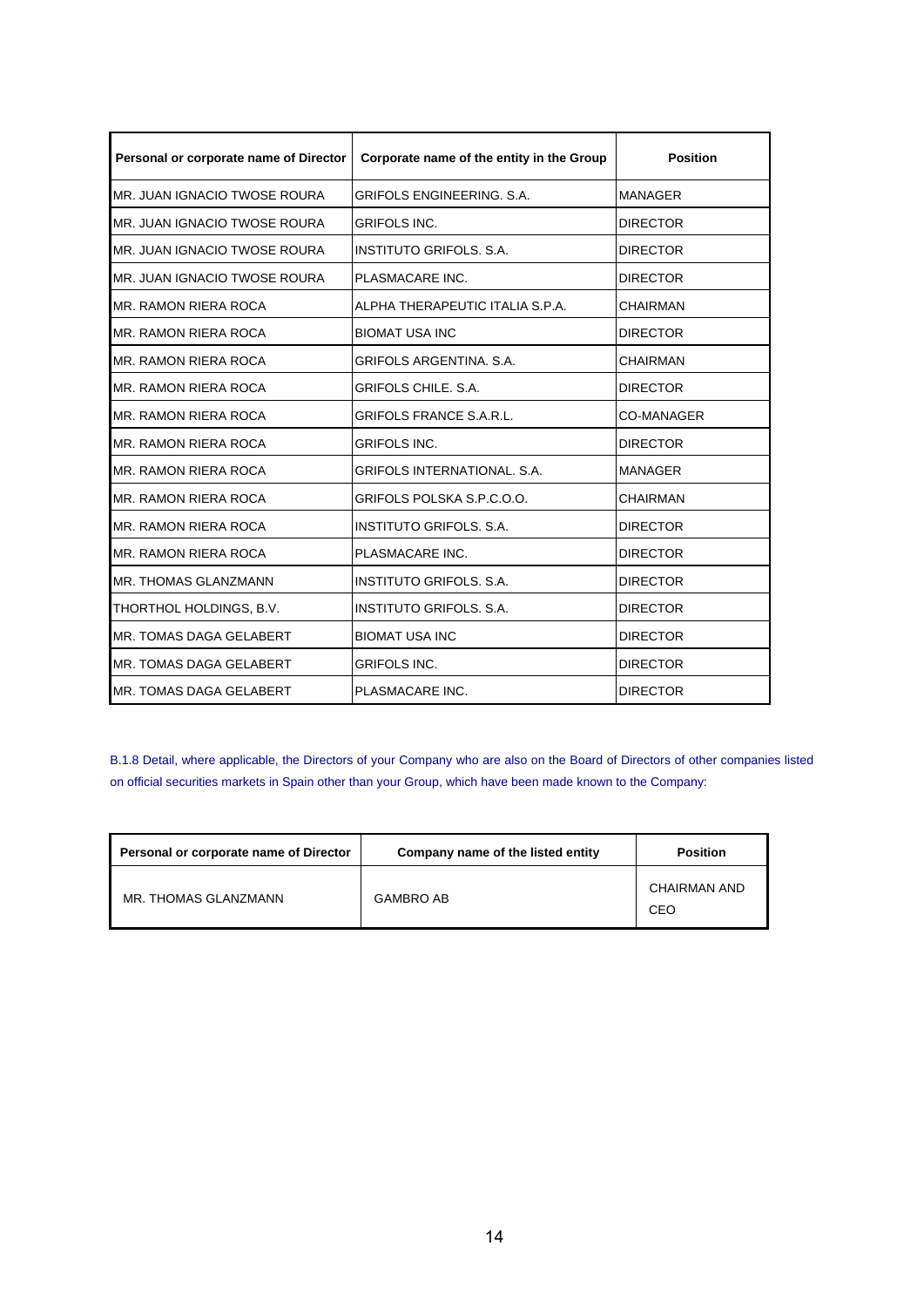| Personal or corporate name of Director | Corporate name of the entity in the Group | Position |
| --- | --- | --- |
| MR. JUAN IGNACIO TWOSE ROURA | GRIFOLS ENGINEERING. S.A. | MANAGER |
| MR. JUAN IGNACIO TWOSE ROURA | GRIFOLS INC. | DIRECTOR |
| MR. JUAN IGNACIO TWOSE ROURA | INSTITUTO GRIFOLS. S.A. | DIRECTOR |
| MR. JUAN IGNACIO TWOSE ROURA | PLASMACARE INC. | DIRECTOR |
| MR. RAMON RIERA ROCA | ALPHA THERAPEUTIC ITALIA S.P.A. | CHAIRMAN |
| MR. RAMON RIERA ROCA | BIOMAT USA INC | DIRECTOR |
| MR. RAMON RIERA ROCA | GRIFOLS ARGENTINA. S.A. | CHAIRMAN |
| MR. RAMON RIERA ROCA | GRIFOLS CHILE. S.A. | DIRECTOR |
| MR. RAMON RIERA ROCA | GRIFOLS FRANCE S.A.R.L. | CO-MANAGER |
| MR. RAMON RIERA ROCA | GRIFOLS INC. | DIRECTOR |
| MR. RAMON RIERA ROCA | GRIFOLS INTERNATIONAL. S.A. | MANAGER |
| MR. RAMON RIERA ROCA | GRIFOLS POLSKA S.P.C.O.O. | CHAIRMAN |
| MR. RAMON RIERA ROCA | INSTITUTO GRIFOLS. S.A. | DIRECTOR |
| MR. RAMON RIERA ROCA | PLASMACARE INC. | DIRECTOR |
| MR. THOMAS GLANZMANN | INSTITUTO GRIFOLS. S.A. | DIRECTOR |
| THORTHOL HOLDINGS, B.V. | INSTITUTO GRIFOLS. S.A. | DIRECTOR |
| MR. TOMAS DAGA GELABERT | BIOMAT USA INC | DIRECTOR |
| MR. TOMAS DAGA GELABERT | GRIFOLS INC. | DIRECTOR |
| MR. TOMAS DAGA GELABERT | PLASMACARE INC. | DIRECTOR |

B.1.8 Detail, where applicable, the Directors of your Company who are also on the Board of Directors of other companies listed on official securities markets in Spain other than your Group, which have been made known to the Company:

| Personal or corporate name of Director | Company name of the listed entity | Position |
| --- | --- | --- |
| MR. THOMAS GLANZMANN | GAMBRO AB | CHAIRMAN AND CEO |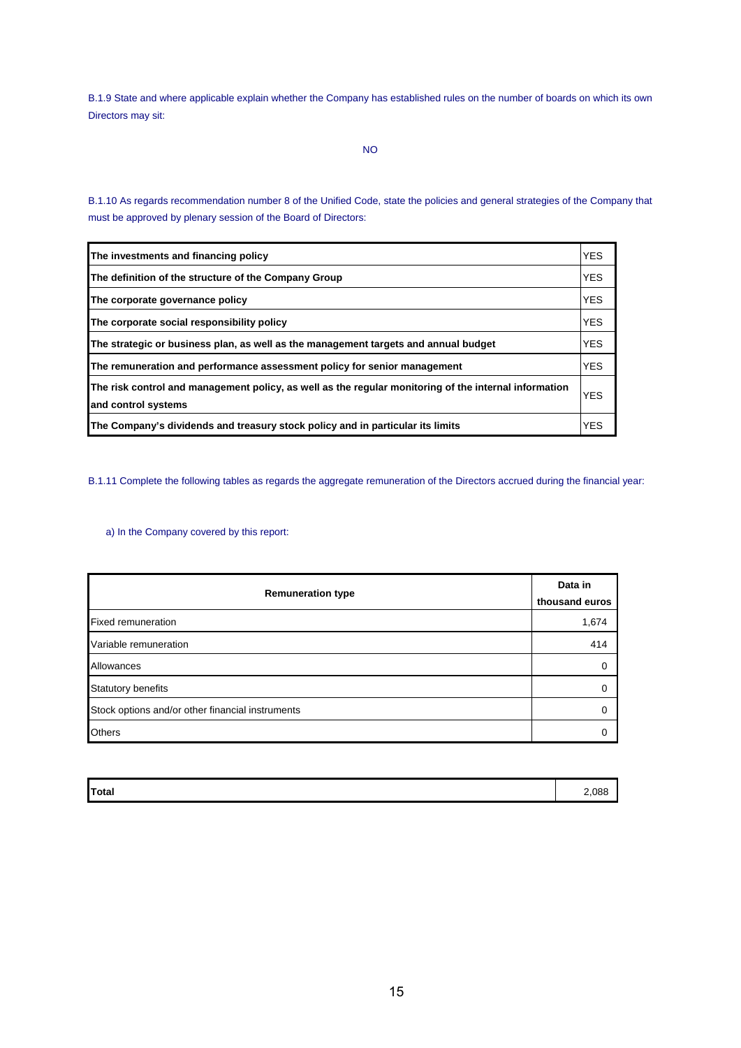B.1.9 State and where applicable explain whether the Company has established rules on the number of boards on which its own Directors may sit:

NO

B.1.10 As regards recommendation number 8 of the Unified Code, state the policies and general strategies of the Company that must be approved by plenary session of the Board of Directors:

| | |
|---|---|
| **The investments and financing policy** | YES |
| **The definition of the structure of the Company Group** | YES |
| **The corporate governance policy** | YES |
| **The corporate social responsibility policy** | YES |
| **The strategic or business plan, as well as the management targets and annual budget** | YES |
| **The remuneration and performance assessment policy for senior management** | YES |
| **The risk control and management policy, as well as the regular monitoring of the internal information and control systems** | YES |
| **The Company's dividends and treasury stock policy and in particular its limits** | YES |

B.1.11 Complete the following tables as regards the aggregate remuneration of the Directors accrued during the financial year:

a) In the Company covered by this report:

| Remuneration type | Data in thousand euros |
|---|---|
| Fixed remuneration | 1,674 |
| Variable remuneration | 414 |
| Allowances | 0 |
| Statutory benefits | 0 |
| Stock options and/or other financial instruments | 0 |
| Others | 0 |

| | |
|---|---|
| **Total** | 2,088 |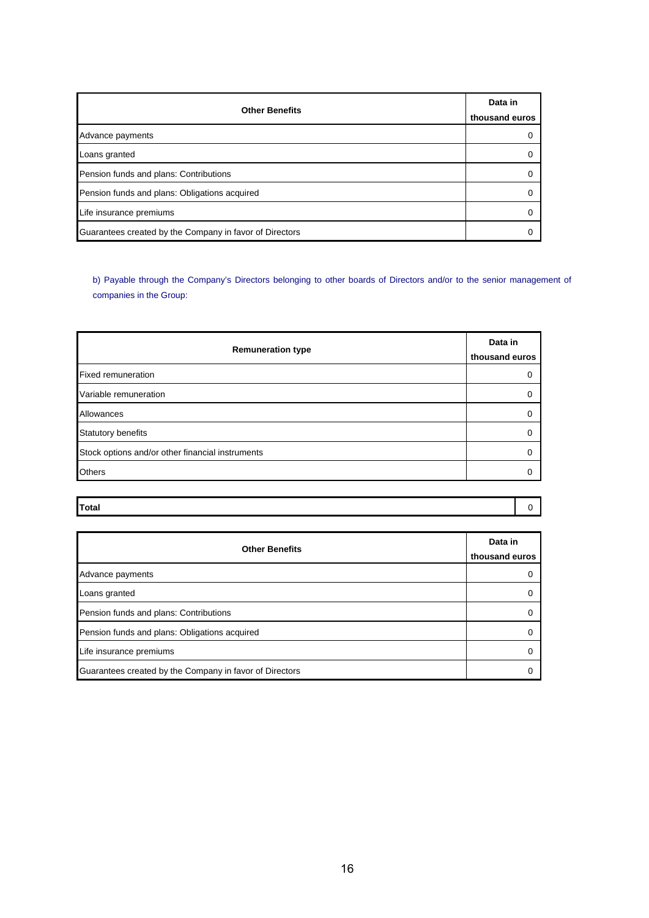| Other Benefits | Data in thousand euros |
| --- | --- |
| Advance payments | 0 |
| Loans granted | 0 |
| Pension funds and plans: Contributions | 0 |
| Pension funds and plans: Obligations acquired | 0 |
| Life insurance premiums | 0 |
| Guarantees created by the Company in favor of Directors | 0 |

b) Payable through the Company's Directors belonging to other boards of Directors and/or to the senior management of companies in the Group:

| Remuneration type | Data in thousand euros |
| --- | --- |
| Fixed remuneration | 0 |
| Variable remuneration | 0 |
| Allowances | 0 |
| Statutory benefits | 0 |
| Stock options and/or other financial instruments | 0 |
| Others | 0 |

| **Total** | 0 |
| --- | --- |

| Other Benefits | Data in thousand euros |
| --- | --- |
| Advance payments | 0 |
| Loans granted | 0 |
| Pension funds and plans: Contributions | 0 |
| Pension funds and plans: Obligations acquired | 0 |
| Life insurance premiums | 0 |
| Guarantees created by the Company in favor of Directors | 0 |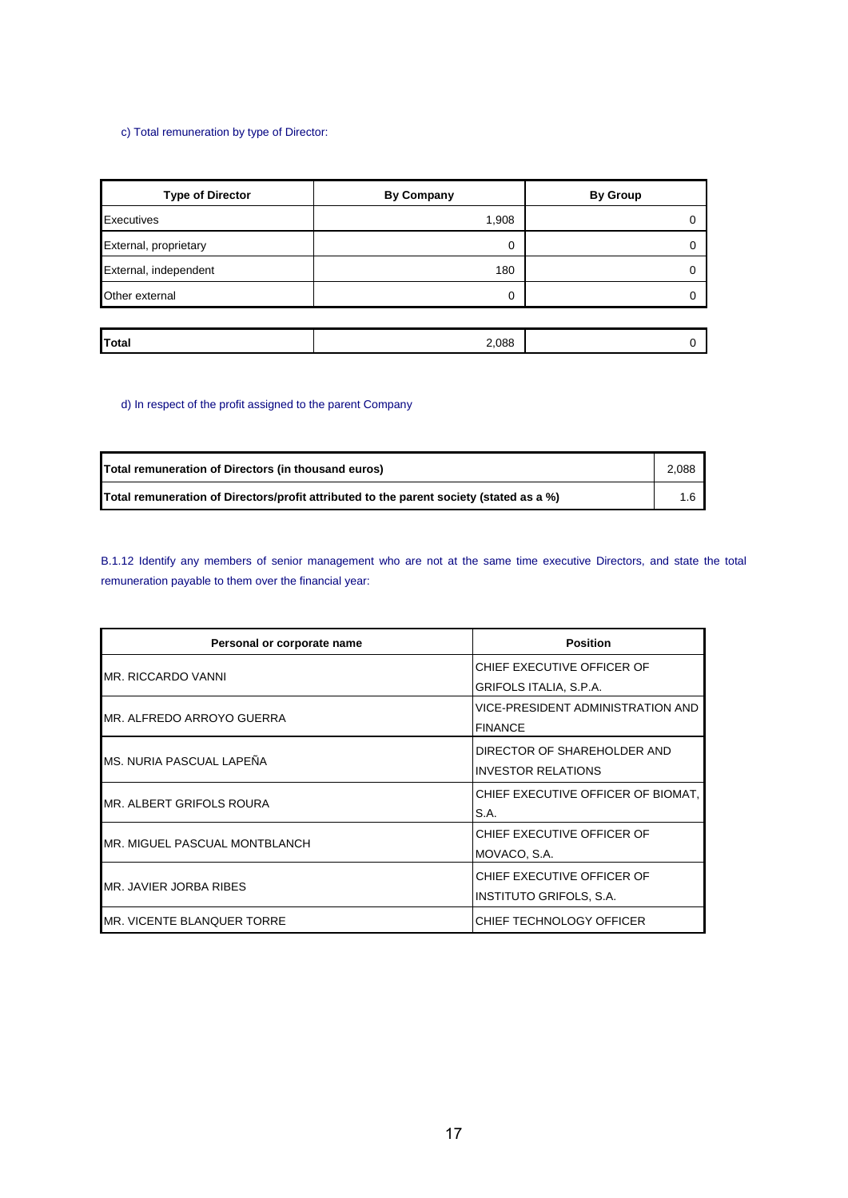c) Total remuneration by type of Director:

| Type of Director | By Company | By Group |
|---|---|---|
| Executives | 1,908 | 0 |
| External, proprietary | 0 | 0 |
| External, independent | 180 | 0 |
| Other external | 0 | 0 |
| **Total** | 2,088 | 0 |

d) In respect of the profit assigned to the parent Company

| | |
|---|---|
| **Total remuneration of Directors (in thousand euros)** | 2,088 |
| **Total remuneration of Directors/profit attributed to the parent society (stated as a %)** | 1.6 |

B.1.12 Identify any members of senior management who are not at the same time executive Directors, and state the total remuneration payable to them over the financial year:

| Personal or corporate name | Position |
|---|---|
| MR. RICCARDO VANNI | CHIEF EXECUTIVE OFFICER OF GRIFOLS ITALIA, S.P.A. |
| MR. ALFREDO ARROYO GUERRA | VICE-PRESIDENT ADMINISTRATION AND FINANCE |
| MS. NURIA PASCUAL LAPEÑA | DIRECTOR OF SHAREHOLDER AND INVESTOR RELATIONS |
| MR. ALBERT GRIFOLS ROURA | CHIEF EXECUTIVE OFFICER OF BIOMAT, S.A. |
| MR. MIGUEL PASCUAL MONTBLANCH | CHIEF EXECUTIVE OFFICER OF MOVACO, S.A. |
| MR. JAVIER JORBA RIBES | CHIEF EXECUTIVE OFFICER OF INSTITUTO GRIFOLS, S.A. |
| MR. VICENTE BLANQUER TORRE | CHIEF TECHNOLOGY OFFICER |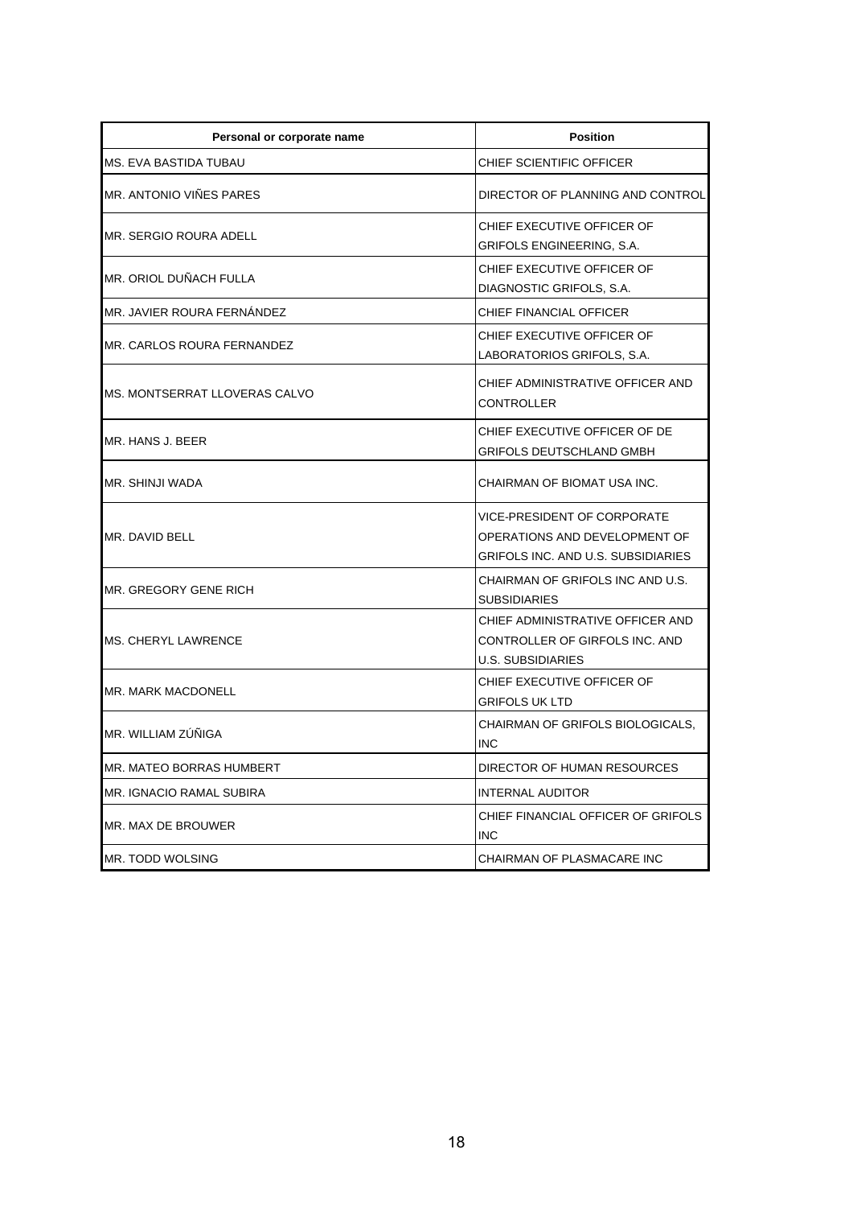| Personal or corporate name | Position |
|---|---|
| MS. EVA BASTIDA TUBAU | CHIEF SCIENTIFIC OFFICER |
| MR. ANTONIO VIÑES PARES | DIRECTOR OF PLANNING AND CONTROL |
| MR. SERGIO ROURA ADELL | CHIEF EXECUTIVE OFFICER OF GRIFOLS ENGINEERING, S.A. |
| MR. ORIOL DUÑACH FULLA | CHIEF EXECUTIVE OFFICER OF DIAGNOSTIC GRIFOLS, S.A. |
| MR. JAVIER ROURA FERNÁNDEZ | CHIEF FINANCIAL OFFICER |
| MR. CARLOS ROURA FERNANDEZ | CHIEF EXECUTIVE OFFICER OF LABORATORIOS GRIFOLS, S.A. |
| MS. MONTSERRAT LLOVERAS CALVO | CHIEF ADMINISTRATIVE OFFICER AND CONTROLLER |
| MR. HANS J. BEER | CHIEF EXECUTIVE OFFICER OF DE GRIFOLS DEUTSCHLAND GMBH |
| MR. SHINJI WADA | CHAIRMAN OF BIOMAT USA INC. |
| MR. DAVID BELL | VICE-PRESIDENT OF CORPORATE OPERATIONS AND DEVELOPMENT OF GRIFOLS INC. AND U.S. SUBSIDIARIES |
| MR. GREGORY GENE RICH | CHAIRMAN OF GRIFOLS INC AND U.S. SUBSIDIARIES |
| MS. CHERYL LAWRENCE | CHIEF ADMINISTRATIVE OFFICER AND CONTROLLER OF GIRFOLS INC. AND U.S. SUBSIDIARIES |
| MR. MARK MACDONELL | CHIEF EXECUTIVE OFFICER OF GRIFOLS UK LTD |
| MR. WILLIAM ZÚÑIGA | CHAIRMAN OF GRIFOLS BIOLOGICALS, INC |
| MR. MATEO BORRAS HUMBERT | DIRECTOR OF HUMAN RESOURCES |
| MR. IGNACIO RAMAL SUBIRA | INTERNAL AUDITOR |
| MR. MAX DE BROUWER | CHIEF FINANCIAL OFFICER OF GRIFOLS INC |
| MR. TODD WOLSING | CHAIRMAN OF PLASMACARE INC |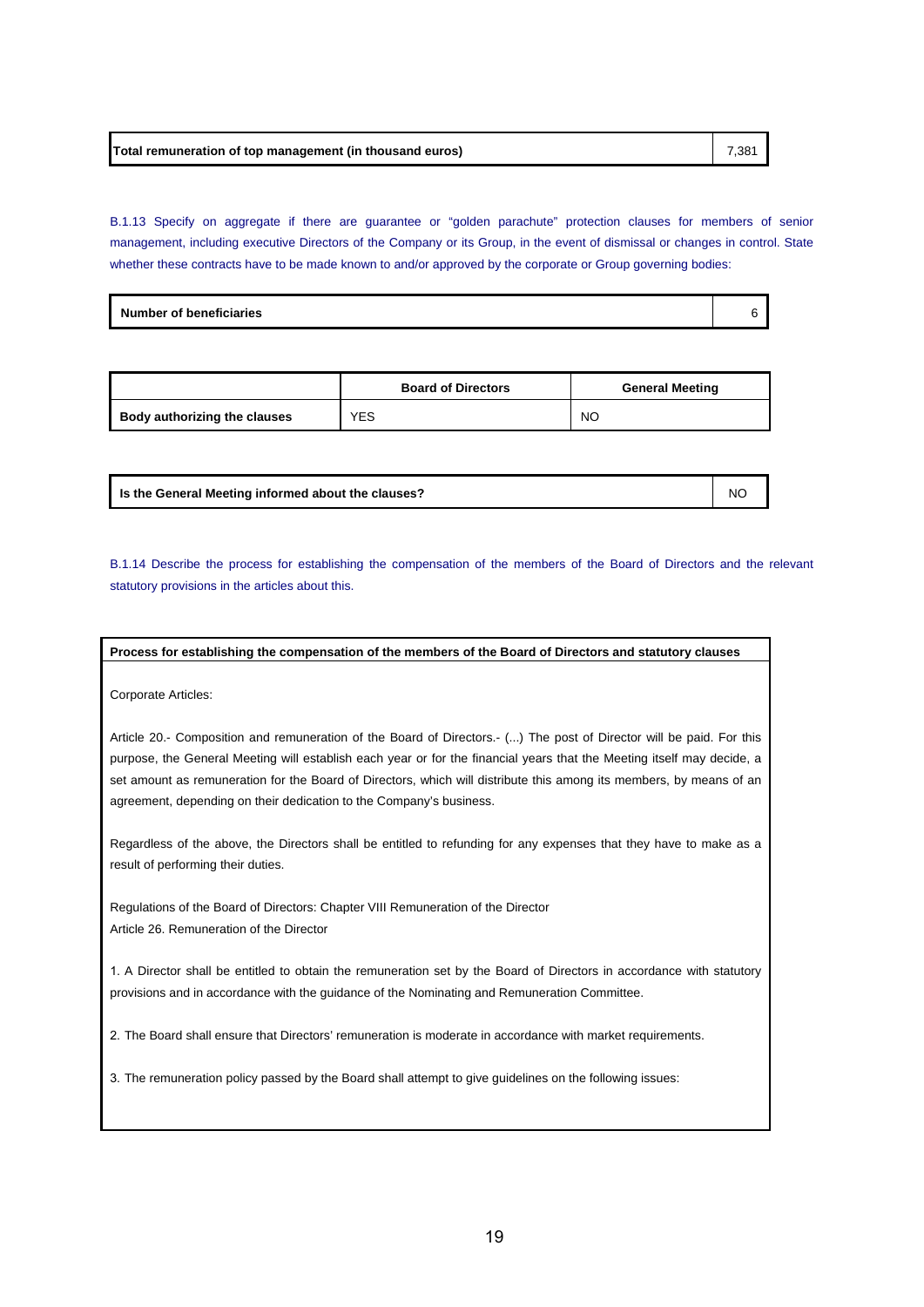| Total remuneration of top management (in thousand euros) | 7,381 |
|---|---|

B.1.13 Specify on aggregate if there are guarantee or "golden parachute" protection clauses for members of senior management, including executive Directors of the Company or its Group, in the event of dismissal or changes in control. State whether these contracts have to be made known to and/or approved by the corporate or Group governing bodies:

| Number of beneficiaries | 6 |
|---|---|

| | Board of Directors | General Meeting |
|---|---|---|
| Body authorizing the clauses | YES | NO |

| Is the General Meeting informed about the clauses? | NO |
|---|---|

B.1.14 Describe the process for establishing the compensation of the members of the Board of Directors and the relevant statutory provisions in the articles about this.

**Process for establishing the compensation of the members of the Board of Directors and statutory clauses**

Corporate Articles:

Article 20.- Composition and remuneration of the Board of Directors.- (...) The post of Director will be paid. For this purpose, the General Meeting will establish each year or for the financial years that the Meeting itself may decide, a set amount as remuneration for the Board of Directors, which will distribute this among its members, by means of an agreement, depending on their dedication to the Company's business.

Regardless of the above, the Directors shall be entitled to refunding for any expenses that they have to make as a result of performing their duties.

Regulations of the Board of Directors: Chapter VIII Remuneration of the Director
Article 26. Remuneration of the Director

1. A Director shall be entitled to obtain the remuneration set by the Board of Directors in accordance with statutory provisions and in accordance with the guidance of the Nominating and Remuneration Committee.

2. The Board shall ensure that Directors' remuneration is moderate in accordance with market requirements.

3. The remuneration policy passed by the Board shall attempt to give guidelines on the following issues: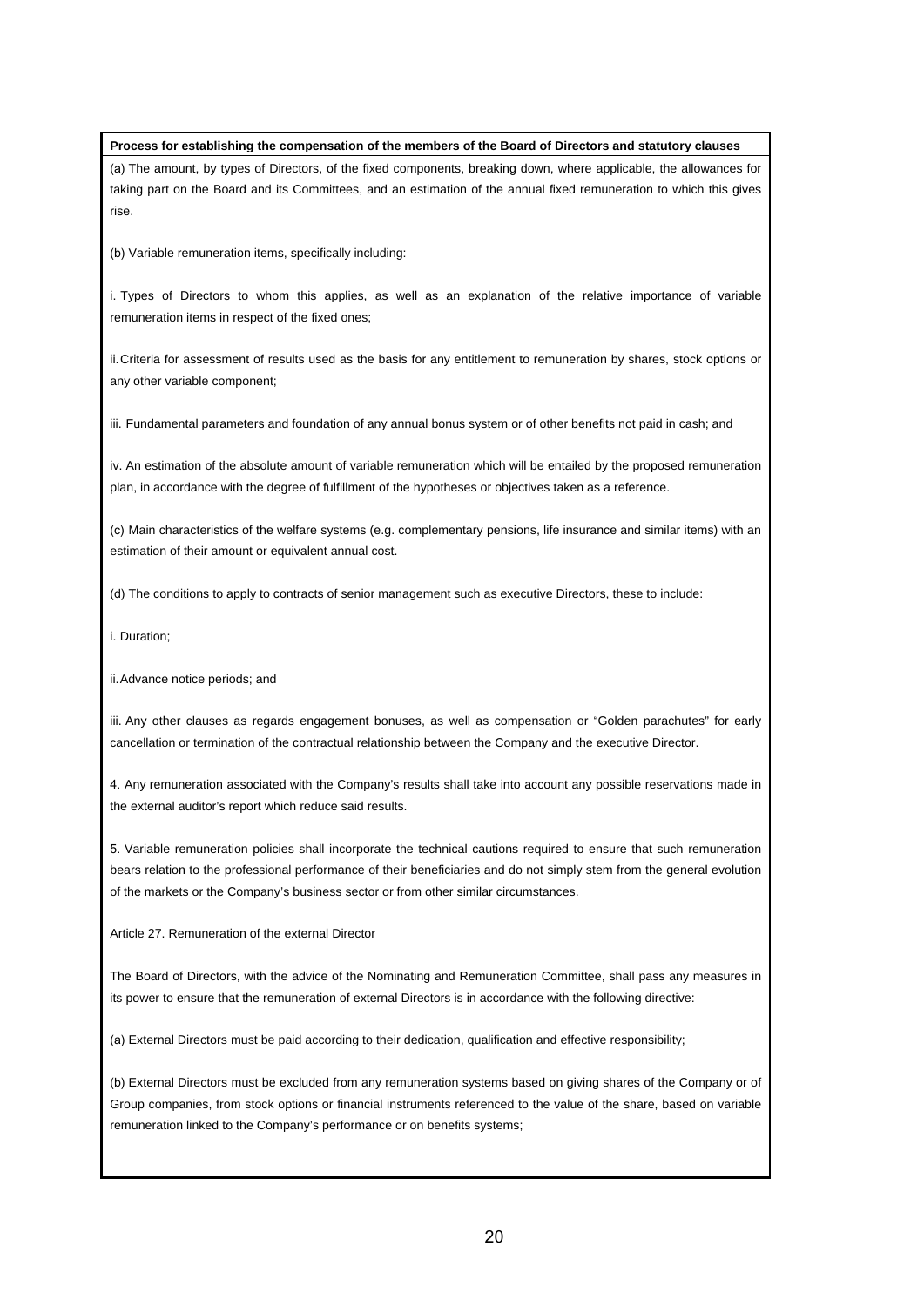**Process for establishing the compensation of the members of the Board of Directors and statutory clauses**

(a) The amount, by types of Directors, of the fixed components, breaking down, where applicable, the allowances for taking part on the Board and its Committees, and an estimation of the annual fixed remuneration to which this gives rise.

(b) Variable remuneration items, specifically including:

i. Types of Directors to whom this applies, as well as an explanation of the relative importance of variable remuneration items in respect of the fixed ones;

ii. Criteria for assessment of results used as the basis for any entitlement to remuneration by shares, stock options or any other variable component;

iii. Fundamental parameters and foundation of any annual bonus system or of other benefits not paid in cash; and

iv. An estimation of the absolute amount of variable remuneration which will be entailed by the proposed remuneration plan, in accordance with the degree of fulfillment of the hypotheses or objectives taken as a reference.

(c) Main characteristics of the welfare systems (e.g. complementary pensions, life insurance and similar items) with an estimation of their amount or equivalent annual cost.

(d) The conditions to apply to contracts of senior management such as executive Directors, these to include:

i. Duration;

ii. Advance notice periods; and

iii. Any other clauses as regards engagement bonuses, as well as compensation or "Golden parachutes" for early cancellation or termination of the contractual relationship between the Company and the executive Director.

4. Any remuneration associated with the Company's results shall take into account any possible reservations made in the external auditor's report which reduce said results.

5. Variable remuneration policies shall incorporate the technical cautions required to ensure that such remuneration bears relation to the professional performance of their beneficiaries and do not simply stem from the general evolution of the markets or the Company's business sector or from other similar circumstances.

Article 27. Remuneration of the external Director

The Board of Directors, with the advice of the Nominating and Remuneration Committee, shall pass any measures in its power to ensure that the remuneration of external Directors is in accordance with the following directive:

(a) External Directors must be paid according to their dedication, qualification and effective responsibility;

(b) External Directors must be excluded from any remuneration systems based on giving shares of the Company or of Group companies, from stock options or financial instruments referenced to the value of the share, based on variable remuneration linked to the Company's performance or on benefits systems;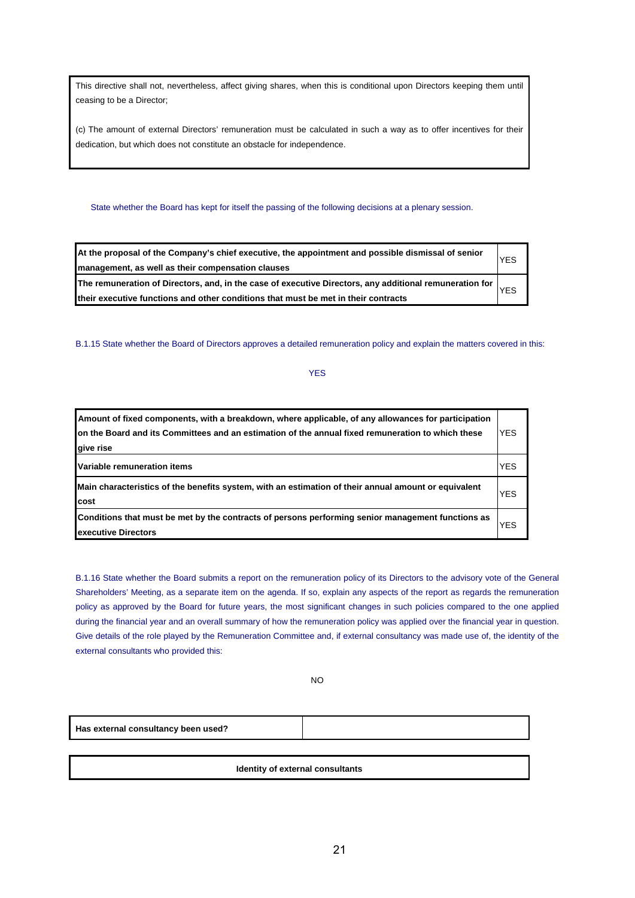This directive shall not, nevertheless, affect giving shares, when this is conditional upon Directors keeping them until ceasing to be a Director;

(c) The amount of external Directors' remuneration must be calculated in such a way as to offer incentives for their dedication, but which does not constitute an obstacle for independence.

State whether the Board has kept for itself the passing of the following decisions at a plenary session.

| | |
|---|---|
| **At the proposal of the Company's chief executive, the appointment and possible dismissal of senior management, as well as their compensation clauses** | YES |
| **The remuneration of Directors, and, in the case of executive Directors, any additional remuneration for their executive functions and other conditions that must be met in their contracts** | YES |

B.1.15 State whether the Board of Directors approves a detailed remuneration policy and explain the matters covered in this:

YES

| | |
|---|---|
| **Amount of fixed components, with a breakdown, where applicable, of any allowances for participation on the Board and its Committees and an estimation of the annual fixed remuneration to which these give rise** | YES |
| **Variable remuneration items** | YES |
| **Main characteristics of the benefits system, with an estimation of their annual amount or equivalent cost** | YES |
| **Conditions that must be met by the contracts of persons performing senior management functions as executive Directors** | YES |

B.1.16 State whether the Board submits a report on the remuneration policy of its Directors to the advisory vote of the General Shareholders' Meeting, as a separate item on the agenda. If so, explain any aspects of the report as regards the remuneration policy as approved by the Board for future years, the most significant changes in such policies compared to the one applied during the financial year and an overall summary of how the remuneration policy was applied over the financial year in question. Give details of the role played by the Remuneration Committee and, if external consultancy was made use of, the identity of the external consultants who provided this:

NO

| | |
|---|---|
| **Has external consultancy been used?** | |

| **Identity of external consultants** |
|---|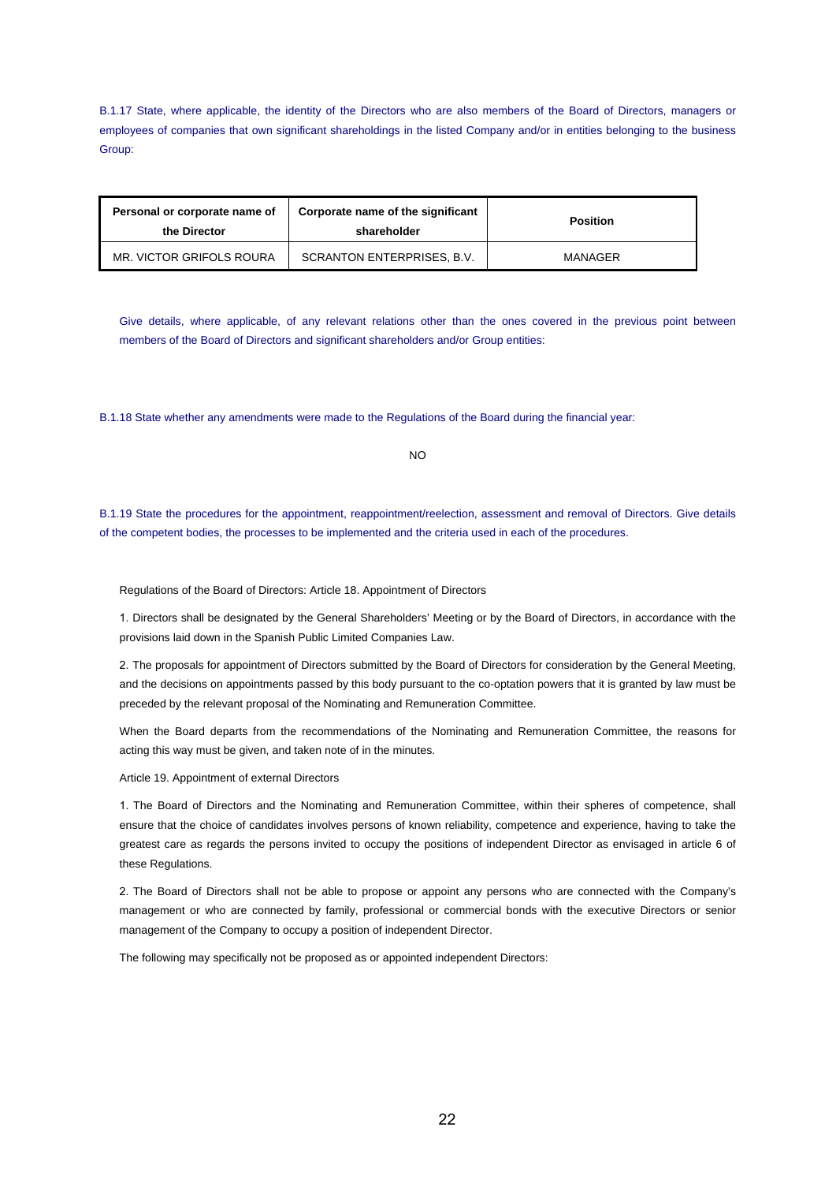B.1.17 State, where applicable, the identity of the Directors who are also members of the Board of Directors, managers or employees of companies that own significant shareholdings in the listed Company and/or in entities belonging to the business Group:

| Personal or corporate name of the Director | Corporate name of the significant shareholder | Position |
|---|---|---|
| MR. VICTOR GRIFOLS ROURA | SCRANTON ENTERPRISES, B.V. | MANAGER |

Give details, where applicable, of any relevant relations other than the ones covered in the previous point between members of the Board of Directors and significant shareholders and/or Group entities:

B.1.18 State whether any amendments were made to the Regulations of the Board during the financial year:

NO

B.1.19 State the procedures for the appointment, reappointment/reelection, assessment and removal of Directors. Give details of the competent bodies, the processes to be implemented and the criteria used in each of the procedures.

Regulations of the Board of Directors: Article 18. Appointment of Directors

1. Directors shall be designated by the General Shareholders' Meeting or by the Board of Directors, in accordance with the provisions laid down in the Spanish Public Limited Companies Law.

2. The proposals for appointment of Directors submitted by the Board of Directors for consideration by the General Meeting, and the decisions on appointments passed by this body pursuant to the co-optation powers that it is granted by law must be preceded by the relevant proposal of the Nominating and Remuneration Committee.

When the Board departs from the recommendations of the Nominating and Remuneration Committee, the reasons for acting this way must be given, and taken note of in the minutes.

Article 19. Appointment of external Directors

1. The Board of Directors and the Nominating and Remuneration Committee, within their spheres of competence, shall ensure that the choice of candidates involves persons of known reliability, competence and experience, having to take the greatest care as regards the persons invited to occupy the positions of independent Director as envisaged in article 6 of these Regulations.

2. The Board of Directors shall not be able to propose or appoint any persons who are connected with the Company's management or who are connected by family, professional or commercial bonds with the executive Directors or senior management of the Company to occupy a position of independent Director.

The following may specifically not be proposed as or appointed independent Directors: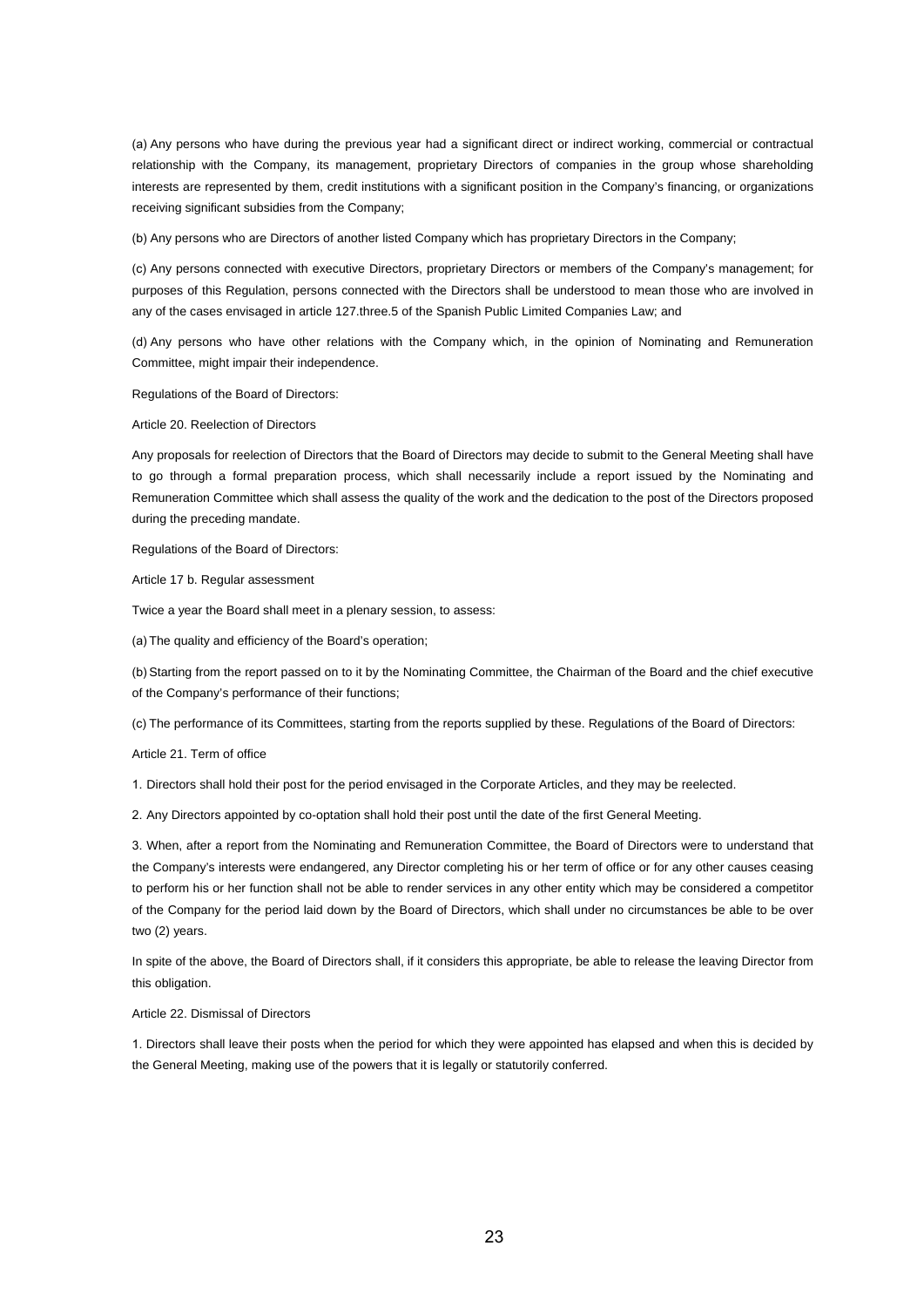(a) Any persons who have during the previous year had a significant direct or indirect working, commercial or contractual relationship with the Company, its management, proprietary Directors of companies in the group whose shareholding interests are represented by them, credit institutions with a significant position in the Company's financing, or organizations receiving significant subsidies from the Company;

(b) Any persons who are Directors of another listed Company which has proprietary Directors in the Company;

(c) Any persons connected with executive Directors, proprietary Directors or members of the Company's management; for purposes of this Regulation, persons connected with the Directors shall be understood to mean those who are involved in any of the cases envisaged in article 127.three.5 of the Spanish Public Limited Companies Law; and

(d) Any persons who have other relations with the Company which, in the opinion of Nominating and Remuneration Committee, might impair their independence.

Regulations of the Board of Directors:

Article 20. Reelection of Directors

Any proposals for reelection of Directors that the Board of Directors may decide to submit to the General Meeting shall have to go through a formal preparation process, which shall necessarily include a report issued by the Nominating and Remuneration Committee which shall assess the quality of the work and the dedication to the post of the Directors proposed during the preceding mandate.

Regulations of the Board of Directors:

Article 17 b. Regular assessment

Twice a year the Board shall meet in a plenary session, to assess:

(a) The quality and efficiency of the Board's operation;

(b) Starting from the report passed on to it by the Nominating Committee, the Chairman of the Board and the chief executive of the Company's performance of their functions;

(c) The performance of its Committees, starting from the reports supplied by these. Regulations of the Board of Directors:

Article 21. Term of office

1. Directors shall hold their post for the period envisaged in the Corporate Articles, and they may be reelected.

2. Any Directors appointed by co-optation shall hold their post until the date of the first General Meeting.

3. When, after a report from the Nominating and Remuneration Committee, the Board of Directors were to understand that the Company's interests were endangered, any Director completing his or her term of office or for any other causes ceasing to perform his or her function shall not be able to render services in any other entity which may be considered a competitor of the Company for the period laid down by the Board of Directors, which shall under no circumstances be able to be over two (2) years.

In spite of the above, the Board of Directors shall, if it considers this appropriate, be able to release the leaving Director from this obligation.

Article 22. Dismissal of Directors

1. Directors shall leave their posts when the period for which they were appointed has elapsed and when this is decided by the General Meeting, making use of the powers that it is legally or statutorily conferred.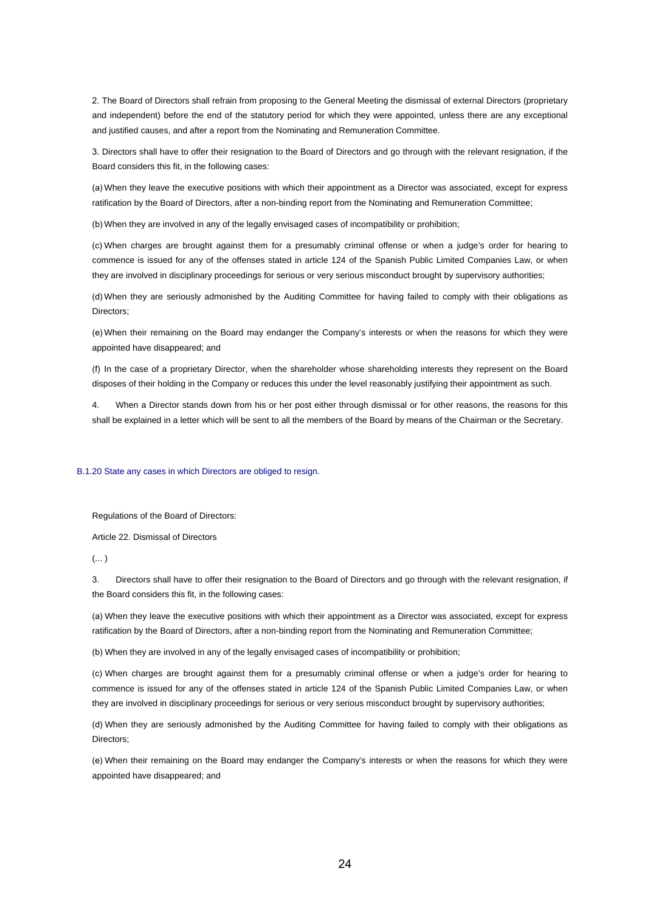2. The Board of Directors shall refrain from proposing to the General Meeting the dismissal of external Directors (proprietary and independent) before the end of the statutory period for which they were appointed, unless there are any exceptional and justified causes, and after a report from the Nominating and Remuneration Committee.

3. Directors shall have to offer their resignation to the Board of Directors and go through with the relevant resignation, if the Board considers this fit, in the following cases:

(a) When they leave the executive positions with which their appointment as a Director was associated, except for express ratification by the Board of Directors, after a non-binding report from the Nominating and Remuneration Committee;

(b) When they are involved in any of the legally envisaged cases of incompatibility or prohibition;

(c) When charges are brought against them for a presumably criminal offense or when a judge's order for hearing to commence is issued for any of the offenses stated in article 124 of the Spanish Public Limited Companies Law, or when they are involved in disciplinary proceedings for serious or very serious misconduct brought by supervisory authorities;

(d) When they are seriously admonished by the Auditing Committee for having failed to comply with their obligations as Directors;

(e) When their remaining on the Board may endanger the Company's interests or when the reasons for which they were appointed have disappeared; and

(f) In the case of a proprietary Director, when the shareholder whose shareholding interests they represent on the Board disposes of their holding in the Company or reduces this under the level reasonably justifying their appointment as such.

4. When a Director stands down from his or her post either through dismissal or for other reasons, the reasons for this shall be explained in a letter which will be sent to all the members of the Board by means of the Chairman or the Secretary.

B.1.20 State any cases in which Directors are obliged to resign.

Regulations of the Board of Directors:

Article 22. Dismissal of Directors

(... )

3. Directors shall have to offer their resignation to the Board of Directors and go through with the relevant resignation, if the Board considers this fit, in the following cases:

(a) When they leave the executive positions with which their appointment as a Director was associated, except for express ratification by the Board of Directors, after a non-binding report from the Nominating and Remuneration Committee;

(b) When they are involved in any of the legally envisaged cases of incompatibility or prohibition;

(c) When charges are brought against them for a presumably criminal offense or when a judge's order for hearing to commence is issued for any of the offenses stated in article 124 of the Spanish Public Limited Companies Law, or when they are involved in disciplinary proceedings for serious or very serious misconduct brought by supervisory authorities;

(d) When they are seriously admonished by the Auditing Committee for having failed to comply with their obligations as Directors;

(e) When their remaining on the Board may endanger the Company's interests or when the reasons for which they were appointed have disappeared; and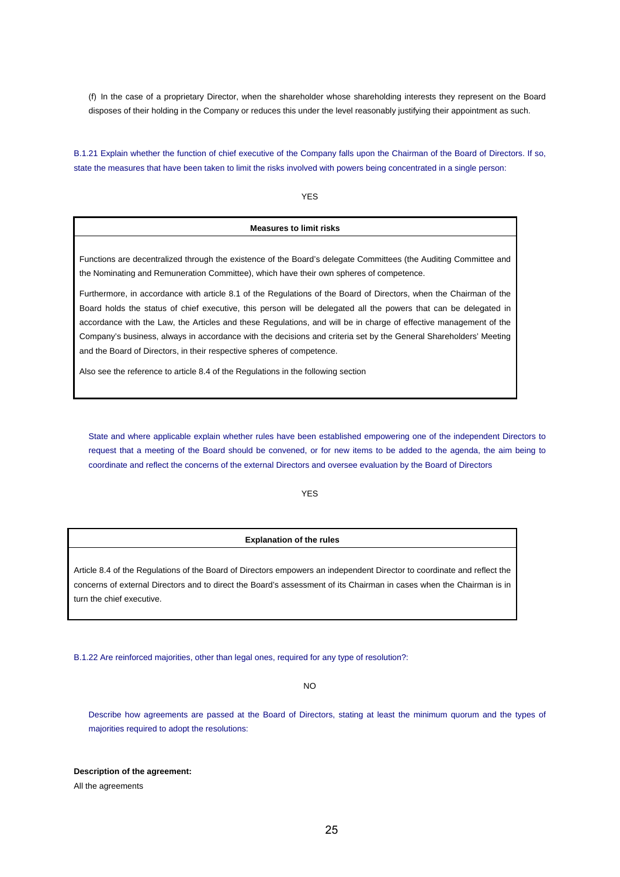(f) In the case of a proprietary Director, when the shareholder whose shareholding interests they represent on the Board disposes of their holding in the Company or reduces this under the level reasonably justifying their appointment as such.

B.1.21 Explain whether the function of chief executive of the Company falls upon the Chairman of the Board of Directors. If so, state the measures that have been taken to limit the risks involved with powers being concentrated in a single person:

YES

| Measures to limit risks |
|---|
| Functions are decentralized through the existence of the Board's delegate Committees (the Auditing Committee and the Nominating and Remuneration Committee), which have their own spheres of competence.<br><br>Furthermore, in accordance with article 8.1 of the Regulations of the Board of Directors, when the Chairman of the Board holds the status of chief executive, this person will be delegated all the powers that can be delegated in accordance with the Law, the Articles and these Regulations, and will be in charge of effective management of the Company's business, always in accordance with the decisions and criteria set by the General Shareholders' Meeting and the Board of Directors, in their respective spheres of competence.<br><br>Also see the reference to article 8.4 of the Regulations in the following section |

State and where applicable explain whether rules have been established empowering one of the independent Directors to request that a meeting of the Board should be convened, or for new items to be added to the agenda, the aim being to coordinate and reflect the concerns of the external Directors and oversee evaluation by the Board of Directors

YES

| Explanation of the rules |
|---|
| Article 8.4 of the Regulations of the Board of Directors empowers an independent Director to coordinate and reflect the concerns of external Directors and to direct the Board's assessment of its Chairman in cases when the Chairman is in turn the chief executive. |

B.1.22 Are reinforced majorities, other than legal ones, required for any type of resolution?:

NO

Describe how agreements are passed at the Board of Directors, stating at least the minimum quorum and the types of majorities required to adopt the resolutions:

**Description of the agreement:**

All the agreements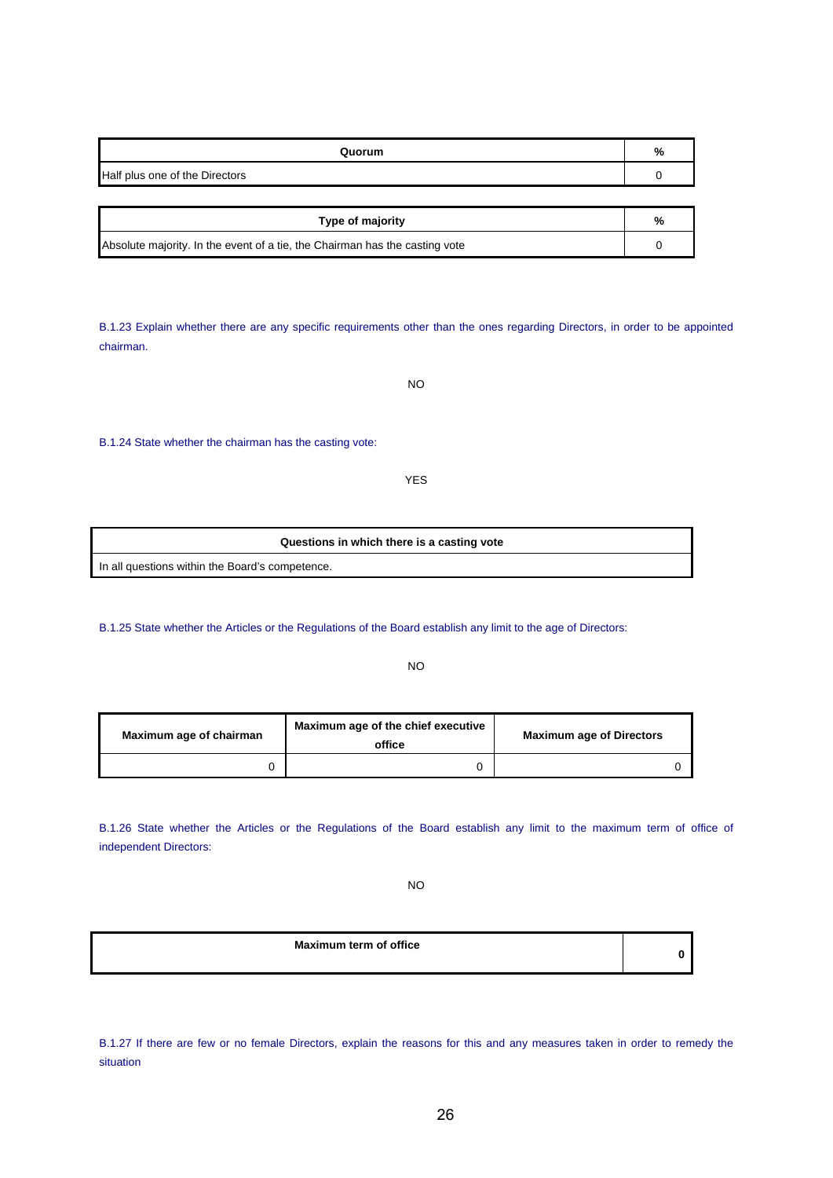| Quorum | % |
| --- | --- |
| Half plus one of the Directors | 0 |

| Type of majority | % |
| --- | --- |
| Absolute majority. In the event of a tie, the Chairman has the casting vote | 0 |

B.1.23 Explain whether there are any specific requirements other than the ones regarding Directors, in order to be appointed chairman.

NO

B.1.24 State whether the chairman has the casting vote:

YES

| Questions in which there is a casting vote |
| --- |
| In all questions within the Board's competence. |

B.1.25 State whether the Articles or the Regulations of the Board establish any limit to the age of Directors:

NO

| Maximum age of chairman | Maximum age of the chief executive office | Maximum age of Directors |
| --- | --- | --- |
| 0 | 0 | 0 |

B.1.26 State whether the Articles or the Regulations of the Board establish any limit to the maximum term of office of independent Directors:

NO

| Maximum term of office | 0 |
| --- | --- |

B.1.27 If there are few or no female Directors, explain the reasons for this and any measures taken in order to remedy the situation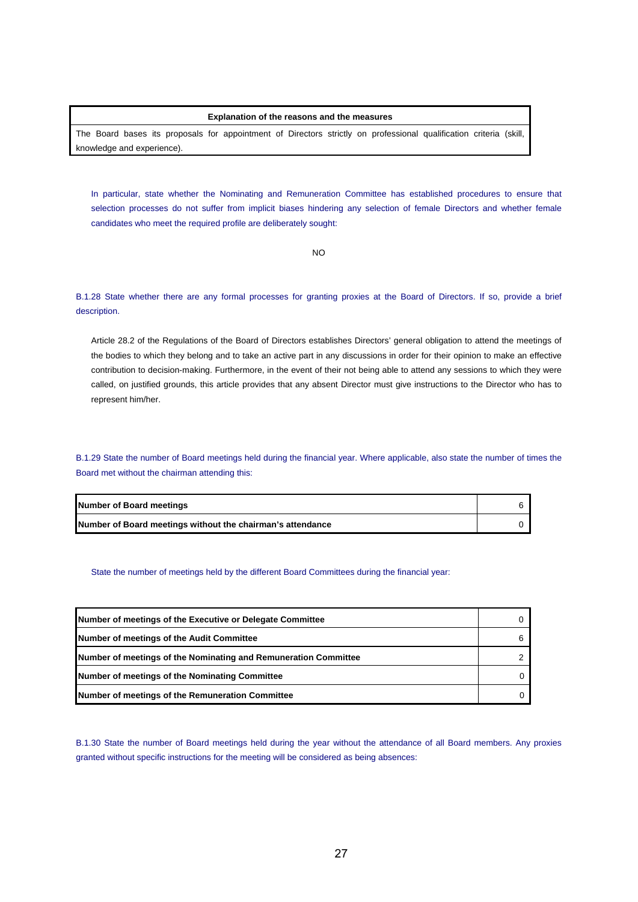| Explanation of the reasons and the measures |
| --- |
| The Board bases its proposals for appointment of Directors strictly on professional qualification criteria (skill, knowledge and experience). |

In particular, state whether the Nominating and Remuneration Committee has established procedures to ensure that selection processes do not suffer from implicit biases hindering any selection of female Directors and whether female candidates who meet the required profile are deliberately sought:

NO

B.1.28 State whether there are any formal processes for granting proxies at the Board of Directors. If so, provide a brief description.

Article 28.2 of the Regulations of the Board of Directors establishes Directors' general obligation to attend the meetings of the bodies to which they belong and to take an active part in any discussions in order for their opinion to make an effective contribution to decision-making. Furthermore, in the event of their not being able to attend any sessions to which they were called, on justified grounds, this article provides that any absent Director must give instructions to the Director who has to represent him/her.

B.1.29 State the number of Board meetings held during the financial year. Where applicable, also state the number of times the Board met without the chairman attending this:

| | |
| --- | --- |
| **Number of Board meetings** | 6 |
| **Number of Board meetings without the chairman's attendance** | 0 |

State the number of meetings held by the different Board Committees during the financial year:

| | |
| --- | --- |
| **Number of meetings of the Executive or Delegate Committee** | 0 |
| **Number of meetings of the Audit Committee** | 6 |
| **Number of meetings of the Nominating and Remuneration Committee** | 2 |
| **Number of meetings of the Nominating Committee** | 0 |
| **Number of meetings of the Remuneration Committee** | 0 |

B.1.30 State the number of Board meetings held during the year without the attendance of all Board members. Any proxies granted without specific instructions for the meeting will be considered as being absences: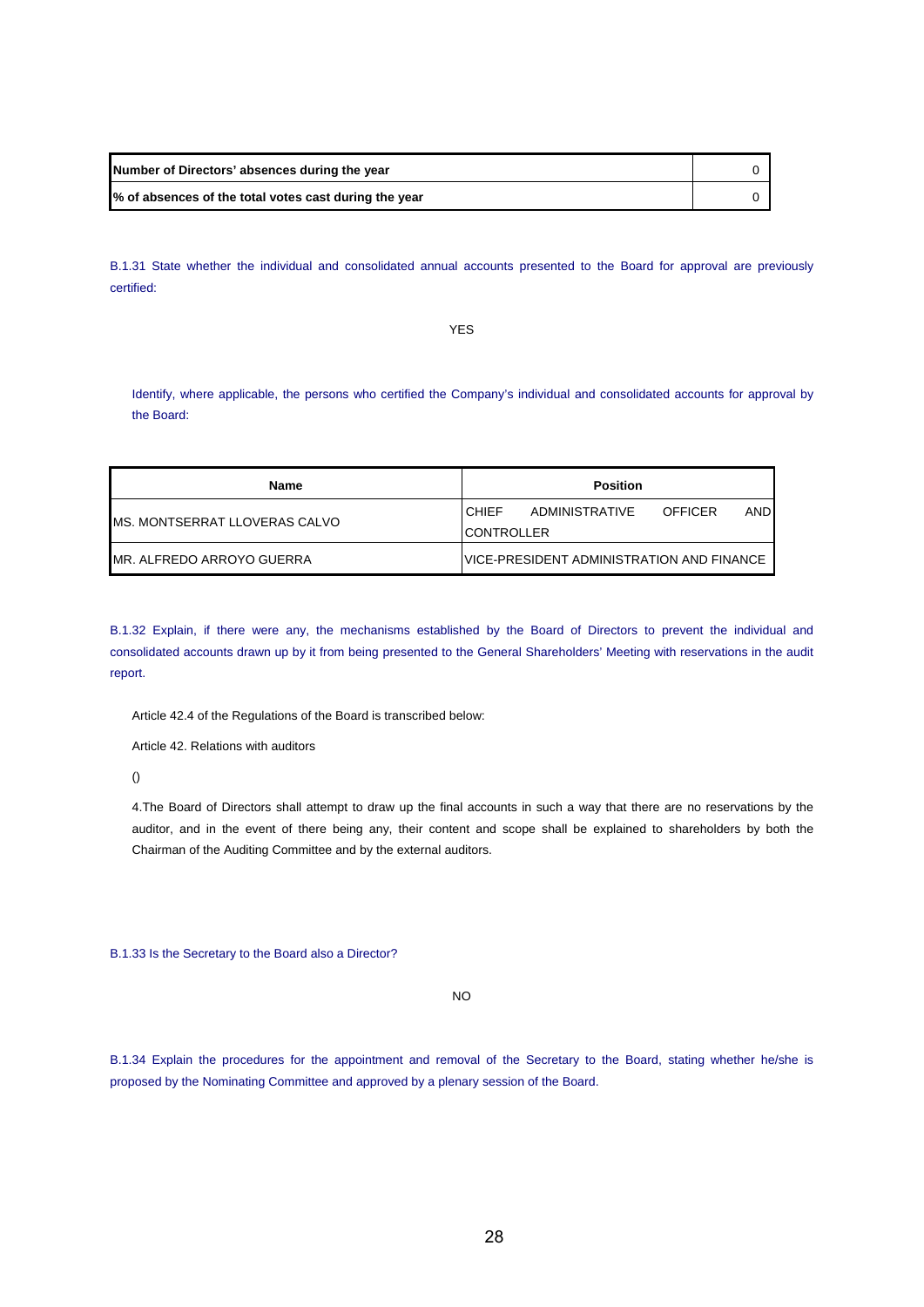| Number of Directors' absences during the year | 0 |
| --- | --- |
| % of absences of the total votes cast during the year | 0 |

B.1.31 State whether the individual and consolidated annual accounts presented to the Board for approval are previously certified:

YES

Identify, where applicable, the persons who certified the Company's individual and consolidated accounts for approval by the Board:

| Name | Position |
| --- | --- |
| MS. MONTSERRAT LLOVERAS CALVO | CHIEF ADMINISTRATIVE OFFICER AND CONTROLLER |
| MR. ALFREDO ARROYO GUERRA | VICE-PRESIDENT ADMINISTRATION AND FINANCE |

B.1.32 Explain, if there were any, the mechanisms established by the Board of Directors to prevent the individual and consolidated accounts drawn up by it from being presented to the General Shareholders' Meeting with reservations in the audit report.

Article 42.4 of the Regulations of the Board is transcribed below:

Article 42. Relations with auditors

()

4.The Board of Directors shall attempt to draw up the final accounts in such a way that there are no reservations by the auditor, and in the event of there being any, their content and scope shall be explained to shareholders by both the Chairman of the Auditing Committee and by the external auditors.

B.1.33 Is the Secretary to the Board also a Director?

NO

B.1.34 Explain the procedures for the appointment and removal of the Secretary to the Board, stating whether he/she is proposed by the Nominating Committee and approved by a plenary session of the Board.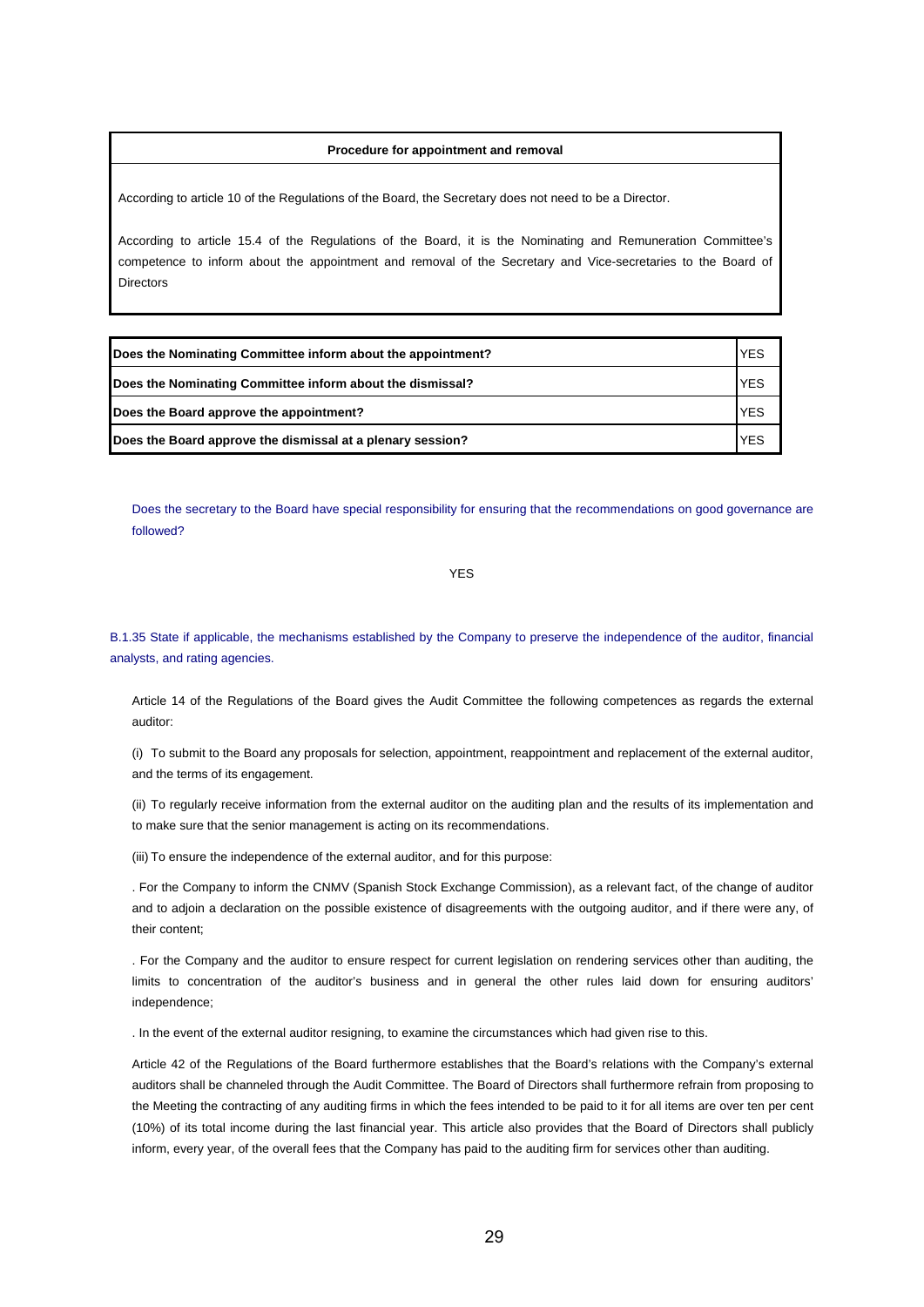| Procedure for appointment and removal |
|---|
| According to article 10 of the Regulations of the Board, the Secretary does not need to be a Director.<br><br>According to article 15.4 of the Regulations of the Board, it is the Nominating and Remuneration Committee's competence to inform about the appointment and removal of the Secretary and Vice-secretaries to the Board of Directors |

| | |
|---|---|
| **Does the Nominating Committee inform about the appointment?** | YES |
| **Does the Nominating Committee inform about the dismissal?** | YES |
| **Does the Board approve the appointment?** | YES |
| **Does the Board approve the dismissal at a plenary session?** | YES |

Does the secretary to the Board have special responsibility for ensuring that the recommendations on good governance are followed?

YES

B.1.35 State if applicable, the mechanisms established by the Company to preserve the independence of the auditor, financial analysts, and rating agencies.

Article 14 of the Regulations of the Board gives the Audit Committee the following competences as regards the external auditor:

(i) To submit to the Board any proposals for selection, appointment, reappointment and replacement of the external auditor, and the terms of its engagement.

(ii) To regularly receive information from the external auditor on the auditing plan and the results of its implementation and to make sure that the senior management is acting on its recommendations.

(iii) To ensure the independence of the external auditor, and for this purpose:

. For the Company to inform the CNMV (Spanish Stock Exchange Commission), as a relevant fact, of the change of auditor and to adjoin a declaration on the possible existence of disagreements with the outgoing auditor, and if there were any, of their content;

. For the Company and the auditor to ensure respect for current legislation on rendering services other than auditing, the limits to concentration of the auditor's business and in general the other rules laid down for ensuring auditors' independence;

. In the event of the external auditor resigning, to examine the circumstances which had given rise to this.

Article 42 of the Regulations of the Board furthermore establishes that the Board's relations with the Company's external auditors shall be channeled through the Audit Committee. The Board of Directors shall furthermore refrain from proposing to the Meeting the contracting of any auditing firms in which the fees intended to be paid to it for all items are over ten per cent (10%) of its total income during the last financial year. This article also provides that the Board of Directors shall publicly inform, every year, of the overall fees that the Company has paid to the auditing firm for services other than auditing.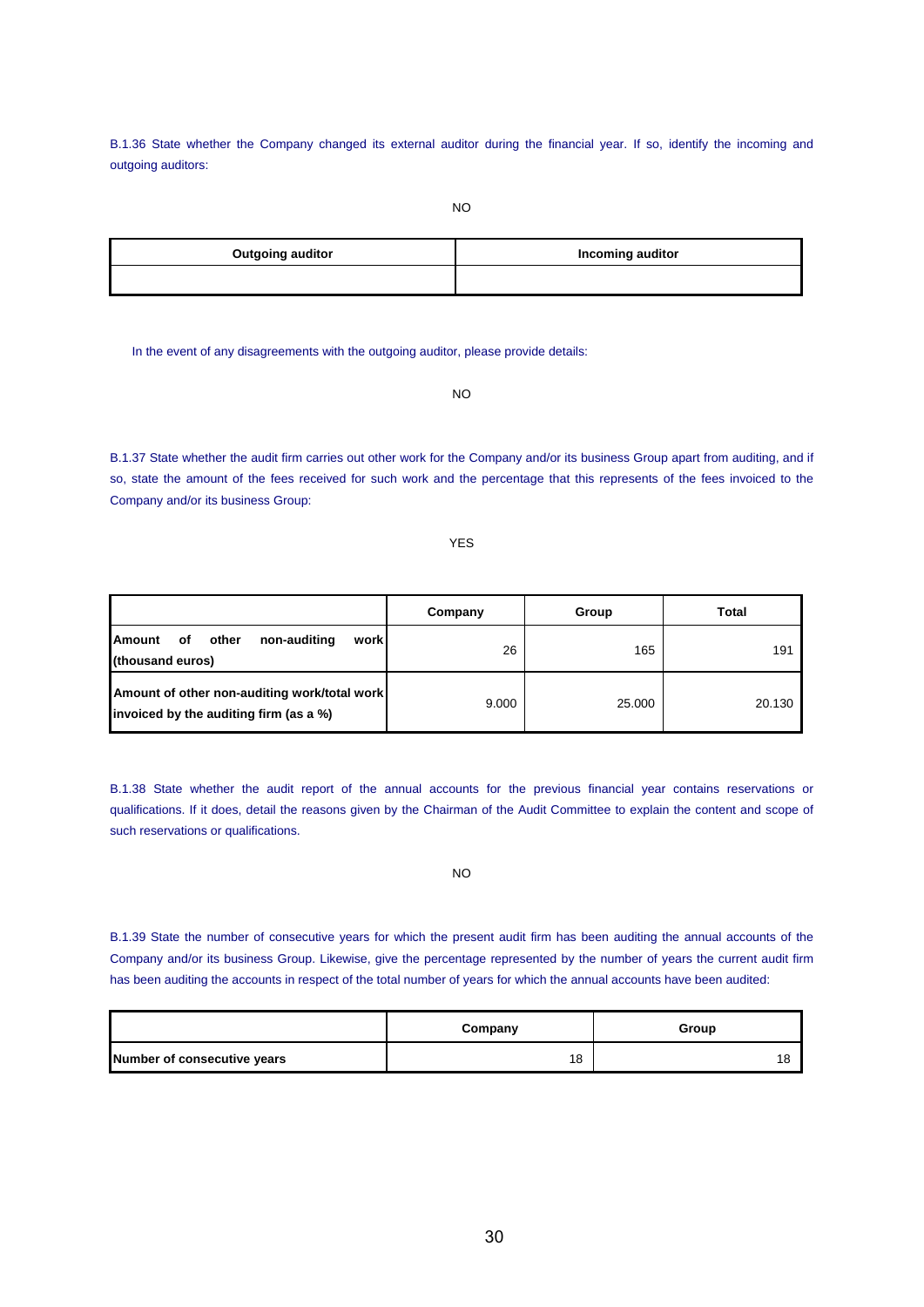B.1.36 State whether the Company changed its external auditor during the financial year. If so, identify the incoming and outgoing auditors:

NO

| Outgoing auditor | Incoming auditor |
| --- | --- |
| | |

In the event of any disagreements with the outgoing auditor, please provide details:

NO

B.1.37 State whether the audit firm carries out other work for the Company and/or its business Group apart from auditing, and if so, state the amount of the fees received for such work and the percentage that this represents of the fees invoiced to the Company and/or its business Group:

YES

| | Company | Group | Total |
| --- | --- | --- | --- |
| **Amount of other non-auditing work (thousand euros)** | 26 | 165 | 191 |
| **Amount of other non-auditing work/total work invoiced by the auditing firm (as a %)** | 9.000 | 25.000 | 20.130 |

B.1.38 State whether the audit report of the annual accounts for the previous financial year contains reservations or qualifications. If it does, detail the reasons given by the Chairman of the Audit Committee to explain the content and scope of such reservations or qualifications.

NO

B.1.39 State the number of consecutive years for which the present audit firm has been auditing the annual accounts of the Company and/or its business Group. Likewise, give the percentage represented by the number of years the current audit firm has been auditing the accounts in respect of the total number of years for which the annual accounts have been audited:

| | Company | Group |
| --- | --- | --- |
| **Number of consecutive years** | 18 | 18 |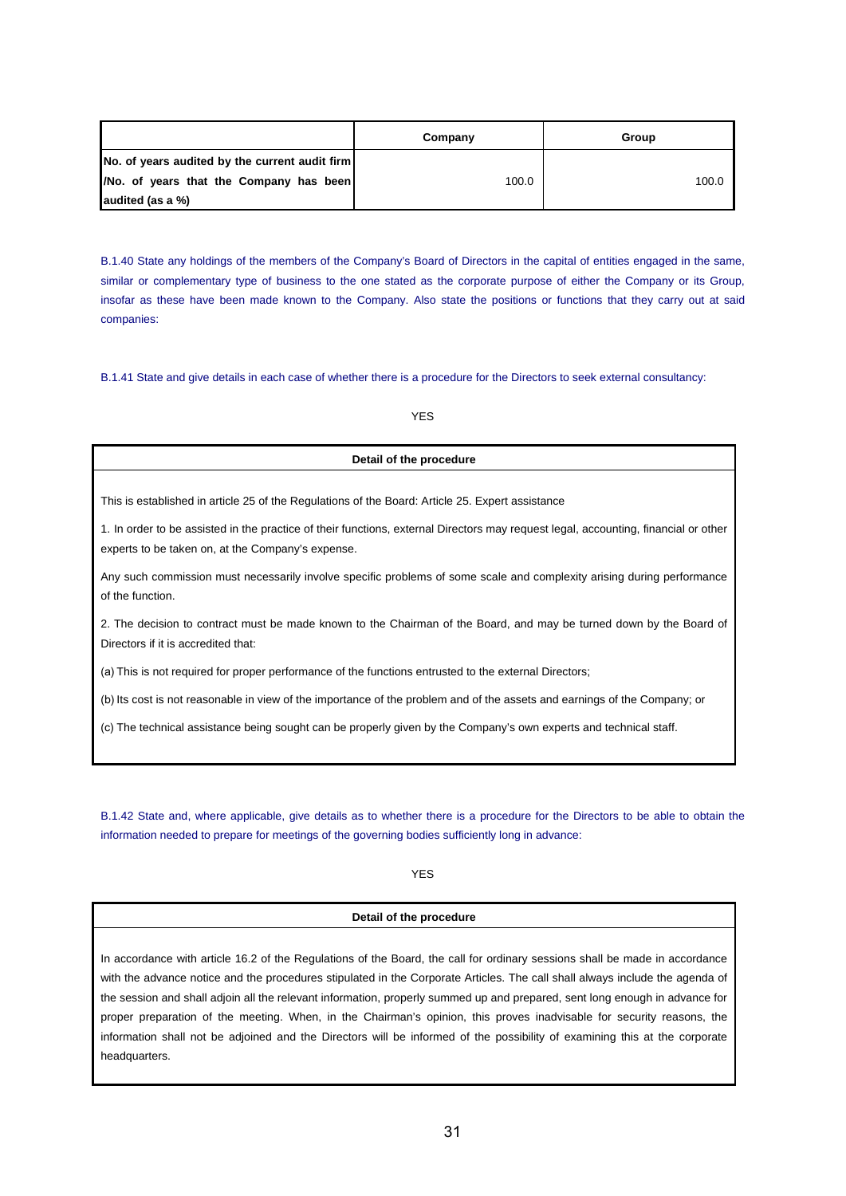| | Company | Group |
|---|---|---|
| No. of years audited by the current audit firm /No. of years that the Company has been audited (as a %) | 100.0 | 100.0 |

B.1.40 State any holdings of the members of the Company's Board of Directors in the capital of entities engaged in the same, similar or complementary type of business to the one stated as the corporate purpose of either the Company or its Group, insofar as these have been made known to the Company. Also state the positions or functions that they carry out at said companies:

B.1.41 State and give details in each case of whether there is a procedure for the Directors to seek external consultancy:

YES

| Detail of the procedure |
|---|
| This is established in article 25 of the Regulations of the Board: Article 25. Expert assistance<br><br>1. In order to be assisted in the practice of their functions, external Directors may request legal, accounting, financial or other experts to be taken on, at the Company's expense.<br><br>Any such commission must necessarily involve specific problems of some scale and complexity arising during performance of the function.<br><br>2. The decision to contract must be made known to the Chairman of the Board, and may be turned down by the Board of Directors if it is accredited that:<br><br>(a) This is not required for proper performance of the functions entrusted to the external Directors;<br><br>(b) Its cost is not reasonable in view of the importance of the problem and of the assets and earnings of the Company; or<br><br>(c) The technical assistance being sought can be properly given by the Company's own experts and technical staff. |

B.1.42 State and, where applicable, give details as to whether there is a procedure for the Directors to be able to obtain the information needed to prepare for meetings of the governing bodies sufficiently long in advance:

YES

| Detail of the procedure |
|---|
| In accordance with article 16.2 of the Regulations of the Board, the call for ordinary sessions shall be made in accordance with the advance notice and the procedures stipulated in the Corporate Articles. The call shall always include the agenda of the session and shall adjoin all the relevant information, properly summed up and prepared, sent long enough in advance for proper preparation of the meeting. When, in the Chairman's opinion, this proves inadvisable for security reasons, the information shall not be adjoined and the Directors will be informed of the possibility of examining this at the corporate headquarters. |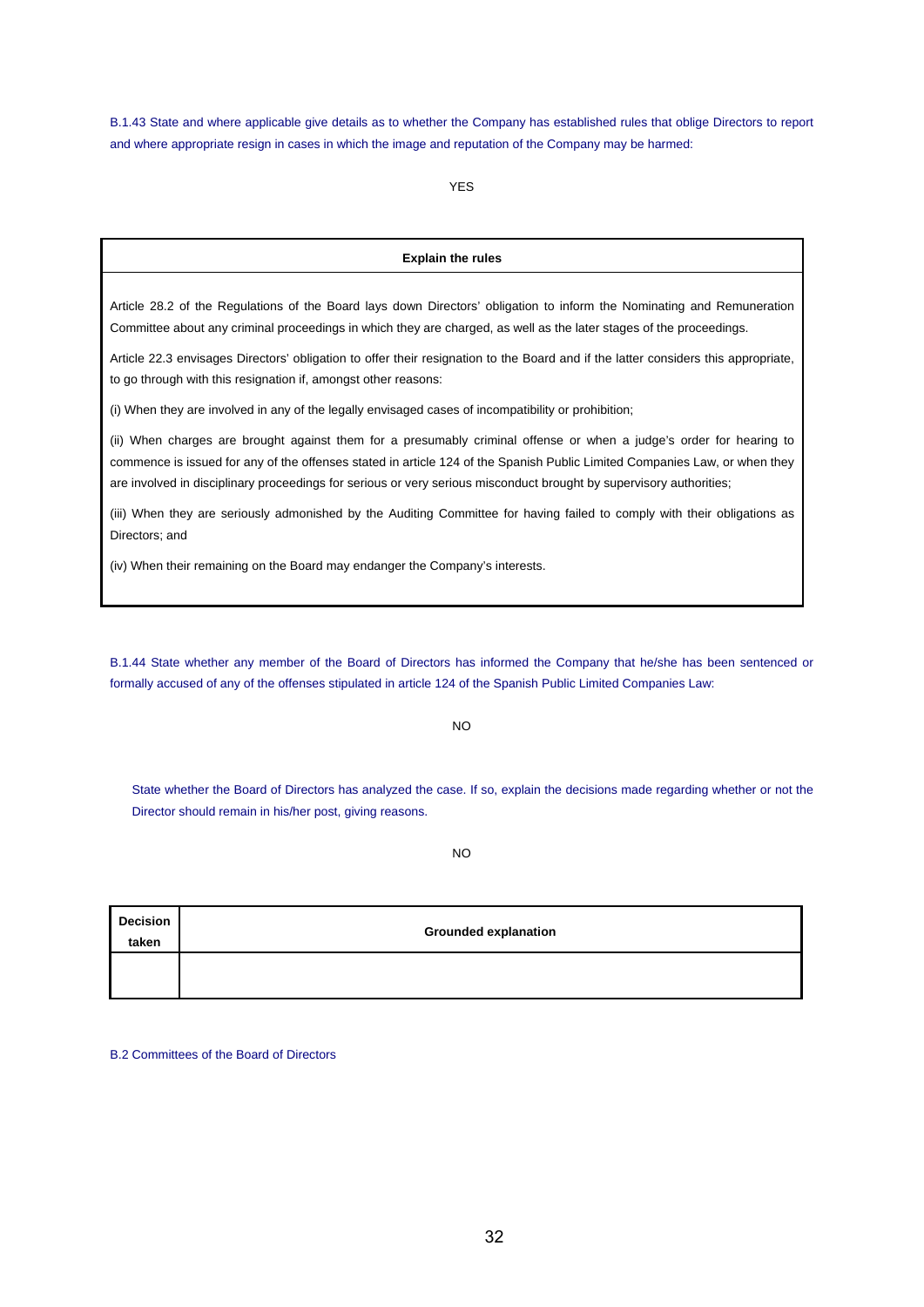B.1.43 State and where applicable give details as to whether the Company has established rules that oblige Directors to report and where appropriate resign in cases in which the image and reputation of the Company may be harmed:

YES

| Explain the rules |
|---|
| Article 28.2 of the Regulations of the Board lays down Directors' obligation to inform the Nominating and Remuneration Committee about any criminal proceedings in which they are charged, as well as the later stages of the proceedings.<br><br>Article 22.3 envisages Directors' obligation to offer their resignation to the Board and if the latter considers this appropriate, to go through with this resignation if, amongst other reasons:<br><br>(i) When they are involved in any of the legally envisaged cases of incompatibility or prohibition;<br><br>(ii) When charges are brought against them for a presumably criminal offense or when a judge's order for hearing to commence is issued for any of the offenses stated in article 124 of the Spanish Public Limited Companies Law, or when they are involved in disciplinary proceedings for serious or very serious misconduct brought by supervisory authorities;<br><br>(iii) When they are seriously admonished by the Auditing Committee for having failed to comply with their obligations as Directors; and<br><br>(iv) When their remaining on the Board may endanger the Company's interests. |

B.1.44 State whether any member of the Board of Directors has informed the Company that he/she has been sentenced or formally accused of any of the offenses stipulated in article 124 of the Spanish Public Limited Companies Law:

NO

State whether the Board of Directors has analyzed the case. If so, explain the decisions made regarding whether or not the Director should remain in his/her post, giving reasons.

NO

| Decision taken | Grounded explanation |
|---|---|
| | |

B.2 Committees of the Board of Directors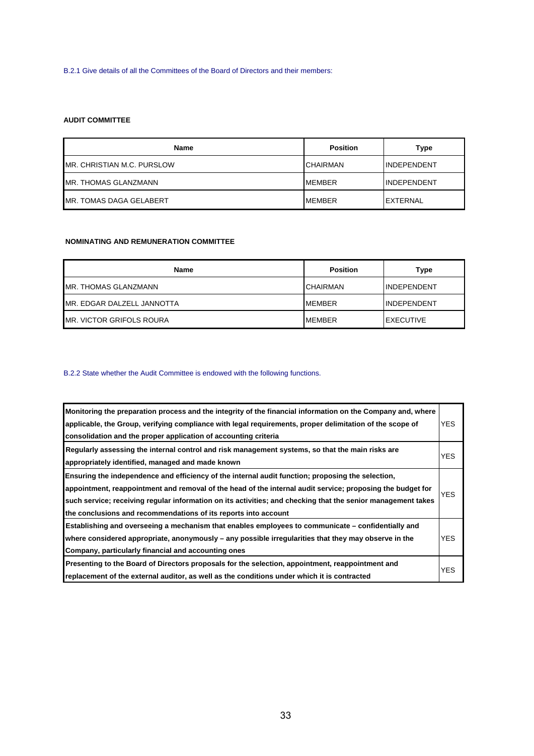B.2.1 Give details of all the Committees of the Board of Directors and their members:

**AUDIT COMMITTEE**

| Name | Position | Type |
|---|---|---|
| MR. CHRISTIAN M.C. PURSLOW | CHAIRMAN | INDEPENDENT |
| MR. THOMAS GLANZMANN | MEMBER | INDEPENDENT |
| MR. TOMAS DAGA GELABERT | MEMBER | EXTERNAL |

**NOMINATING AND REMUNERATION COMMITTEE**

| Name | Position | Type |
|---|---|---|
| MR. THOMAS GLANZMANN | CHAIRMAN | INDEPENDENT |
| MR. EDGAR DALZELL JANNOTTA | MEMBER | INDEPENDENT |
| MR. VICTOR GRIFOLS ROURA | MEMBER | EXECUTIVE |

B.2.2 State whether the Audit Committee is endowed with the following functions.

| Function | |
|---|---|
| **Monitoring the preparation process and the integrity of the financial information on the Company and, where applicable, the Group, verifying compliance with legal requirements, proper delimitation of the scope of consolidation and the proper application of accounting criteria** | YES |
| **Regularly assessing the internal control and risk management systems, so that the main risks are appropriately identified, managed and made known** | YES |
| **Ensuring the independence and efficiency of the internal audit function; proposing the selection, appointment, reappointment and removal of the head of the internal audit service; proposing the budget for such service; receiving regular information on its activities; and checking that the senior management takes the conclusions and recommendations of its reports into account** | YES |
| **Establishing and overseeing a mechanism that enables employees to communicate – confidentially and where considered appropriate, anonymously – any possible irregularities that they may observe in the Company, particularly financial and accounting ones** | YES |
| **Presenting to the Board of Directors proposals for the selection, appointment, reappointment and replacement of the external auditor, as well as the conditions under which it is contracted** | YES |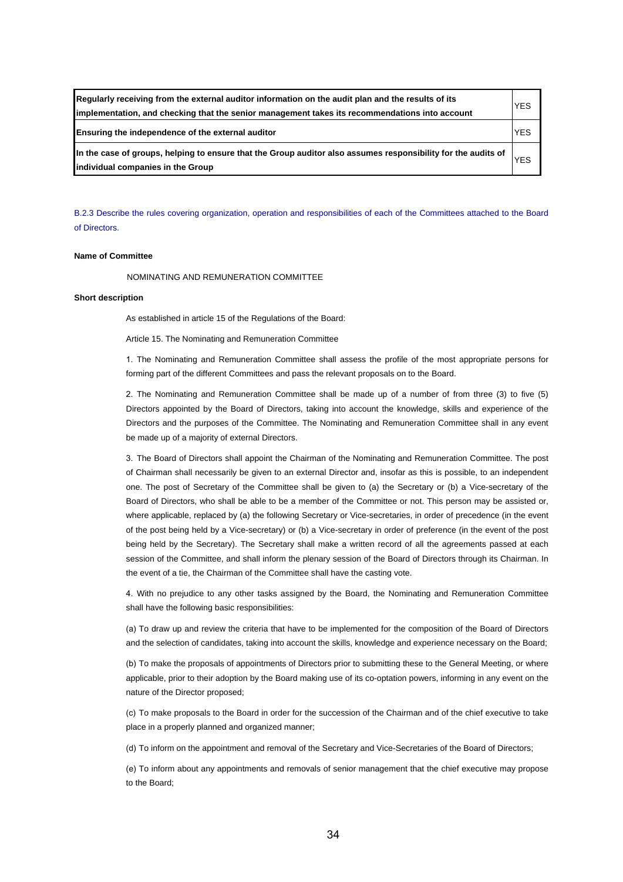| | |
|---|---|
| **Regularly receiving from the external auditor information on the audit plan and the results of its implementation, and checking that the senior management takes its recommendations into account** | YES |
| **Ensuring the independence of the external auditor** | YES |
| **In the case of groups, helping to ensure that the Group auditor also assumes responsibility for the audits of individual companies in the Group** | YES |

B.2.3 Describe the rules covering organization, operation and responsibilities of each of the Committees attached to the Board of Directors.

**Name of Committee**

NOMINATING AND REMUNERATION COMMITTEE

**Short description**

As established in article 15 of the Regulations of the Board:

Article 15. The Nominating and Remuneration Committee

1. The Nominating and Remuneration Committee shall assess the profile of the most appropriate persons for forming part of the different Committees and pass the relevant proposals on to the Board.

2. The Nominating and Remuneration Committee shall be made up of a number of from three (3) to five (5) Directors appointed by the Board of Directors, taking into account the knowledge, skills and experience of the Directors and the purposes of the Committee. The Nominating and Remuneration Committee shall in any event be made up of a majority of external Directors.

3. The Board of Directors shall appoint the Chairman of the Nominating and Remuneration Committee. The post of Chairman shall necessarily be given to an external Director and, insofar as this is possible, to an independent one. The post of Secretary of the Committee shall be given to (a) the Secretary or (b) a Vice-secretary of the Board of Directors, who shall be able to be a member of the Committee or not. This person may be assisted or, where applicable, replaced by (a) the following Secretary or Vice-secretaries, in order of precedence (in the event of the post being held by a Vice-secretary) or (b) a Vice-secretary in order of preference (in the event of the post being held by the Secretary). The Secretary shall make a written record of all the agreements passed at each session of the Committee, and shall inform the plenary session of the Board of Directors through its Chairman. In the event of a tie, the Chairman of the Committee shall have the casting vote.

4. With no prejudice to any other tasks assigned by the Board, the Nominating and Remuneration Committee shall have the following basic responsibilities:

(a) To draw up and review the criteria that have to be implemented for the composition of the Board of Directors and the selection of candidates, taking into account the skills, knowledge and experience necessary on the Board;

(b) To make the proposals of appointments of Directors prior to submitting these to the General Meeting, or where applicable, prior to their adoption by the Board making use of its co-optation powers, informing in any event on the nature of the Director proposed;

(c) To make proposals to the Board in order for the succession of the Chairman and of the chief executive to take place in a properly planned and organized manner;

(d) To inform on the appointment and removal of the Secretary and Vice-Secretaries of the Board of Directors;

(e) To inform about any appointments and removals of senior management that the chief executive may propose to the Board;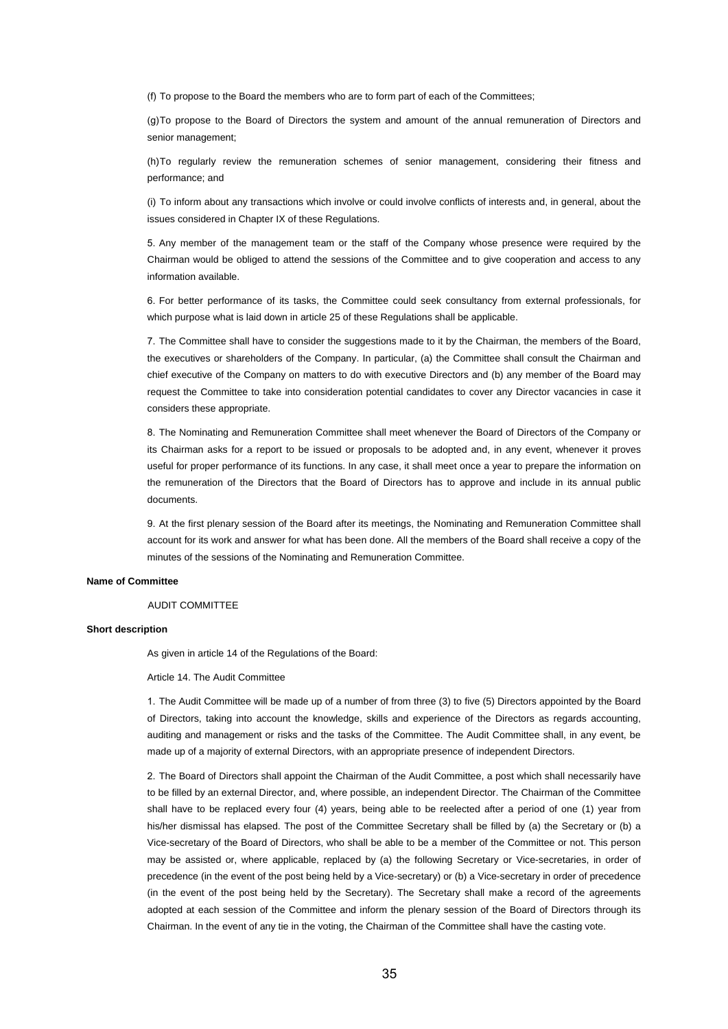(f) To propose to the Board the members who are to form part of each of the Committees;

(g)To propose to the Board of Directors the system and amount of the annual remuneration of Directors and senior management;

(h)To regularly review the remuneration schemes of senior management, considering their fitness and performance; and

(i) To inform about any transactions which involve or could involve conflicts of interests and, in general, about the issues considered in Chapter IX of these Regulations.

5. Any member of the management team or the staff of the Company whose presence were required by the Chairman would be obliged to attend the sessions of the Committee and to give cooperation and access to any information available.

6. For better performance of its tasks, the Committee could seek consultancy from external professionals, for which purpose what is laid down in article 25 of these Regulations shall be applicable.

7. The Committee shall have to consider the suggestions made to it by the Chairman, the members of the Board, the executives or shareholders of the Company. In particular, (a) the Committee shall consult the Chairman and chief executive of the Company on matters to do with executive Directors and (b) any member of the Board may request the Committee to take into consideration potential candidates to cover any Director vacancies in case it considers these appropriate.

8. The Nominating and Remuneration Committee shall meet whenever the Board of Directors of the Company or its Chairman asks for a report to be issued or proposals to be adopted and, in any event, whenever it proves useful for proper performance of its functions. In any case, it shall meet once a year to prepare the information on the remuneration of the Directors that the Board of Directors has to approve and include in its annual public documents.

9. At the first plenary session of the Board after its meetings, the Nominating and Remuneration Committee shall account for its work and answer for what has been done. All the members of the Board shall receive a copy of the minutes of the sessions of the Nominating and Remuneration Committee.

**Name of Committee**

AUDIT COMMITTEE

**Short description**

As given in article 14 of the Regulations of the Board:

Article 14. The Audit Committee

1. The Audit Committee will be made up of a number of from three (3) to five (5) Directors appointed by the Board of Directors, taking into account the knowledge, skills and experience of the Directors as regards accounting, auditing and management or risks and the tasks of the Committee. The Audit Committee shall, in any event, be made up of a majority of external Directors, with an appropriate presence of independent Directors.

2. The Board of Directors shall appoint the Chairman of the Audit Committee, a post which shall necessarily have to be filled by an external Director, and, where possible, an independent Director. The Chairman of the Committee shall have to be replaced every four (4) years, being able to be reelected after a period of one (1) year from his/her dismissal has elapsed. The post of the Committee Secretary shall be filled by (a) the Secretary or (b) a Vice-secretary of the Board of Directors, who shall be able to be a member of the Committee or not. This person may be assisted or, where applicable, replaced by (a) the following Secretary or Vice-secretaries, in order of precedence (in the event of the post being held by a Vice-secretary) or (b) a Vice-secretary in order of precedence (in the event of the post being held by the Secretary). The Secretary shall make a record of the agreements adopted at each session of the Committee and inform the plenary session of the Board of Directors through its Chairman. In the event of any tie in the voting, the Chairman of the Committee shall have the casting vote.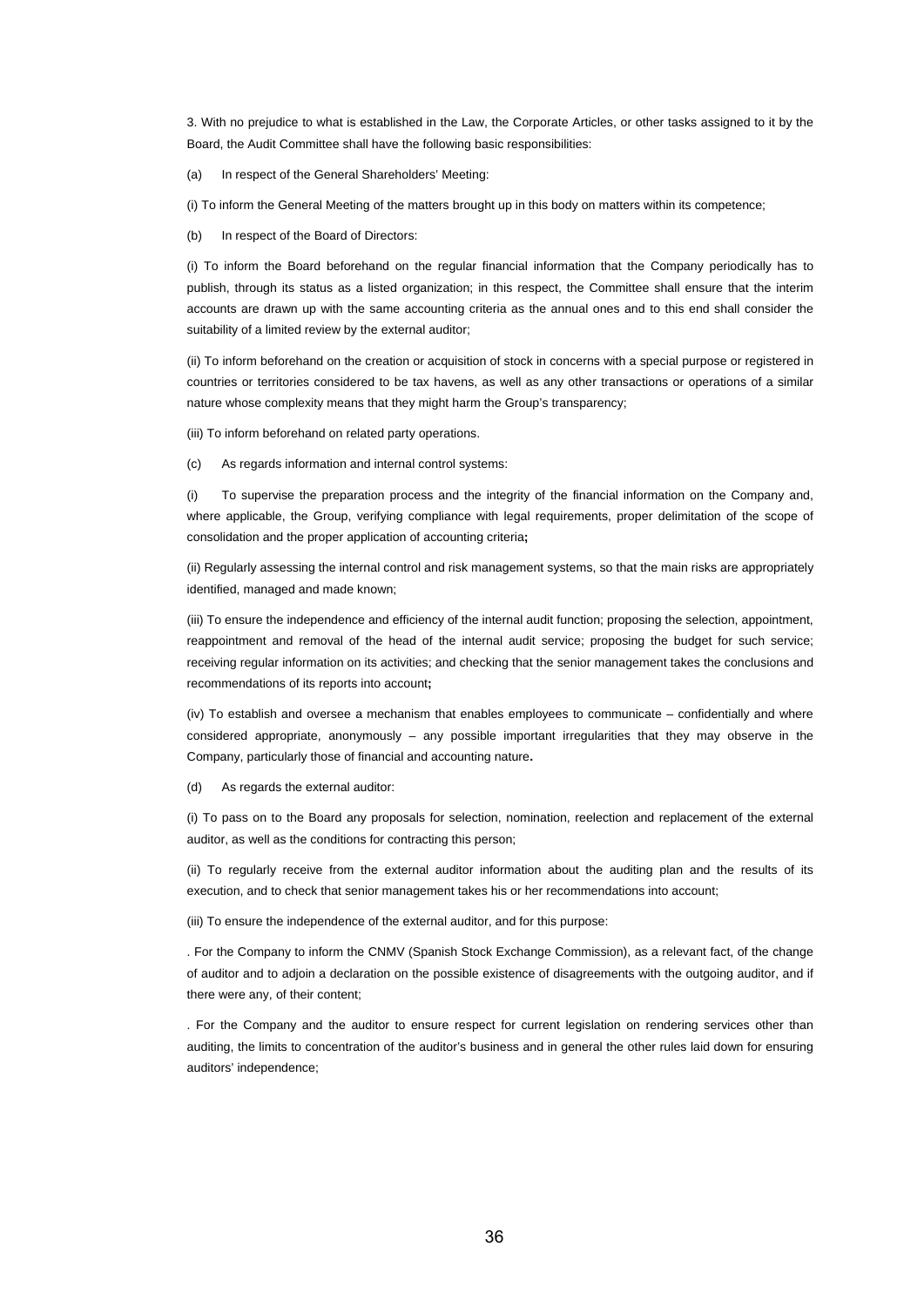3. With no prejudice to what is established in the Law, the Corporate Articles, or other tasks assigned to it by the Board, the Audit Committee shall have the following basic responsibilities:

(a) In respect of the General Shareholders' Meeting:

(i) To inform the General Meeting of the matters brought up in this body on matters within its competence;

(b) In respect of the Board of Directors:

(i) To inform the Board beforehand on the regular financial information that the Company periodically has to publish, through its status as a listed organization; in this respect, the Committee shall ensure that the interim accounts are drawn up with the same accounting criteria as the annual ones and to this end shall consider the suitability of a limited review by the external auditor;

(ii) To inform beforehand on the creation or acquisition of stock in concerns with a special purpose or registered in countries or territories considered to be tax havens, as well as any other transactions or operations of a similar nature whose complexity means that they might harm the Group's transparency;

(iii) To inform beforehand on related party operations.

(c) As regards information and internal control systems:

(i) To supervise the preparation process and the integrity of the financial information on the Company and, where applicable, the Group, verifying compliance with legal requirements, proper delimitation of the scope of consolidation and the proper application of accounting criteria**;**

(ii) Regularly assessing the internal control and risk management systems, so that the main risks are appropriately identified, managed and made known;

(iii) To ensure the independence and efficiency of the internal audit function; proposing the selection, appointment, reappointment and removal of the head of the internal audit service; proposing the budget for such service; receiving regular information on its activities; and checking that the senior management takes the conclusions and recommendations of its reports into account**;**

(iv) To establish and oversee a mechanism that enables employees to communicate – confidentially and where considered appropriate, anonymously – any possible important irregularities that they may observe in the Company, particularly those of financial and accounting nature**.**

(d) As regards the external auditor:

(i) To pass on to the Board any proposals for selection, nomination, reelection and replacement of the external auditor, as well as the conditions for contracting this person;

(ii) To regularly receive from the external auditor information about the auditing plan and the results of its execution, and to check that senior management takes his or her recommendations into account;

(iii) To ensure the independence of the external auditor, and for this purpose:

. For the Company to inform the CNMV (Spanish Stock Exchange Commission), as a relevant fact, of the change of auditor and to adjoin a declaration on the possible existence of disagreements with the outgoing auditor, and if there were any, of their content;

. For the Company and the auditor to ensure respect for current legislation on rendering services other than auditing, the limits to concentration of the auditor's business and in general the other rules laid down for ensuring auditors' independence;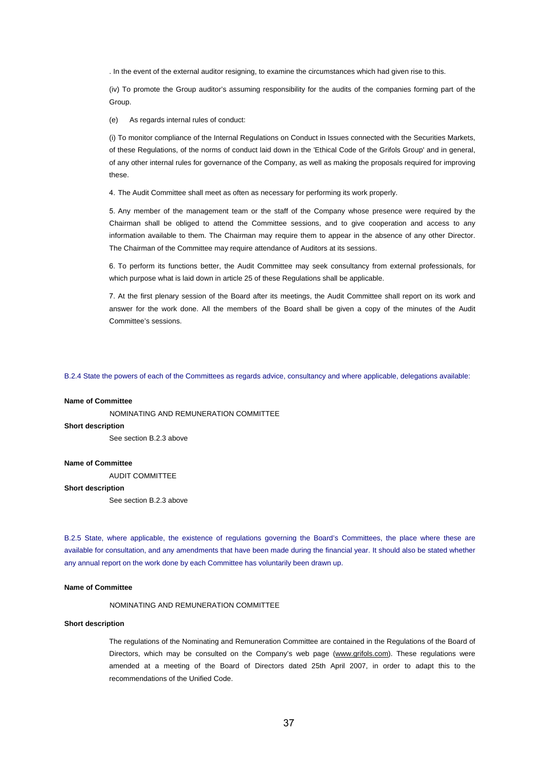. In the event of the external auditor resigning, to examine the circumstances which had given rise to this.

(iv) To promote the Group auditor's assuming responsibility for the audits of the companies forming part of the Group.

(e) As regards internal rules of conduct:

(i) To monitor compliance of the Internal Regulations on Conduct in Issues connected with the Securities Markets, of these Regulations, of the norms of conduct laid down in the 'Ethical Code of the Grifols Group' and in general, of any other internal rules for governance of the Company, as well as making the proposals required for improving these.

4. The Audit Committee shall meet as often as necessary for performing its work properly.

5. Any member of the management team or the staff of the Company whose presence were required by the Chairman shall be obliged to attend the Committee sessions, and to give cooperation and access to any information available to them. The Chairman may require them to appear in the absence of any other Director. The Chairman of the Committee may require attendance of Auditors at its sessions.

6. To perform its functions better, the Audit Committee may seek consultancy from external professionals, for which purpose what is laid down in article 25 of these Regulations shall be applicable.

7. At the first plenary session of the Board after its meetings, the Audit Committee shall report on its work and answer for the work done. All the members of the Board shall be given a copy of the minutes of the Audit Committee's sessions.

B.2.4 State the powers of each of the Committees as regards advice, consultancy and where applicable, delegations available:

**Name of Committee**

NOMINATING AND REMUNERATION COMMITTEE

**Short description**

See section B.2.3 above

**Name of Committee**

AUDIT COMMITTEE

**Short description**

See section B.2.3 above

B.2.5 State, where applicable, the existence of regulations governing the Board's Committees, the place where these are available for consultation, and any amendments that have been made during the financial year. It should also be stated whether any annual report on the work done by each Committee has voluntarily been drawn up.

**Name of Committee**

NOMINATING AND REMUNERATION COMMITTEE

**Short description**

The regulations of the Nominating and Remuneration Committee are contained in the Regulations of the Board of Directors, which may be consulted on the Company's web page (www.grifols.com). These regulations were amended at a meeting of the Board of Directors dated 25th April 2007, in order to adapt this to the recommendations of the Unified Code.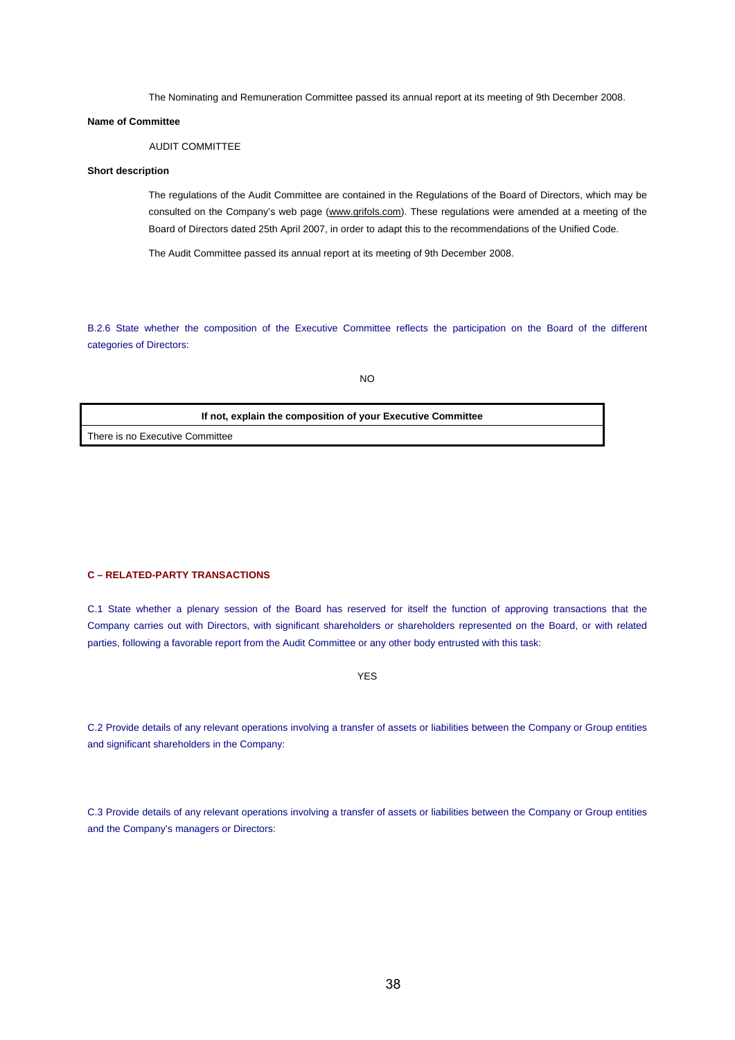The Nominating and Remuneration Committee passed its annual report at its meeting of 9th December 2008.

**Name of Committee**

AUDIT COMMITTEE

**Short description**

The regulations of the Audit Committee are contained in the Regulations of the Board of Directors, which may be consulted on the Company's web page (www.grifols.com). These regulations were amended at a meeting of the Board of Directors dated 25th April 2007, in order to adapt this to the recommendations of the Unified Code.

The Audit Committee passed its annual report at its meeting of 9th December 2008.

B.2.6 State whether the composition of the Executive Committee reflects the participation on the Board of the different categories of Directors:

NO

| If not, explain the composition of your Executive Committee |
|---|
| There is no Executive Committee |

## C – RELATED-PARTY TRANSACTIONS

C.1 State whether a plenary session of the Board has reserved for itself the function of approving transactions that the Company carries out with Directors, with significant shareholders or shareholders represented on the Board, or with related parties, following a favorable report from the Audit Committee or any other body entrusted with this task:

YES

C.2 Provide details of any relevant operations involving a transfer of assets or liabilities between the Company or Group entities and significant shareholders in the Company:

C.3 Provide details of any relevant operations involving a transfer of assets or liabilities between the Company or Group entities and the Company's managers or Directors: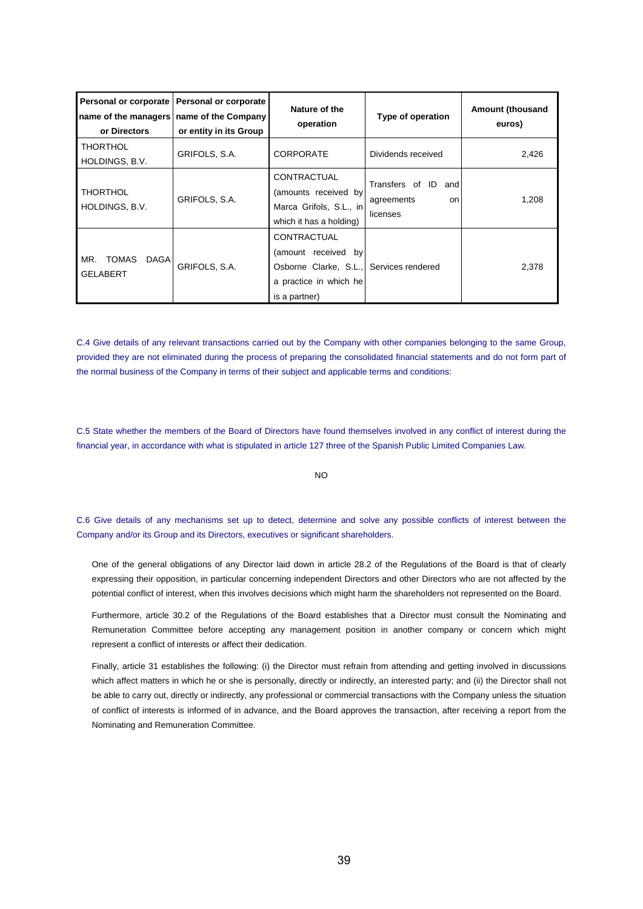| Personal or corporate name of the managers or Directors | Personal or corporate name of the Company or entity in its Group | Nature of the operation | Type of operation | Amount (thousand euros) |
|---|---|---|---|---|
| THORTHOL HOLDINGS, B.V. | GRIFOLS, S.A. | CORPORATE | Dividends received | 2,426 |
| THORTHOL HOLDINGS, B.V. | GRIFOLS, S.A. | CONTRACTUAL (amounts received by Marca Grifols, S.L., in which it has a holding) | Transfers of ID and agreements on licenses | 1,208 |
| MR. TOMAS DAGA GELABERT | GRIFOLS, S.A. | CONTRACTUAL (amount received by Osborne Clarke, S.L., a practice in which he is a partner) | Services rendered | 2,378 |

C.4 Give details of any relevant transactions carried out by the Company with other companies belonging to the same Group, provided they are not eliminated during the process of preparing the consolidated financial statements and do not form part of the normal business of the Company in terms of their subject and applicable terms and conditions:

C.5 State whether the members of the Board of Directors have found themselves involved in any conflict of interest during the financial year, in accordance with what is stipulated in article 127 three of the Spanish Public Limited Companies Law.

NO

C.6 Give details of any mechanisms set up to detect, determine and solve any possible conflicts of interest between the Company and/or its Group and its Directors, executives or significant shareholders.

One of the general obligations of any Director laid down in article 28.2 of the Regulations of the Board is that of clearly expressing their opposition, in particular concerning independent Directors and other Directors who are not affected by the potential conflict of interest, when this involves decisions which might harm the shareholders not represented on the Board.

Furthermore, article 30.2 of the Regulations of the Board establishes that a Director must consult the Nominating and Remuneration Committee before accepting any management position in another company or concern which might represent a conflict of interests or affect their dedication.

Finally, article 31 establishes the following: (i) the Director must refrain from attending and getting involved in discussions which affect matters in which he or she is personally, directly or indirectly, an interested party; and (ii) the Director shall not be able to carry out, directly or indirectly, any professional or commercial transactions with the Company unless the situation of conflict of interests is informed of in advance, and the Board approves the transaction, after receiving a report from the Nominating and Remuneration Committee.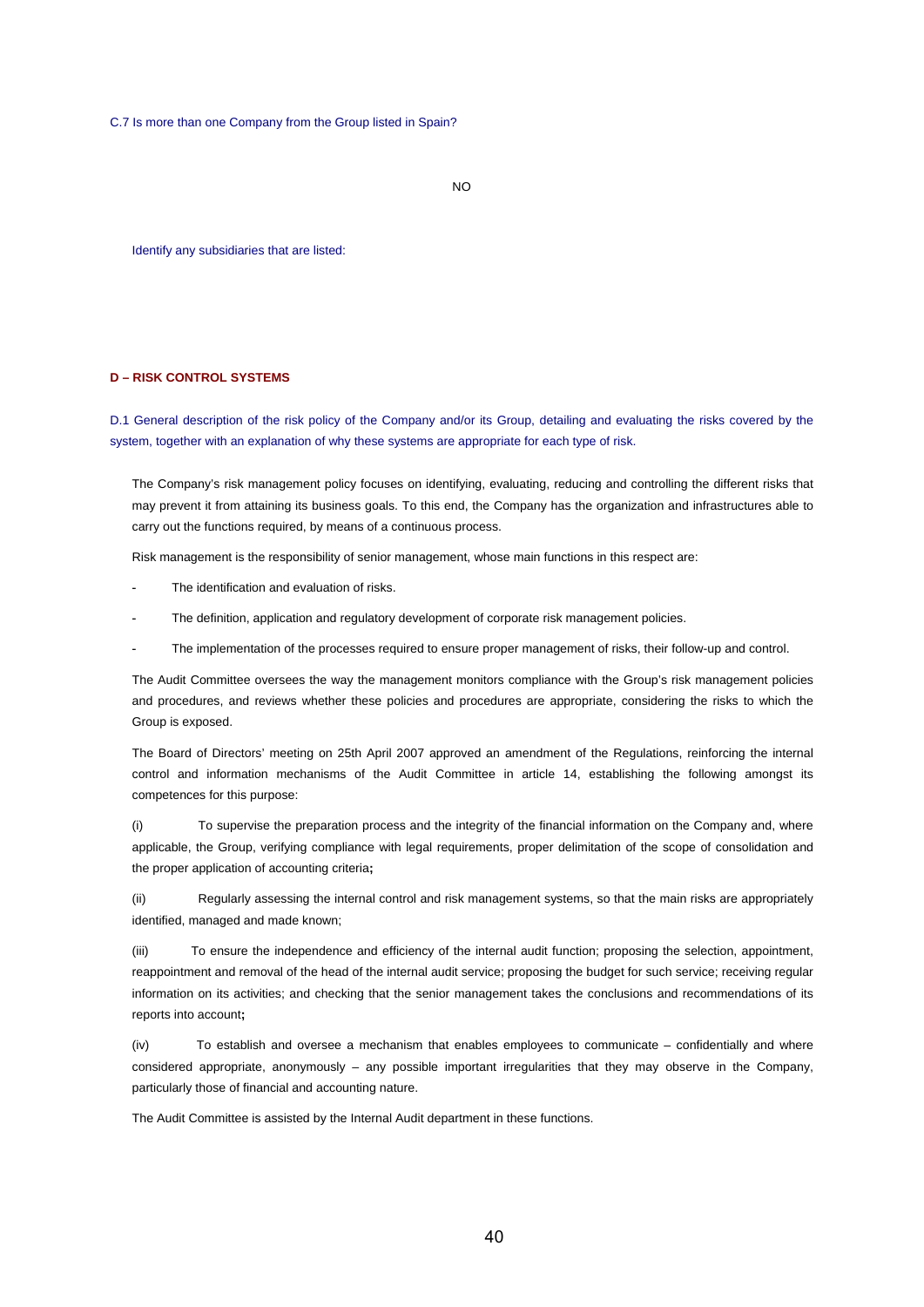C.7 Is more than one Company from the Group listed in Spain?

NO

Identify any subsidiaries that are listed:

## D – RISK CONTROL SYSTEMS

D.1 General description of the risk policy of the Company and/or its Group, detailing and evaluating the risks covered by the system, together with an explanation of why these systems are appropriate for each type of risk.

The Company's risk management policy focuses on identifying, evaluating, reducing and controlling the different risks that may prevent it from attaining its business goals. To this end, the Company has the organization and infrastructures able to carry out the functions required, by means of a continuous process.

Risk management is the responsibility of senior management, whose main functions in this respect are:

- The identification and evaluation of risks.
- The definition, application and regulatory development of corporate risk management policies.
- The implementation of the processes required to ensure proper management of risks, their follow-up and control.

The Audit Committee oversees the way the management monitors compliance with the Group's risk management policies and procedures, and reviews whether these policies and procedures are appropriate, considering the risks to which the Group is exposed.

The Board of Directors' meeting on 25th April 2007 approved an amendment of the Regulations, reinforcing the internal control and information mechanisms of the Audit Committee in article 14, establishing the following amongst its competences for this purpose:

(i) To supervise the preparation process and the integrity of the financial information on the Company and, where applicable, the Group, verifying compliance with legal requirements, proper delimitation of the scope of consolidation and the proper application of accounting criteria**;**

(ii) Regularly assessing the internal control and risk management systems, so that the main risks are appropriately identified, managed and made known;

(iii) To ensure the independence and efficiency of the internal audit function; proposing the selection, appointment, reappointment and removal of the head of the internal audit service; proposing the budget for such service; receiving regular information on its activities; and checking that the senior management takes the conclusions and recommendations of its reports into account**;**

(iv) To establish and oversee a mechanism that enables employees to communicate – confidentially and where considered appropriate, anonymously – any possible important irregularities that they may observe in the Company, particularly those of financial and accounting nature.

The Audit Committee is assisted by the Internal Audit department in these functions.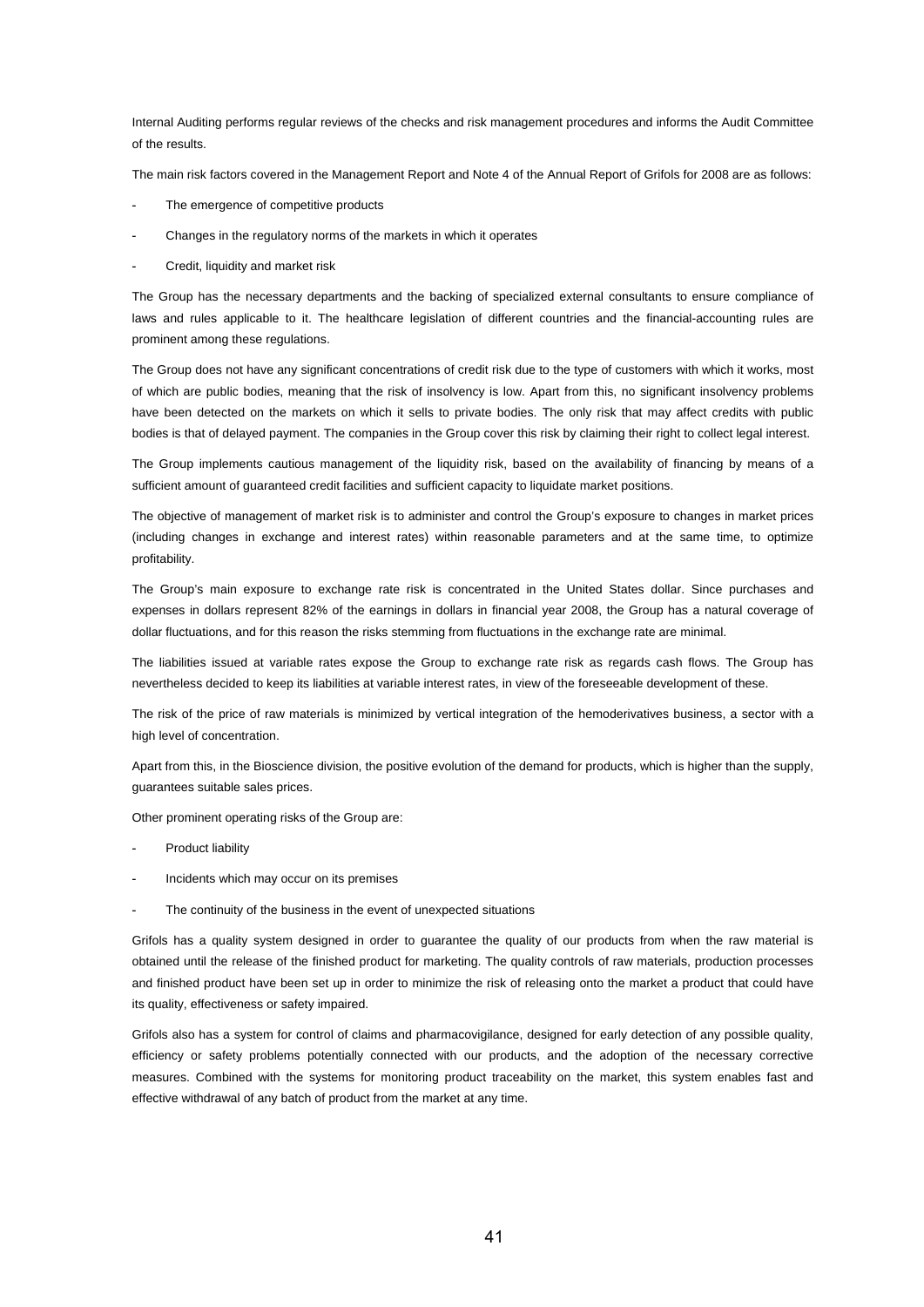Internal Auditing performs regular reviews of the checks and risk management procedures and informs the Audit Committee of the results.

The main risk factors covered in the Management Report and Note 4 of the Annual Report of Grifols for 2008 are as follows:

- The emergence of competitive products
- Changes in the regulatory norms of the markets in which it operates
- Credit, liquidity and market risk

The Group has the necessary departments and the backing of specialized external consultants to ensure compliance of laws and rules applicable to it. The healthcare legislation of different countries and the financial-accounting rules are prominent among these regulations.

The Group does not have any significant concentrations of credit risk due to the type of customers with which it works, most of which are public bodies, meaning that the risk of insolvency is low. Apart from this, no significant insolvency problems have been detected on the markets on which it sells to private bodies. The only risk that may affect credits with public bodies is that of delayed payment. The companies in the Group cover this risk by claiming their right to collect legal interest.

The Group implements cautious management of the liquidity risk, based on the availability of financing by means of a sufficient amount of guaranteed credit facilities and sufficient capacity to liquidate market positions.

The objective of management of market risk is to administer and control the Group's exposure to changes in market prices (including changes in exchange and interest rates) within reasonable parameters and at the same time, to optimize profitability.

The Group's main exposure to exchange rate risk is concentrated in the United States dollar. Since purchases and expenses in dollars represent 82% of the earnings in dollars in financial year 2008, the Group has a natural coverage of dollar fluctuations, and for this reason the risks stemming from fluctuations in the exchange rate are minimal.

The liabilities issued at variable rates expose the Group to exchange rate risk as regards cash flows. The Group has nevertheless decided to keep its liabilities at variable interest rates, in view of the foreseeable development of these.

The risk of the price of raw materials is minimized by vertical integration of the hemoderivatives business, a sector with a high level of concentration.

Apart from this, in the Bioscience division, the positive evolution of the demand for products, which is higher than the supply, guarantees suitable sales prices.

Other prominent operating risks of the Group are:

- Product liability
- Incidents which may occur on its premises
- The continuity of the business in the event of unexpected situations

Grifols has a quality system designed in order to guarantee the quality of our products from when the raw material is obtained until the release of the finished product for marketing. The quality controls of raw materials, production processes and finished product have been set up in order to minimize the risk of releasing onto the market a product that could have its quality, effectiveness or safety impaired.

Grifols also has a system for control of claims and pharmacovigilance, designed for early detection of any possible quality, efficiency or safety problems potentially connected with our products, and the adoption of the necessary corrective measures. Combined with the systems for monitoring product traceability on the market, this system enables fast and effective withdrawal of any batch of product from the market at any time.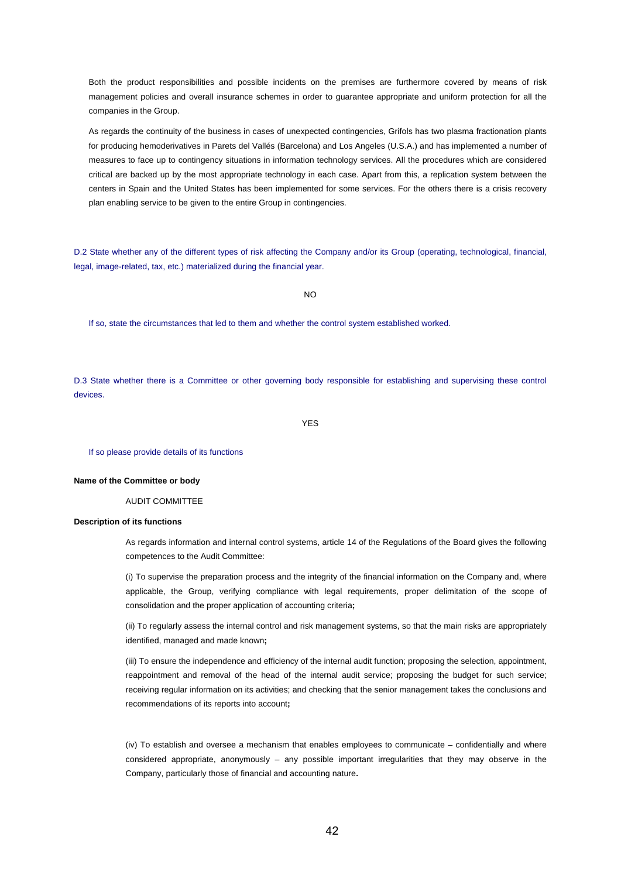Both the product responsibilities and possible incidents on the premises are furthermore covered by means of risk management policies and overall insurance schemes in order to guarantee appropriate and uniform protection for all the companies in the Group.

As regards the continuity of the business in cases of unexpected contingencies, Grifols has two plasma fractionation plants for producing hemoderivatives in Parets del Vallés (Barcelona) and Los Angeles (U.S.A.) and has implemented a number of measures to face up to contingency situations in information technology services. All the procedures which are considered critical are backed up by the most appropriate technology in each case. Apart from this, a replication system between the centers in Spain and the United States has been implemented for some services. For the others there is a crisis recovery plan enabling service to be given to the entire Group in contingencies.

D.2 State whether any of the different types of risk affecting the Company and/or its Group (operating, technological, financial, legal, image-related, tax, etc.) materialized during the financial year.

NO

If so, state the circumstances that led to them and whether the control system established worked.

D.3 State whether there is a Committee or other governing body responsible for establishing and supervising these control devices.

YES

If so please provide details of its functions

**Name of the Committee or body**

AUDIT COMMITTEE

**Description of its functions**

As regards information and internal control systems, article 14 of the Regulations of the Board gives the following competences to the Audit Committee:

(i) To supervise the preparation process and the integrity of the financial information on the Company and, where applicable, the Group, verifying compliance with legal requirements, proper delimitation of the scope of consolidation and the proper application of accounting criteria**;**

(ii) To regularly assess the internal control and risk management systems, so that the main risks are appropriately identified, managed and made known**;**

(iii) To ensure the independence and efficiency of the internal audit function; proposing the selection, appointment, reappointment and removal of the head of the internal audit service; proposing the budget for such service; receiving regular information on its activities; and checking that the senior management takes the conclusions and recommendations of its reports into account**;**

(iv) To establish and oversee a mechanism that enables employees to communicate – confidentially and where considered appropriate, anonymously – any possible important irregularities that they may observe in the Company, particularly those of financial and accounting nature**.**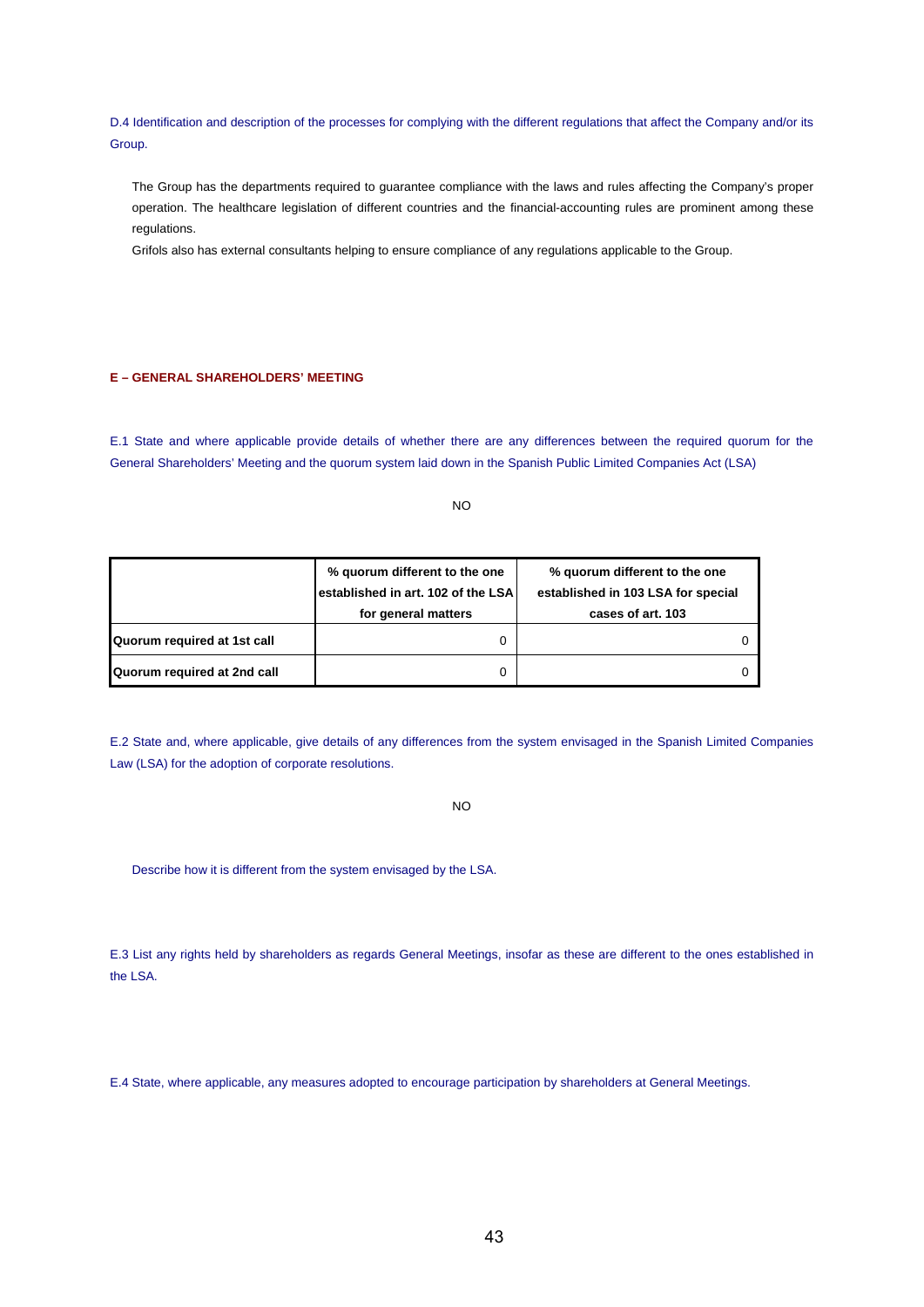D.4 Identification and description of the processes for complying with the different regulations that affect the Company and/or its Group.

The Group has the departments required to guarantee compliance with the laws and rules affecting the Company's proper operation. The healthcare legislation of different countries and the financial-accounting rules are prominent among these regulations.

Grifols also has external consultants helping to ensure compliance of any regulations applicable to the Group.

## E – GENERAL SHAREHOLDERS' MEETING

E.1 State and where applicable provide details of whether there are any differences between the required quorum for the General Shareholders' Meeting and the quorum system laid down in the Spanish Public Limited Companies Act (LSA)

NO

| | % quorum different to the one established in art. 102 of the LSA for general matters | % quorum different to the one established in 103 LSA for special cases of art. 103 |
|---|---|---|
| **Quorum required at 1st call** | 0 | 0 |
| **Quorum required at 2nd call** | 0 | 0 |

E.2 State and, where applicable, give details of any differences from the system envisaged in the Spanish Limited Companies Law (LSA) for the adoption of corporate resolutions.

NO

Describe how it is different from the system envisaged by the LSA.

E.3 List any rights held by shareholders as regards General Meetings, insofar as these are different to the ones established in the LSA.

E.4 State, where applicable, any measures adopted to encourage participation by shareholders at General Meetings.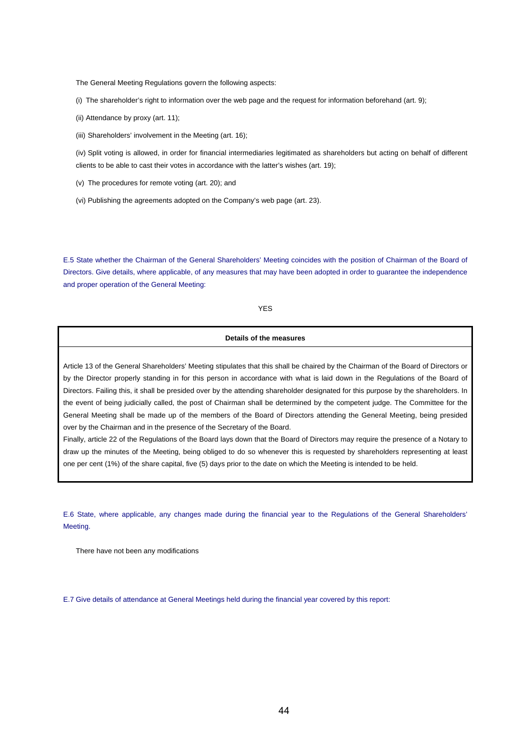The General Meeting Regulations govern the following aspects:

(i) The shareholder's right to information over the web page and the request for information beforehand (art. 9);

(ii) Attendance by proxy (art. 11);

(iii) Shareholders' involvement in the Meeting (art. 16);

(iv) Split voting is allowed, in order for financial intermediaries legitimated as shareholders but acting on behalf of different clients to be able to cast their votes in accordance with the latter's wishes (art. 19);

(v) The procedures for remote voting (art. 20); and

(vi) Publishing the agreements adopted on the Company's web page (art. 23).

E.5 State whether the Chairman of the General Shareholders' Meeting coincides with the position of Chairman of the Board of Directors. Give details, where applicable, of any measures that may have been adopted in order to guarantee the independence and proper operation of the General Meeting:

YES

| Details of the measures |
| --- |
| Article 13 of the General Shareholders' Meeting stipulates that this shall be chaired by the Chairman of the Board of Directors or by the Director properly standing in for this person in accordance with what is laid down in the Regulations of the Board of Directors. Failing this, it shall be presided over by the attending shareholder designated for this purpose by the shareholders. In the event of being judicially called, the post of Chairman shall be determined by the competent judge. The Committee for the General Meeting shall be made up of the members of the Board of Directors attending the General Meeting, being presided over by the Chairman and in the presence of the Secretary of the Board.<br>Finally, article 22 of the Regulations of the Board lays down that the Board of Directors may require the presence of a Notary to draw up the minutes of the Meeting, being obliged to do so whenever this is requested by shareholders representing at least one per cent (1%) of the share capital, five (5) days prior to the date on which the Meeting is intended to be held. |

E.6 State, where applicable, any changes made during the financial year to the Regulations of the General Shareholders' Meeting.

There have not been any modifications

E.7 Give details of attendance at General Meetings held during the financial year covered by this report: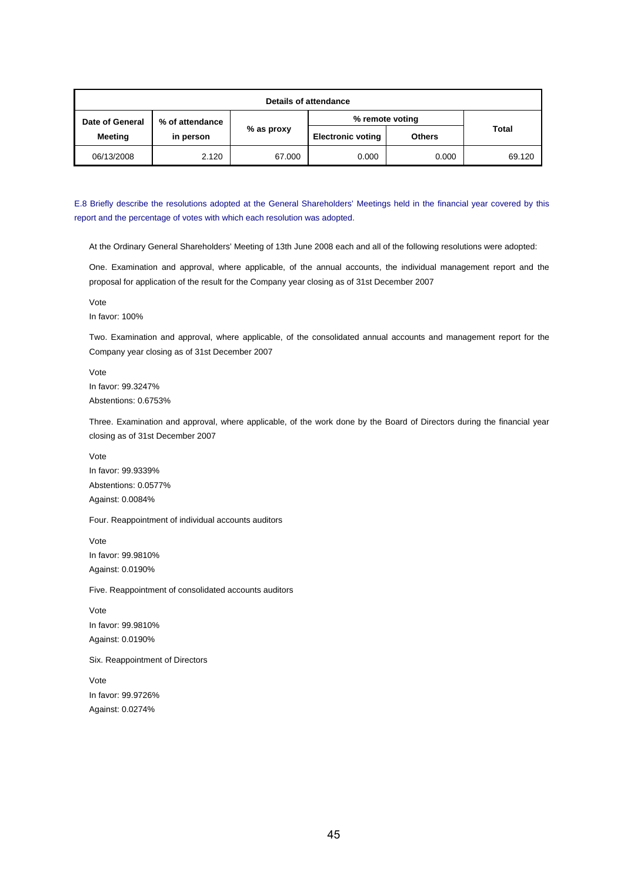| Details of attendance | | | | | |
|---|---|---|---|---|---|
| Date of General Meeting | % of attendance in person | % as proxy | % remote voting | | Total |
| | | | Electronic voting | Others | |
| 06/13/2008 | 2.120 | 67.000 | 0.000 | 0.000 | 69.120 |

E.8 Briefly describe the resolutions adopted at the General Shareholders' Meetings held in the financial year covered by this report and the percentage of votes with which each resolution was adopted.

At the Ordinary General Shareholders' Meeting of 13th June 2008 each and all of the following resolutions were adopted:

One. Examination and approval, where applicable, of the annual accounts, the individual management report and the proposal for application of the result for the Company year closing as of 31st December 2007

Vote
In favor: 100%

Two. Examination and approval, where applicable, of the consolidated annual accounts and management report for the Company year closing as of 31st December 2007

Vote
In favor: 99.3247%
Abstentions: 0.6753%

Three. Examination and approval, where applicable, of the work done by the Board of Directors during the financial year closing as of 31st December 2007

Vote
In favor: 99.9339%
Abstentions: 0.0577%
Against: 0.0084%

Four. Reappointment of individual accounts auditors

Vote
In favor: 99.9810%
Against: 0.0190%

Five. Reappointment of consolidated accounts auditors

Vote
In favor: 99.9810%
Against: 0.0190%

Six. Reappointment of Directors

Vote
In favor: 99.9726%
Against: 0.0274%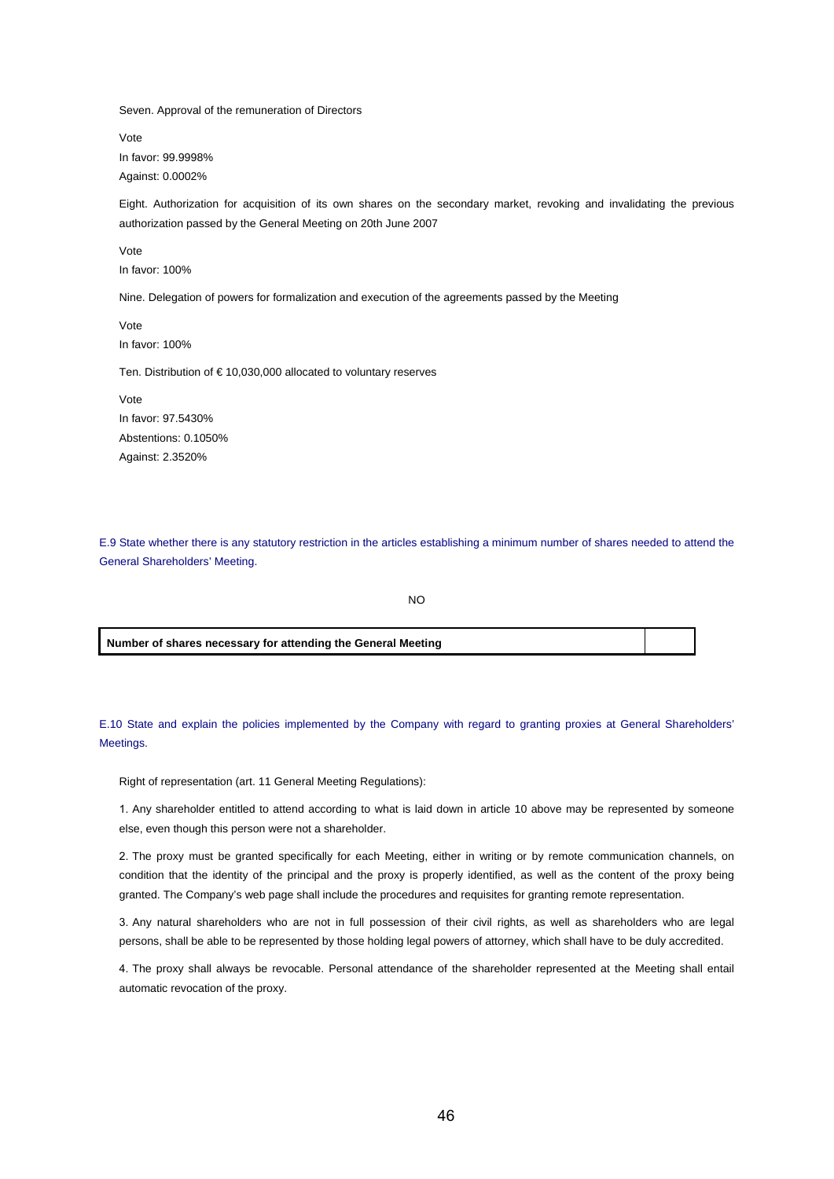Seven. Approval of the remuneration of Directors

Vote

In favor: 99.9998%

Against: 0.0002%

Eight. Authorization for acquisition of its own shares on the secondary market, revoking and invalidating the previous authorization passed by the General Meeting on 20th June 2007

Vote

In favor: 100%

Nine. Delegation of powers for formalization and execution of the agreements passed by the Meeting

Vote

In favor: 100%

Ten. Distribution of € 10,030,000 allocated to voluntary reserves

Vote

In favor: 97.5430%

Abstentions: 0.1050%

Against: 2.3520%

E.9 State whether there is any statutory restriction in the articles establishing a minimum number of shares needed to attend the General Shareholders' Meeting.

NO

| **Number of shares necessary for attending the General Meeting** | |
|---|---|

E.10 State and explain the policies implemented by the Company with regard to granting proxies at General Shareholders' Meetings.

Right of representation (art. 11 General Meeting Regulations):

1. Any shareholder entitled to attend according to what is laid down in article 10 above may be represented by someone else, even though this person were not a shareholder.

2. The proxy must be granted specifically for each Meeting, either in writing or by remote communication channels, on condition that the identity of the principal and the proxy is properly identified, as well as the content of the proxy being granted. The Company's web page shall include the procedures and requisites for granting remote representation.

3. Any natural shareholders who are not in full possession of their civil rights, as well as shareholders who are legal persons, shall be able to be represented by those holding legal powers of attorney, which shall have to be duly accredited.

4. The proxy shall always be revocable. Personal attendance of the shareholder represented at the Meeting shall entail automatic revocation of the proxy.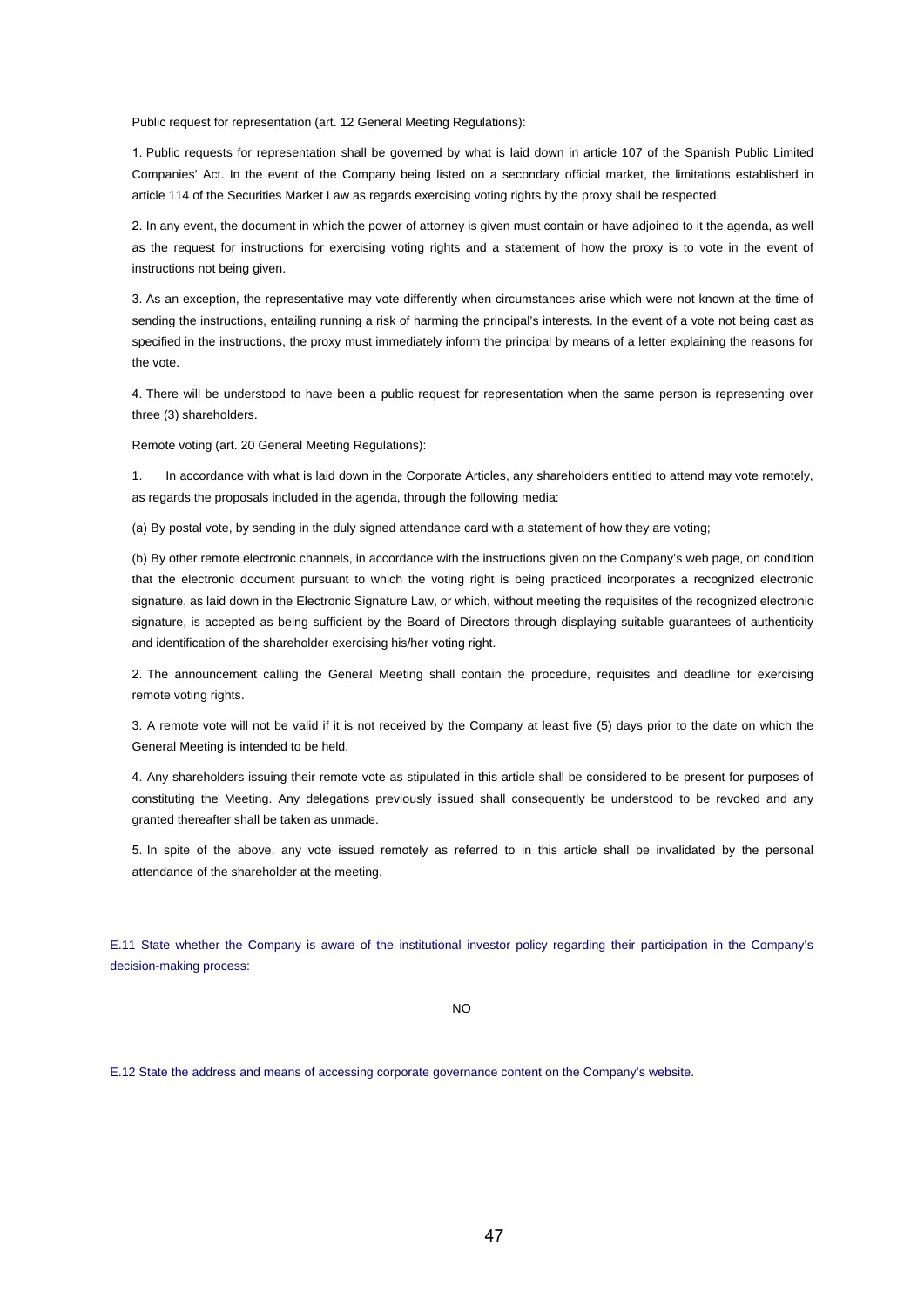Public request for representation (art. 12 General Meeting Regulations):

1. Public requests for representation shall be governed by what is laid down in article 107 of the Spanish Public Limited Companies' Act. In the event of the Company being listed on a secondary official market, the limitations established in article 114 of the Securities Market Law as regards exercising voting rights by the proxy shall be respected.

2. In any event, the document in which the power of attorney is given must contain or have adjoined to it the agenda, as well as the request for instructions for exercising voting rights and a statement of how the proxy is to vote in the event of instructions not being given.

3. As an exception, the representative may vote differently when circumstances arise which were not known at the time of sending the instructions, entailing running a risk of harming the principal's interests. In the event of a vote not being cast as specified in the instructions, the proxy must immediately inform the principal by means of a letter explaining the reasons for the vote.

4. There will be understood to have been a public request for representation when the same person is representing over three (3) shareholders.

Remote voting (art. 20 General Meeting Regulations):

1. In accordance with what is laid down in the Corporate Articles, any shareholders entitled to attend may vote remotely, as regards the proposals included in the agenda, through the following media:

(a) By postal vote, by sending in the duly signed attendance card with a statement of how they are voting;

(b) By other remote electronic channels, in accordance with the instructions given on the Company's web page, on condition that the electronic document pursuant to which the voting right is being practiced incorporates a recognized electronic signature, as laid down in the Electronic Signature Law, or which, without meeting the requisites of the recognized electronic signature, is accepted as being sufficient by the Board of Directors through displaying suitable guarantees of authenticity and identification of the shareholder exercising his/her voting right.

2. The announcement calling the General Meeting shall contain the procedure, requisites and deadline for exercising remote voting rights.

3. A remote vote will not be valid if it is not received by the Company at least five (5) days prior to the date on which the General Meeting is intended to be held.

4. Any shareholders issuing their remote vote as stipulated in this article shall be considered to be present for purposes of constituting the Meeting. Any delegations previously issued shall consequently be understood to be revoked and any granted thereafter shall be taken as unmade.

5. In spite of the above, any vote issued remotely as referred to in this article shall be invalidated by the personal attendance of the shareholder at the meeting.

E.11 State whether the Company is aware of the institutional investor policy regarding their participation in the Company's decision-making process:

NO

E.12 State the address and means of accessing corporate governance content on the Company's website.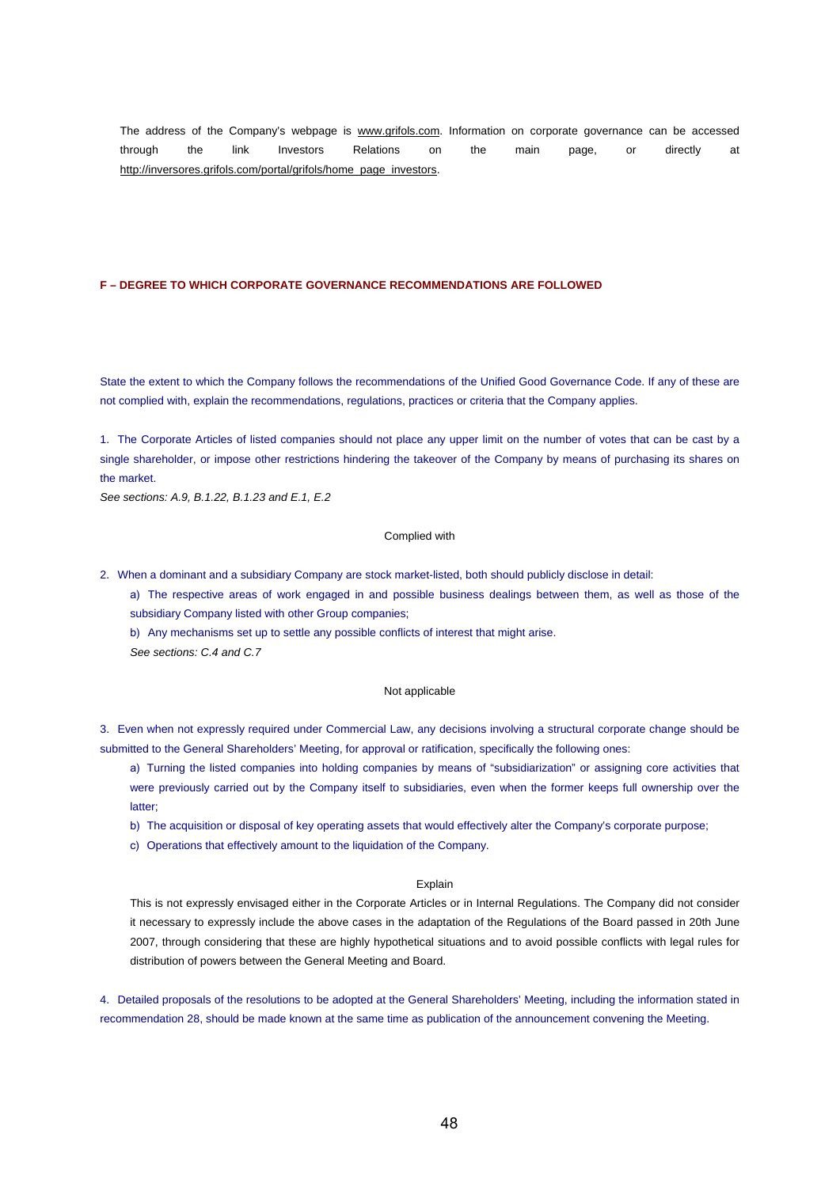The address of the Company's webpage is www.grifols.com. Information on corporate governance can be accessed through the link Investors Relations on the main page, or directly at http://inversores.grifols.com/portal/grifols/home_page_investors.

## F – DEGREE TO WHICH CORPORATE GOVERNANCE RECOMMENDATIONS ARE FOLLOWED

State the extent to which the Company follows the recommendations of the Unified Good Governance Code. If any of these are not complied with, explain the recommendations, regulations, practices or criteria that the Company applies.

1. The Corporate Articles of listed companies should not place any upper limit on the number of votes that can be cast by a single shareholder, or impose other restrictions hindering the takeover of the Company by means of purchasing its shares on the market.

*See sections: A.9, B.1.22, B.1.23 and E.1, E.2*

Complied with

2. When a dominant and a subsidiary Company are stock market-listed, both should publicly disclose in detail:

   a) The respective areas of work engaged in and possible business dealings between them, as well as those of the subsidiary Company listed with other Group companies;

   b) Any mechanisms set up to settle any possible conflicts of interest that might arise.

   *See sections: C.4 and C.7*

Not applicable

3. Even when not expressly required under Commercial Law, any decisions involving a structural corporate change should be submitted to the General Shareholders' Meeting, for approval or ratification, specifically the following ones:

   a) Turning the listed companies into holding companies by means of "subsidiarization" or assigning core activities that were previously carried out by the Company itself to subsidiaries, even when the former keeps full ownership over the latter;

   b) The acquisition or disposal of key operating assets that would effectively alter the Company's corporate purpose;

   c) Operations that effectively amount to the liquidation of the Company.

Explain

This is not expressly envisaged either in the Corporate Articles or in Internal Regulations. The Company did not consider it necessary to expressly include the above cases in the adaptation of the Regulations of the Board passed in 20th June 2007, through considering that these are highly hypothetical situations and to avoid possible conflicts with legal rules for distribution of powers between the General Meeting and Board.

4. Detailed proposals of the resolutions to be adopted at the General Shareholders' Meeting, including the information stated in recommendation 28, should be made known at the same time as publication of the announcement convening the Meeting.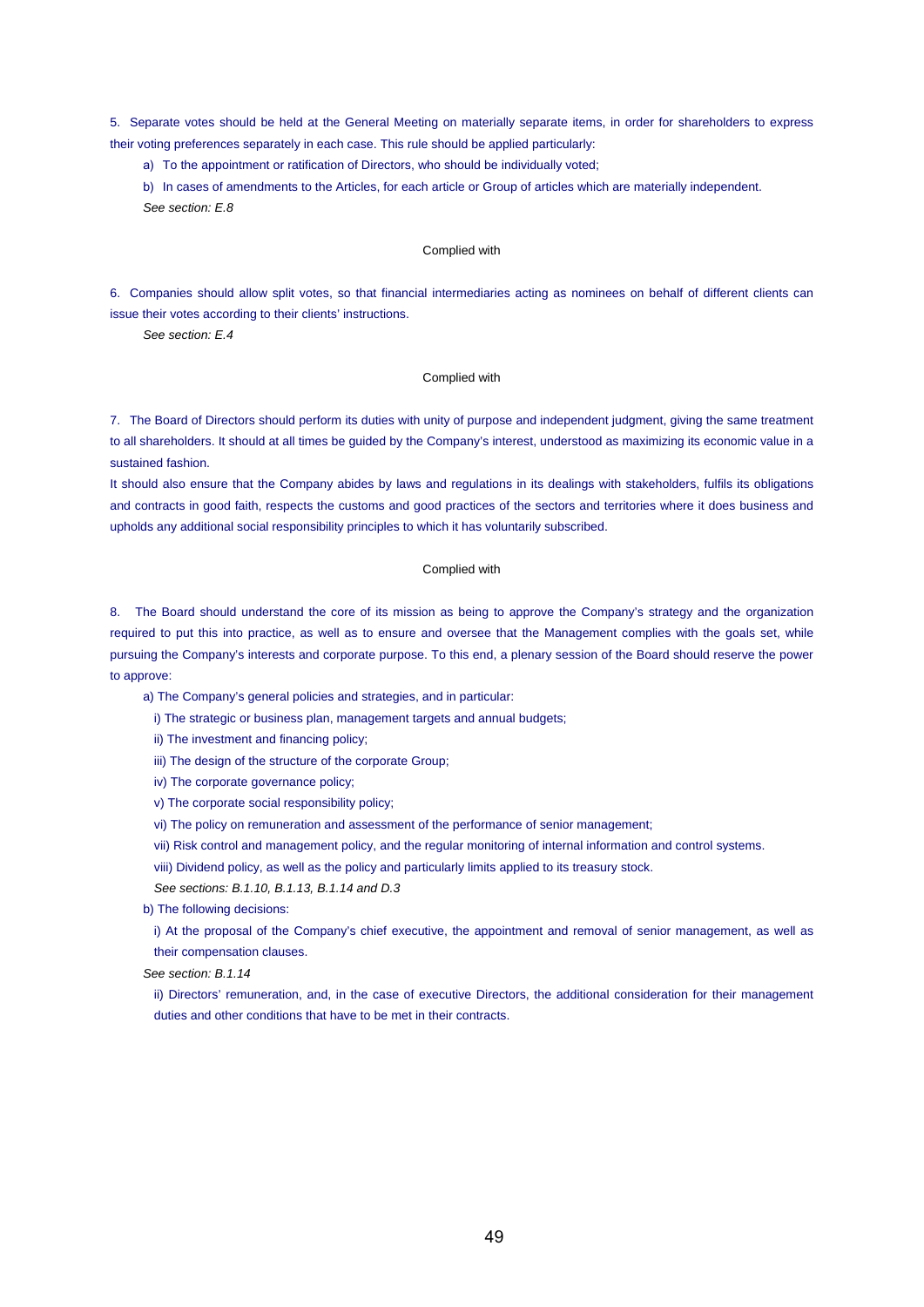5. Separate votes should be held at the General Meeting on materially separate items, in order for shareholders to express their voting preferences separately in each case. This rule should be applied particularly:

a) To the appointment or ratification of Directors, who should be individually voted;

b) In cases of amendments to the Articles, for each article or Group of articles which are materially independent.

*See section: E.8*

Complied with

6. Companies should allow split votes, so that financial intermediaries acting as nominees on behalf of different clients can issue their votes according to their clients' instructions.

*See section: E.4*

Complied with

7. The Board of Directors should perform its duties with unity of purpose and independent judgment, giving the same treatment to all shareholders. It should at all times be guided by the Company's interest, understood as maximizing its economic value in a sustained fashion.

It should also ensure that the Company abides by laws and regulations in its dealings with stakeholders, fulfils its obligations and contracts in good faith, respects the customs and good practices of the sectors and territories where it does business and upholds any additional social responsibility principles to which it has voluntarily subscribed.

Complied with

8. The Board should understand the core of its mission as being to approve the Company's strategy and the organization required to put this into practice, as well as to ensure and oversee that the Management complies with the goals set, while pursuing the Company's interests and corporate purpose. To this end, a plenary session of the Board should reserve the power to approve:

a) The Company's general policies and strategies, and in particular:

i) The strategic or business plan, management targets and annual budgets;

ii) The investment and financing policy;

iii) The design of the structure of the corporate Group;

iv) The corporate governance policy;

v) The corporate social responsibility policy;

vi) The policy on remuneration and assessment of the performance of senior management;

vii) Risk control and management policy, and the regular monitoring of internal information and control systems.

viii) Dividend policy, as well as the policy and particularly limits applied to its treasury stock.

*See sections: B.1.10, B.1.13, B.1.14 and D.3*

b) The following decisions:

i) At the proposal of the Company's chief executive, the appointment and removal of senior management, as well as their compensation clauses.

*See section: B.1.14*

ii) Directors' remuneration, and, in the case of executive Directors, the additional consideration for their management duties and other conditions that have to be met in their contracts.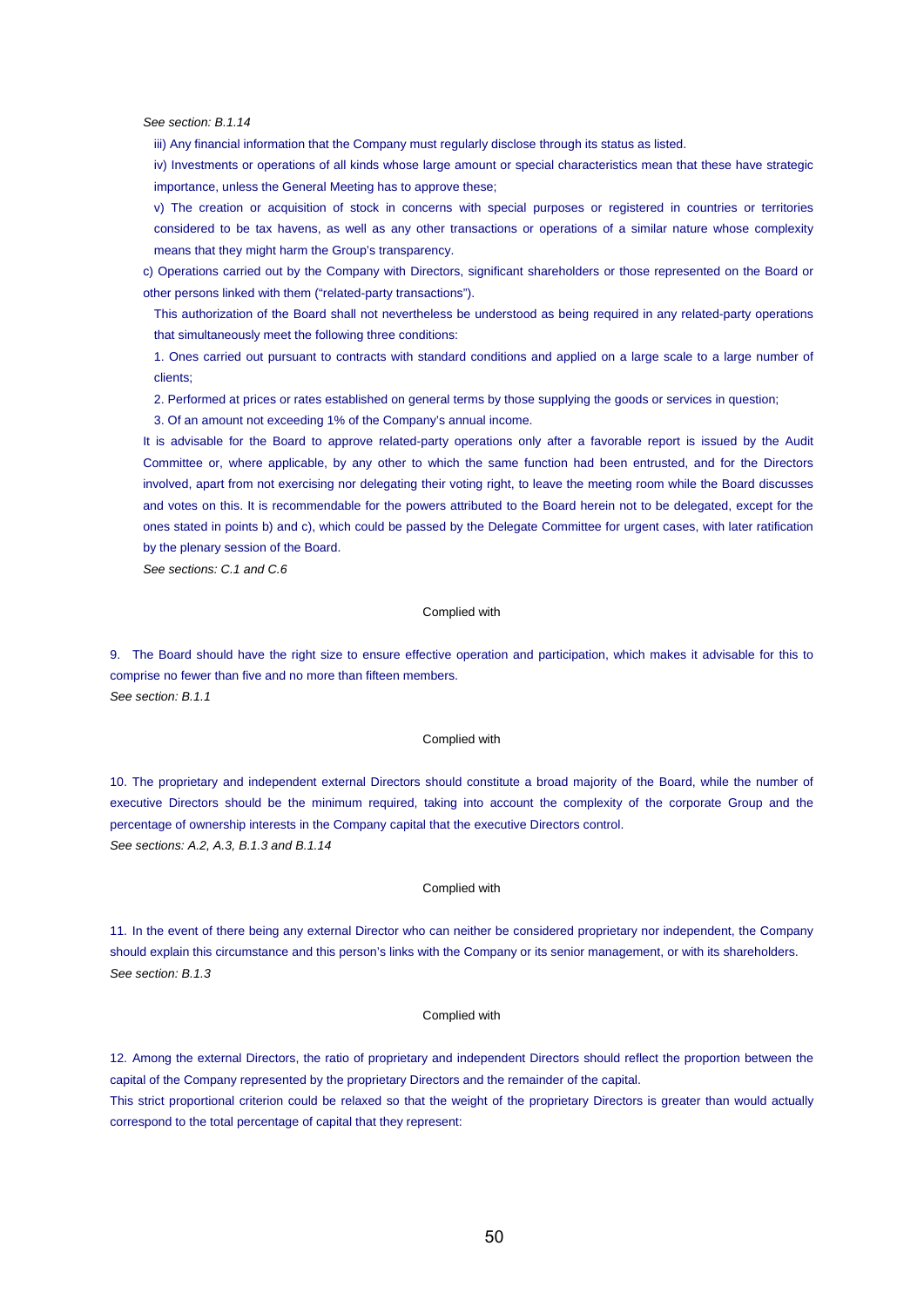*See section: B.1.14*

iii) Any financial information that the Company must regularly disclose through its status as listed.

iv) Investments or operations of all kinds whose large amount or special characteristics mean that these have strategic importance, unless the General Meeting has to approve these;

v) The creation or acquisition of stock in concerns with special purposes or registered in countries or territories considered to be tax havens, as well as any other transactions or operations of a similar nature whose complexity means that they might harm the Group's transparency.

c) Operations carried out by the Company with Directors, significant shareholders or those represented on the Board or other persons linked with them ("related-party transactions").

This authorization of the Board shall not nevertheless be understood as being required in any related-party operations that simultaneously meet the following three conditions:

1. Ones carried out pursuant to contracts with standard conditions and applied on a large scale to a large number of clients;

2. Performed at prices or rates established on general terms by those supplying the goods or services in question;

3. Of an amount not exceeding 1% of the Company's annual income.

It is advisable for the Board to approve related-party operations only after a favorable report is issued by the Audit Committee or, where applicable, by any other to which the same function had been entrusted, and for the Directors involved, apart from not exercising nor delegating their voting right, to leave the meeting room while the Board discusses and votes on this. It is recommendable for the powers attributed to the Board herein not to be delegated, except for the ones stated in points b) and c), which could be passed by the Delegate Committee for urgent cases, with later ratification by the plenary session of the Board.

*See sections: C.1 and C.6*

Complied with

9. The Board should have the right size to ensure effective operation and participation, which makes it advisable for this to comprise no fewer than five and no more than fifteen members.

*See section: B.1.1*

Complied with

10. The proprietary and independent external Directors should constitute a broad majority of the Board, while the number of executive Directors should be the minimum required, taking into account the complexity of the corporate Group and the percentage of ownership interests in the Company capital that the executive Directors control.

*See sections: A.2, A.3, B.1.3 and B.1.14*

Complied with

11. In the event of there being any external Director who can neither be considered proprietary nor independent, the Company should explain this circumstance and this person's links with the Company or its senior management, or with its shareholders.

*See section: B.1.3*

Complied with

12. Among the external Directors, the ratio of proprietary and independent Directors should reflect the proportion between the capital of the Company represented by the proprietary Directors and the remainder of the capital.

This strict proportional criterion could be relaxed so that the weight of the proprietary Directors is greater than would actually correspond to the total percentage of capital that they represent: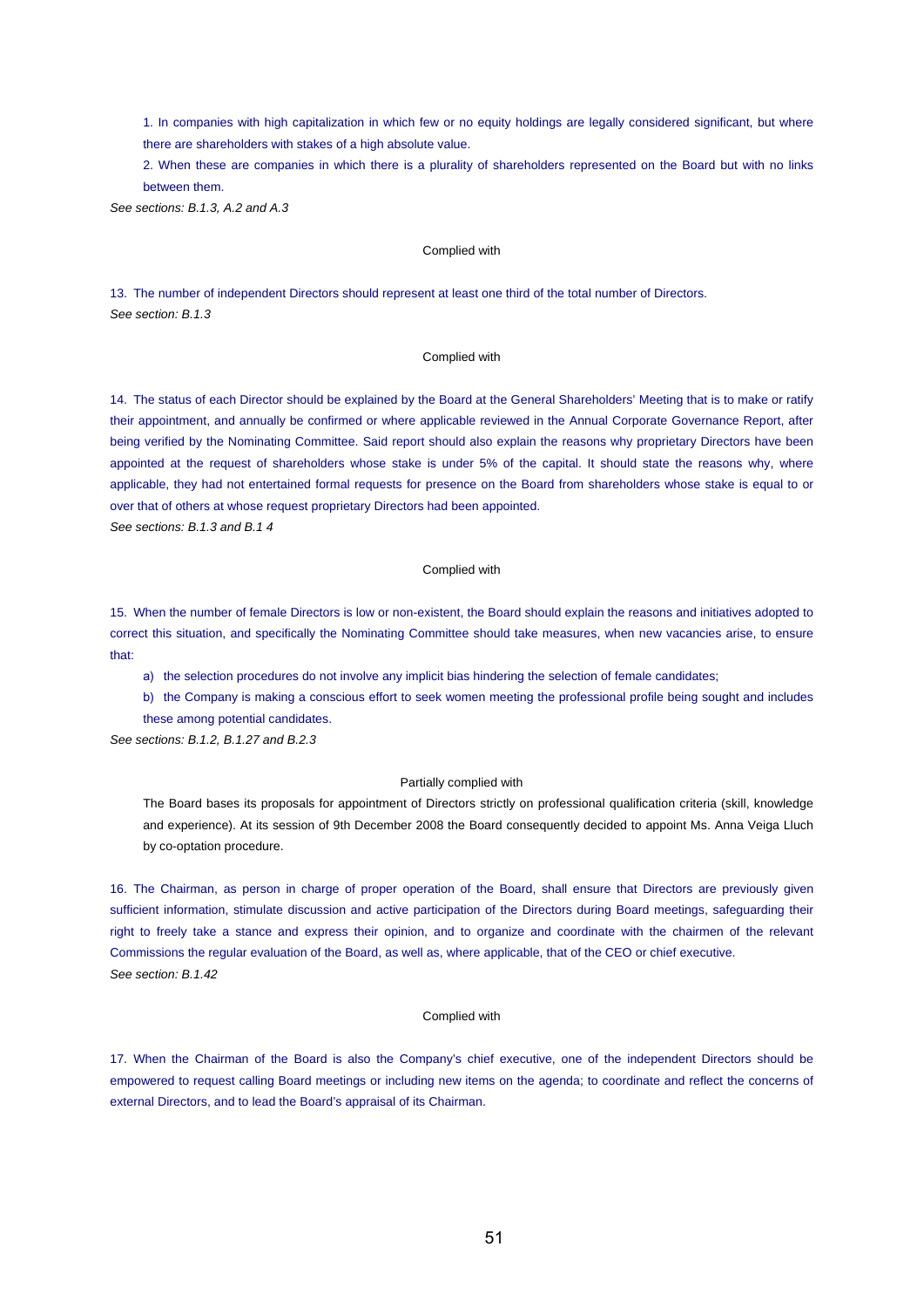1. In companies with high capitalization in which few or no equity holdings are legally considered significant, but where there are shareholders with stakes of a high absolute value.

2. When these are companies in which there is a plurality of shareholders represented on the Board but with no links between them.

*See sections: B.1.3, A.2 and A.3*

Complied with

13. The number of independent Directors should represent at least one third of the total number of Directors.
*See section: B.1.3*

Complied with

14. The status of each Director should be explained by the Board at the General Shareholders' Meeting that is to make or ratify their appointment, and annually be confirmed or where applicable reviewed in the Annual Corporate Governance Report, after being verified by the Nominating Committee. Said report should also explain the reasons why proprietary Directors have been appointed at the request of shareholders whose stake is under 5% of the capital. It should state the reasons why, where applicable, they had not entertained formal requests for presence on the Board from shareholders whose stake is equal to or over that of others at whose request proprietary Directors had been appointed.
*See sections: B.1.3 and B.1 4*

Complied with

15. When the number of female Directors is low or non-existent, the Board should explain the reasons and initiatives adopted to correct this situation, and specifically the Nominating Committee should take measures, when new vacancies arise, to ensure that:

a) the selection procedures do not involve any implicit bias hindering the selection of female candidates;

b) the Company is making a conscious effort to seek women meeting the professional profile being sought and includes these among potential candidates.

*See sections: B.1.2, B.1.27 and B.2.3*

Partially complied with

The Board bases its proposals for appointment of Directors strictly on professional qualification criteria (skill, knowledge and experience). At its session of 9th December 2008 the Board consequently decided to appoint Ms. Anna Veiga Lluch by co-optation procedure.

16. The Chairman, as person in charge of proper operation of the Board, shall ensure that Directors are previously given sufficient information, stimulate discussion and active participation of the Directors during Board meetings, safeguarding their right to freely take a stance and express their opinion, and to organize and coordinate with the chairmen of the relevant Commissions the regular evaluation of the Board, as well as, where applicable, that of the CEO or chief executive.
*See section: B.1.42*

Complied with

17. When the Chairman of the Board is also the Company's chief executive, one of the independent Directors should be empowered to request calling Board meetings or including new items on the agenda; to coordinate and reflect the concerns of external Directors, and to lead the Board's appraisal of its Chairman.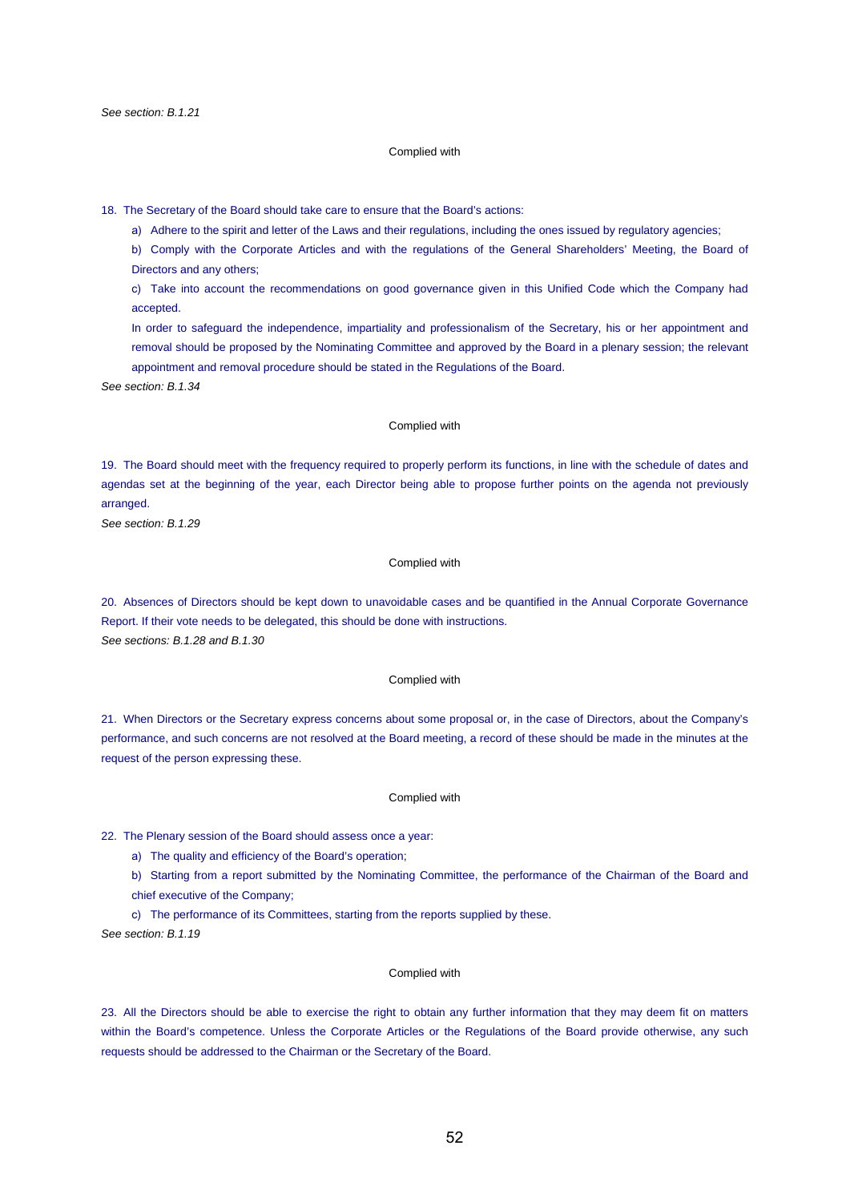*See section: B.1.21*

Complied with

18. The Secretary of the Board should take care to ensure that the Board's actions:

   a) Adhere to the spirit and letter of the Laws and their regulations, including the ones issued by regulatory agencies;

   b) Comply with the Corporate Articles and with the regulations of the General Shareholders' Meeting, the Board of Directors and any others;

   c) Take into account the recommendations on good governance given in this Unified Code which the Company had accepted.

   In order to safeguard the independence, impartiality and professionalism of the Secretary, his or her appointment and removal should be proposed by the Nominating Committee and approved by the Board in a plenary session; the relevant appointment and removal procedure should be stated in the Regulations of the Board.

*See section: B.1.34*

Complied with

19. The Board should meet with the frequency required to properly perform its functions, in line with the schedule of dates and agendas set at the beginning of the year, each Director being able to propose further points on the agenda not previously arranged.

*See section: B.1.29*

Complied with

20. Absences of Directors should be kept down to unavoidable cases and be quantified in the Annual Corporate Governance Report. If their vote needs to be delegated, this should be done with instructions.

*See sections: B.1.28 and B.1.30*

Complied with

21. When Directors or the Secretary express concerns about some proposal or, in the case of Directors, about the Company's performance, and such concerns are not resolved at the Board meeting, a record of these should be made in the minutes at the request of the person expressing these.

Complied with

22. The Plenary session of the Board should assess once a year:

   a) The quality and efficiency of the Board's operation;

   b) Starting from a report submitted by the Nominating Committee, the performance of the Chairman of the Board and chief executive of the Company;

   c) The performance of its Committees, starting from the reports supplied by these.

*See section: B.1.19*

Complied with

23. All the Directors should be able to exercise the right to obtain any further information that they may deem fit on matters within the Board's competence. Unless the Corporate Articles or the Regulations of the Board provide otherwise, any such requests should be addressed to the Chairman or the Secretary of the Board.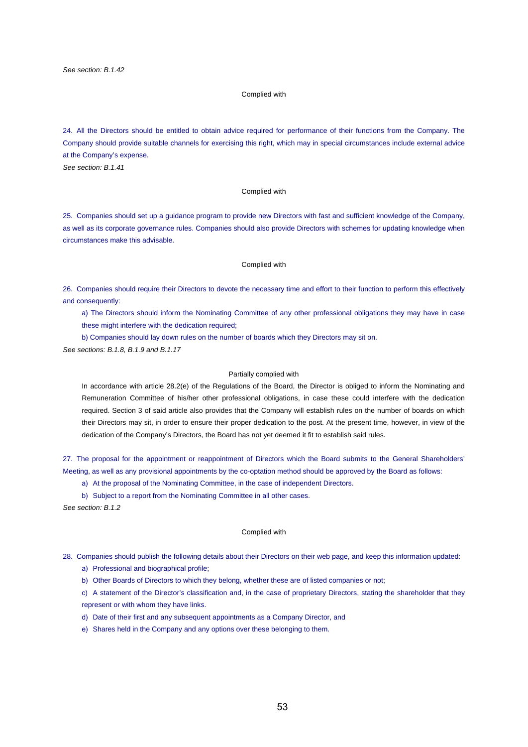*See section: B.1.42*

Complied with

24. All the Directors should be entitled to obtain advice required for performance of their functions from the Company. The Company should provide suitable channels for exercising this right, which may in special circumstances include external advice at the Company's expense.

*See section: B.1.41*

Complied with

25. Companies should set up a guidance program to provide new Directors with fast and sufficient knowledge of the Company, as well as its corporate governance rules. Companies should also provide Directors with schemes for updating knowledge when circumstances make this advisable.

Complied with

26. Companies should require their Directors to devote the necessary time and effort to their function to perform this effectively and consequently:

a) The Directors should inform the Nominating Committee of any other professional obligations they may have in case these might interfere with the dedication required;

b) Companies should lay down rules on the number of boards which they Directors may sit on.

*See sections: B.1.8, B.1.9 and B.1.17*

Partially complied with

In accordance with article 28.2(e) of the Regulations of the Board, the Director is obliged to inform the Nominating and Remuneration Committee of his/her other professional obligations, in case these could interfere with the dedication required. Section 3 of said article also provides that the Company will establish rules on the number of boards on which their Directors may sit, in order to ensure their proper dedication to the post. At the present time, however, in view of the dedication of the Company's Directors, the Board has not yet deemed it fit to establish said rules.

27. The proposal for the appointment or reappointment of Directors which the Board submits to the General Shareholders' Meeting, as well as any provisional appointments by the co-optation method should be approved by the Board as follows:

a) At the proposal of the Nominating Committee, in the case of independent Directors.

b) Subject to a report from the Nominating Committee in all other cases.

*See section: B.1.2*

Complied with

28. Companies should publish the following details about their Directors on their web page, and keep this information updated:

a) Professional and biographical profile;

b) Other Boards of Directors to which they belong, whether these are of listed companies or not;

c) A statement of the Director's classification and, in the case of proprietary Directors, stating the shareholder that they represent or with whom they have links.

d) Date of their first and any subsequent appointments as a Company Director, and

e) Shares held in the Company and any options over these belonging to them.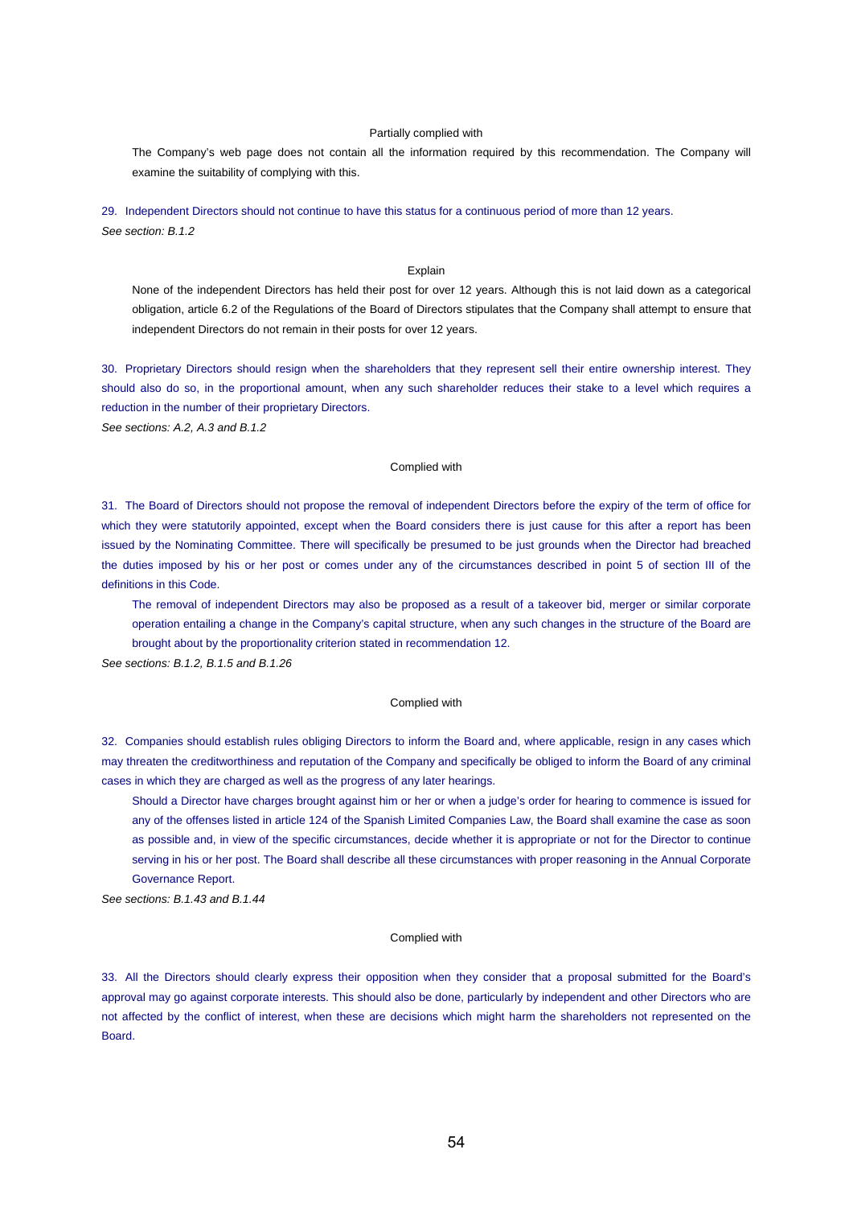Partially complied with

The Company's web page does not contain all the information required by this recommendation. The Company will examine the suitability of complying with this.

29. Independent Directors should not continue to have this status for a continuous period of more than 12 years.

*See section: B.1.2*

Explain

None of the independent Directors has held their post for over 12 years. Although this is not laid down as a categorical obligation, article 6.2 of the Regulations of the Board of Directors stipulates that the Company shall attempt to ensure that independent Directors do not remain in their posts for over 12 years.

30. Proprietary Directors should resign when the shareholders that they represent sell their entire ownership interest. They should also do so, in the proportional amount, when any such shareholder reduces their stake to a level which requires a reduction in the number of their proprietary Directors.

*See sections: A.2, A.3 and B.1.2*

Complied with

31. The Board of Directors should not propose the removal of independent Directors before the expiry of the term of office for which they were statutorily appointed, except when the Board considers there is just cause for this after a report has been issued by the Nominating Committee. There will specifically be presumed to be just grounds when the Director had breached the duties imposed by his or her post or comes under any of the circumstances described in point 5 of section III of the definitions in this Code.

The removal of independent Directors may also be proposed as a result of a takeover bid, merger or similar corporate operation entailing a change in the Company's capital structure, when any such changes in the structure of the Board are brought about by the proportionality criterion stated in recommendation 12.

*See sections: B.1.2, B.1.5 and B.1.26*

Complied with

32. Companies should establish rules obliging Directors to inform the Board and, where applicable, resign in any cases which may threaten the creditworthiness and reputation of the Company and specifically be obliged to inform the Board of any criminal cases in which they are charged as well as the progress of any later hearings.

Should a Director have charges brought against him or her or when a judge's order for hearing to commence is issued for any of the offenses listed in article 124 of the Spanish Limited Companies Law, the Board shall examine the case as soon as possible and, in view of the specific circumstances, decide whether it is appropriate or not for the Director to continue serving in his or her post. The Board shall describe all these circumstances with proper reasoning in the Annual Corporate Governance Report.

*See sections: B.1.43 and B.1.44*

Complied with

33. All the Directors should clearly express their opposition when they consider that a proposal submitted for the Board's approval may go against corporate interests. This should also be done, particularly by independent and other Directors who are not affected by the conflict of interest, when these are decisions which might harm the shareholders not represented on the Board.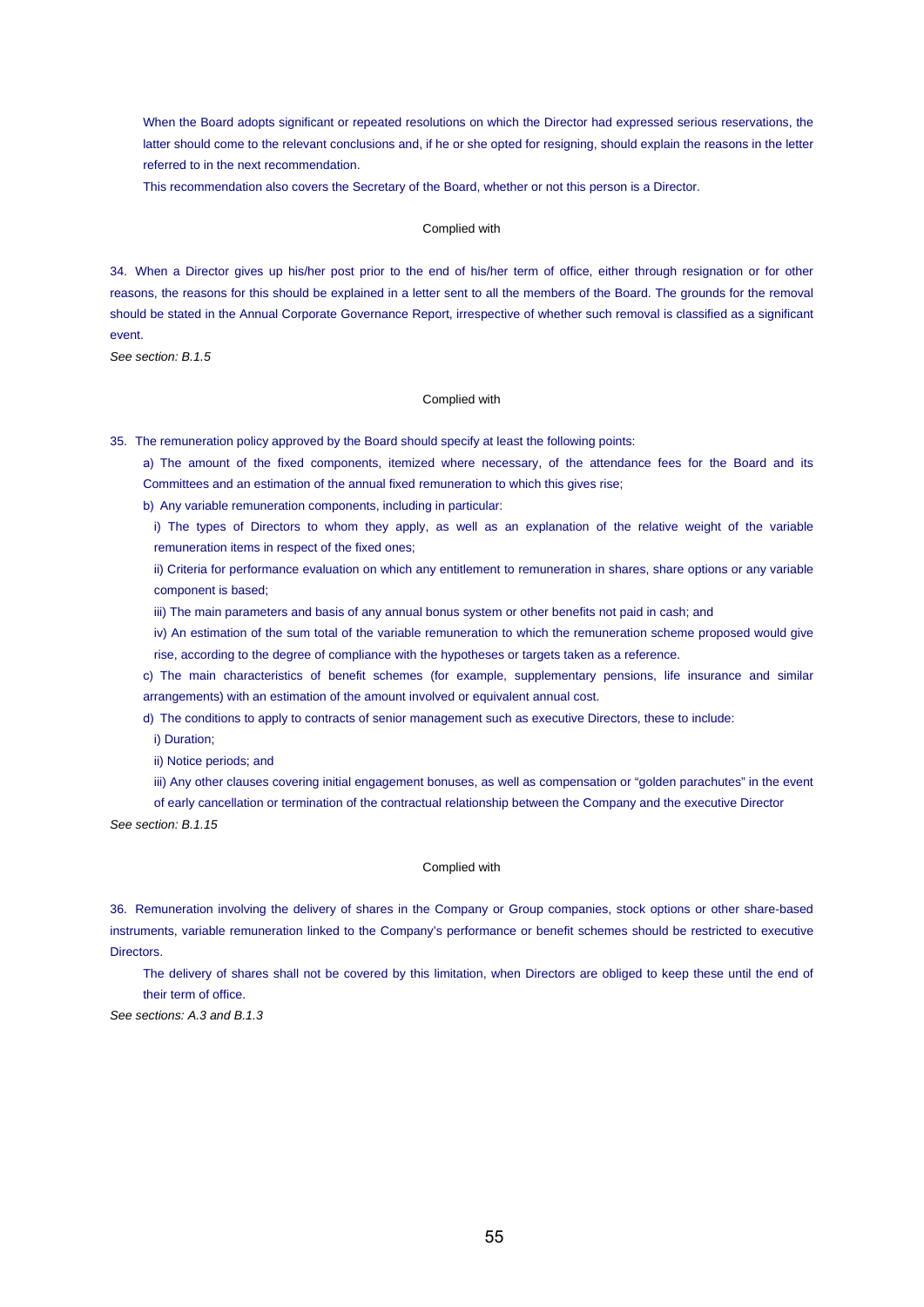When the Board adopts significant or repeated resolutions on which the Director had expressed serious reservations, the latter should come to the relevant conclusions and, if he or she opted for resigning, should explain the reasons in the letter referred to in the next recommendation.

This recommendation also covers the Secretary of the Board, whether or not this person is a Director.

Complied with

34. When a Director gives up his/her post prior to the end of his/her term of office, either through resignation or for other reasons, the reasons for this should be explained in a letter sent to all the members of the Board. The grounds for the removal should be stated in the Annual Corporate Governance Report, irrespective of whether such removal is classified as a significant event.

*See section: B.1.5*

Complied with

35. The remuneration policy approved by the Board should specify at least the following points:

a) The amount of the fixed components, itemized where necessary, of the attendance fees for the Board and its Committees and an estimation of the annual fixed remuneration to which this gives rise;

b) Any variable remuneration components, including in particular:

i) The types of Directors to whom they apply, as well as an explanation of the relative weight of the variable remuneration items in respect of the fixed ones;

ii) Criteria for performance evaluation on which any entitlement to remuneration in shares, share options or any variable component is based;

iii) The main parameters and basis of any annual bonus system or other benefits not paid in cash; and

iv) An estimation of the sum total of the variable remuneration to which the remuneration scheme proposed would give rise, according to the degree of compliance with the hypotheses or targets taken as a reference.

c) The main characteristics of benefit schemes (for example, supplementary pensions, life insurance and similar arrangements) with an estimation of the amount involved or equivalent annual cost.

d) The conditions to apply to contracts of senior management such as executive Directors, these to include:

i) Duration;

ii) Notice periods; and

iii) Any other clauses covering initial engagement bonuses, as well as compensation or “golden parachutes” in the event of early cancellation or termination of the contractual relationship between the Company and the executive Director

*See section: B.1.15*

Complied with

36. Remuneration involving the delivery of shares in the Company or Group companies, stock options or other share-based instruments, variable remuneration linked to the Company’s performance or benefit schemes should be restricted to executive Directors.

The delivery of shares shall not be covered by this limitation, when Directors are obliged to keep these until the end of their term of office.

*See sections: A.3 and B.1.3*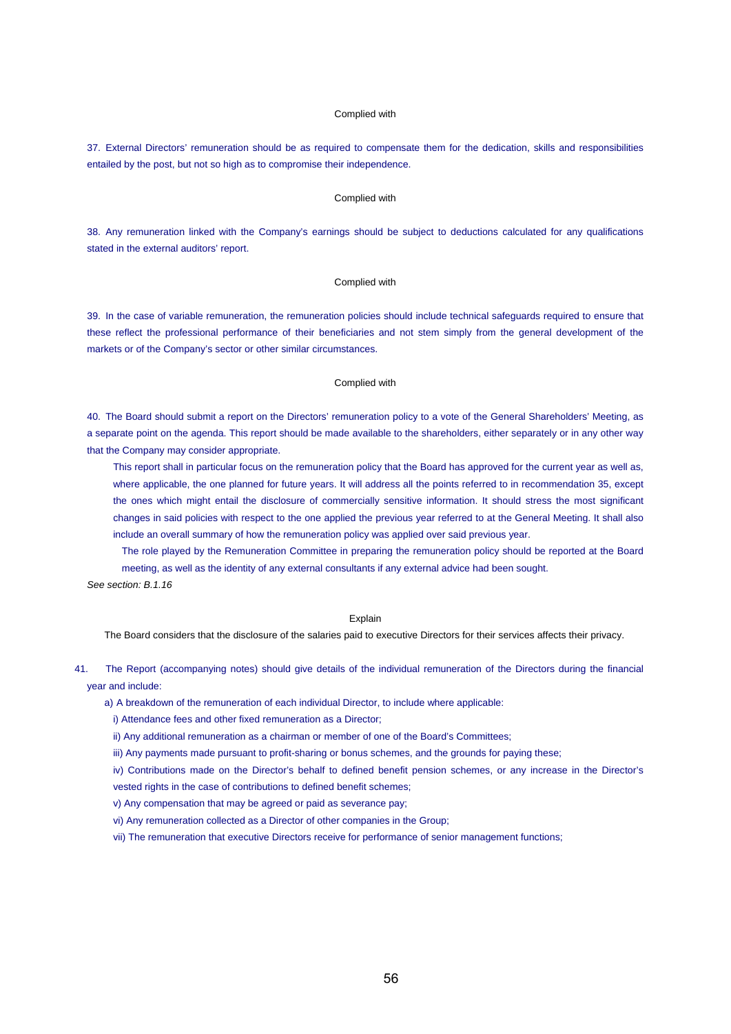Complied with

37. External Directors' remuneration should be as required to compensate them for the dedication, skills and responsibilities entailed by the post, but not so high as to compromise their independence.

Complied with

38. Any remuneration linked with the Company's earnings should be subject to deductions calculated for any qualifications stated in the external auditors' report.

Complied with

39. In the case of variable remuneration, the remuneration policies should include technical safeguards required to ensure that these reflect the professional performance of their beneficiaries and not stem simply from the general development of the markets or of the Company's sector or other similar circumstances.

Complied with

40. The Board should submit a report on the Directors' remuneration policy to a vote of the General Shareholders' Meeting, as a separate point on the agenda. This report should be made available to the shareholders, either separately or in any other way that the Company may consider appropriate.

This report shall in particular focus on the remuneration policy that the Board has approved for the current year as well as, where applicable, the one planned for future years. It will address all the points referred to in recommendation 35, except the ones which might entail the disclosure of commercially sensitive information. It should stress the most significant changes in said policies with respect to the one applied the previous year referred to at the General Meeting. It shall also include an overall summary of how the remuneration policy was applied over said previous year.

The role played by the Remuneration Committee in preparing the remuneration policy should be reported at the Board meeting, as well as the identity of any external consultants if any external advice had been sought.

*See section: B.1.16*

Explain

The Board considers that the disclosure of the salaries paid to executive Directors for their services affects their privacy.

41. The Report (accompanying notes) should give details of the individual remuneration of the Directors during the financial year and include:

a) A breakdown of the remuneration of each individual Director, to include where applicable:

i) Attendance fees and other fixed remuneration as a Director;

ii) Any additional remuneration as a chairman or member of one of the Board's Committees;

iii) Any payments made pursuant to profit-sharing or bonus schemes, and the grounds for paying these;

iv) Contributions made on the Director's behalf to defined benefit pension schemes, or any increase in the Director's vested rights in the case of contributions to defined benefit schemes;

v) Any compensation that may be agreed or paid as severance pay;

vi) Any remuneration collected as a Director of other companies in the Group;

vii) The remuneration that executive Directors receive for performance of senior management functions;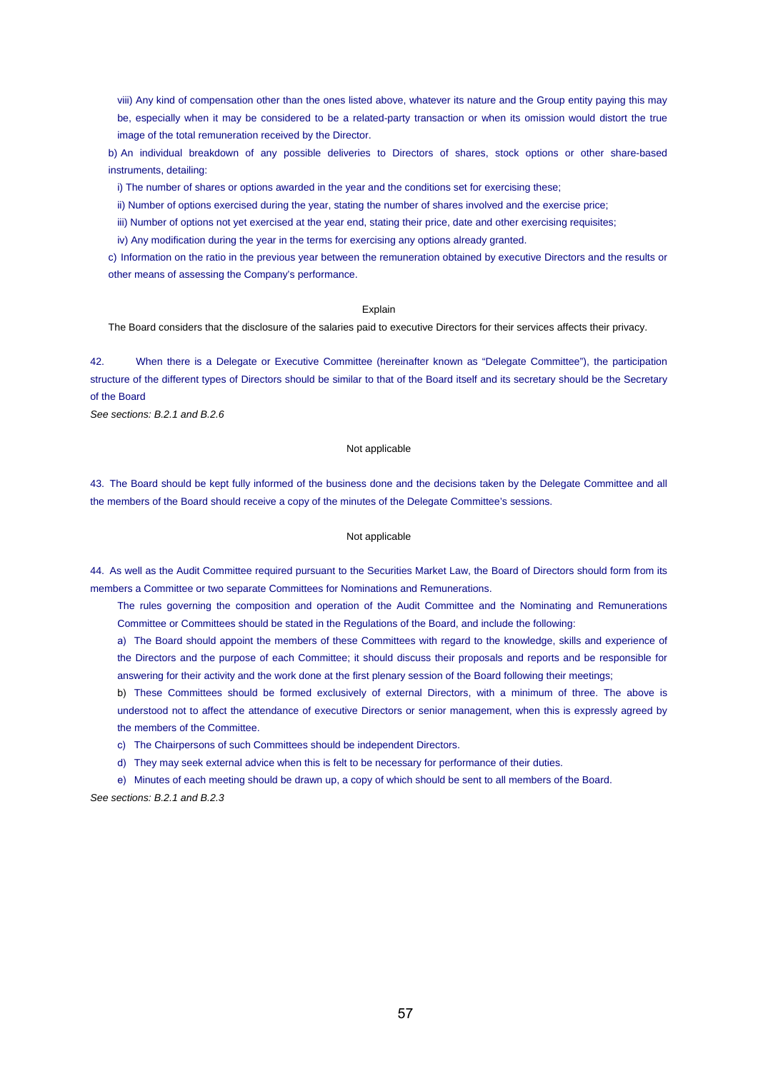viii) Any kind of compensation other than the ones listed above, whatever its nature and the Group entity paying this may be, especially when it may be considered to be a related-party transaction or when its omission would distort the true image of the total remuneration received by the Director.

b) An individual breakdown of any possible deliveries to Directors of shares, stock options or other share-based instruments, detailing:

i) The number of shares or options awarded in the year and the conditions set for exercising these;

ii) Number of options exercised during the year, stating the number of shares involved and the exercise price;

iii) Number of options not yet exercised at the year end, stating their price, date and other exercising requisites;

iv) Any modification during the year in the terms for exercising any options already granted.

c) Information on the ratio in the previous year between the remuneration obtained by executive Directors and the results or other means of assessing the Company's performance.

Explain

The Board considers that the disclosure of the salaries paid to executive Directors for their services affects their privacy.

42. When there is a Delegate or Executive Committee (hereinafter known as "Delegate Committee"), the participation structure of the different types of Directors should be similar to that of the Board itself and its secretary should be the Secretary of the Board

*See sections: B.2.1 and B.2.6*

Not applicable

43. The Board should be kept fully informed of the business done and the decisions taken by the Delegate Committee and all the members of the Board should receive a copy of the minutes of the Delegate Committee's sessions.

Not applicable

44. As well as the Audit Committee required pursuant to the Securities Market Law, the Board of Directors should form from its members a Committee or two separate Committees for Nominations and Remunerations.

The rules governing the composition and operation of the Audit Committee and the Nominating and Remunerations Committee or Committees should be stated in the Regulations of the Board, and include the following:

a) The Board should appoint the members of these Committees with regard to the knowledge, skills and experience of the Directors and the purpose of each Committee; it should discuss their proposals and reports and be responsible for answering for their activity and the work done at the first plenary session of the Board following their meetings;

b) These Committees should be formed exclusively of external Directors, with a minimum of three. The above is understood not to affect the attendance of executive Directors or senior management, when this is expressly agreed by the members of the Committee.

c) The Chairpersons of such Committees should be independent Directors.

d) They may seek external advice when this is felt to be necessary for performance of their duties.

e) Minutes of each meeting should be drawn up, a copy of which should be sent to all members of the Board.

*See sections: B.2.1 and B.2.3*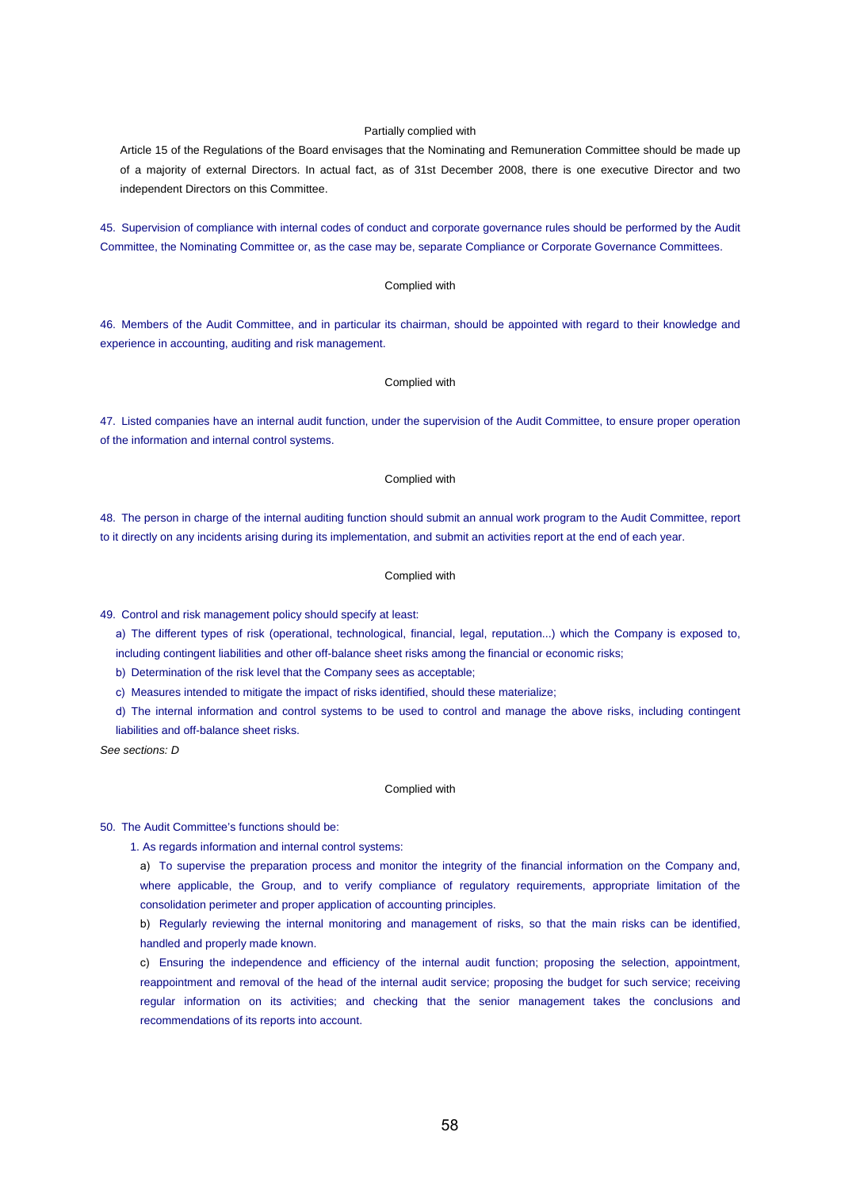Partially complied with

Article 15 of the Regulations of the Board envisages that the Nominating and Remuneration Committee should be made up of a majority of external Directors. In actual fact, as of 31st December 2008, there is one executive Director and two independent Directors on this Committee.

45. Supervision of compliance with internal codes of conduct and corporate governance rules should be performed by the Audit Committee, the Nominating Committee or, as the case may be, separate Compliance or Corporate Governance Committees.

Complied with

46. Members of the Audit Committee, and in particular its chairman, should be appointed with regard to their knowledge and experience in accounting, auditing and risk management.

Complied with

47. Listed companies have an internal audit function, under the supervision of the Audit Committee, to ensure proper operation of the information and internal control systems.

Complied with

48. The person in charge of the internal auditing function should submit an annual work program to the Audit Committee, report to it directly on any incidents arising during its implementation, and submit an activities report at the end of each year.

Complied with

49. Control and risk management policy should specify at least:

a) The different types of risk (operational, technological, financial, legal, reputation...) which the Company is exposed to, including contingent liabilities and other off-balance sheet risks among the financial or economic risks;

b) Determination of the risk level that the Company sees as acceptable;

c) Measures intended to mitigate the impact of risks identified, should these materialize;

d) The internal information and control systems to be used to control and manage the above risks, including contingent liabilities and off-balance sheet risks.

*See sections: D*

Complied with

50. The Audit Committee's functions should be:

1. As regards information and internal control systems:

a) To supervise the preparation process and monitor the integrity of the financial information on the Company and, where applicable, the Group, and to verify compliance of regulatory requirements, appropriate limitation of the consolidation perimeter and proper application of accounting principles.

b) Regularly reviewing the internal monitoring and management of risks, so that the main risks can be identified, handled and properly made known.

c) Ensuring the independence and efficiency of the internal audit function; proposing the selection, appointment, reappointment and removal of the head of the internal audit service; proposing the budget for such service; receiving regular information on its activities; and checking that the senior management takes the conclusions and recommendations of its reports into account.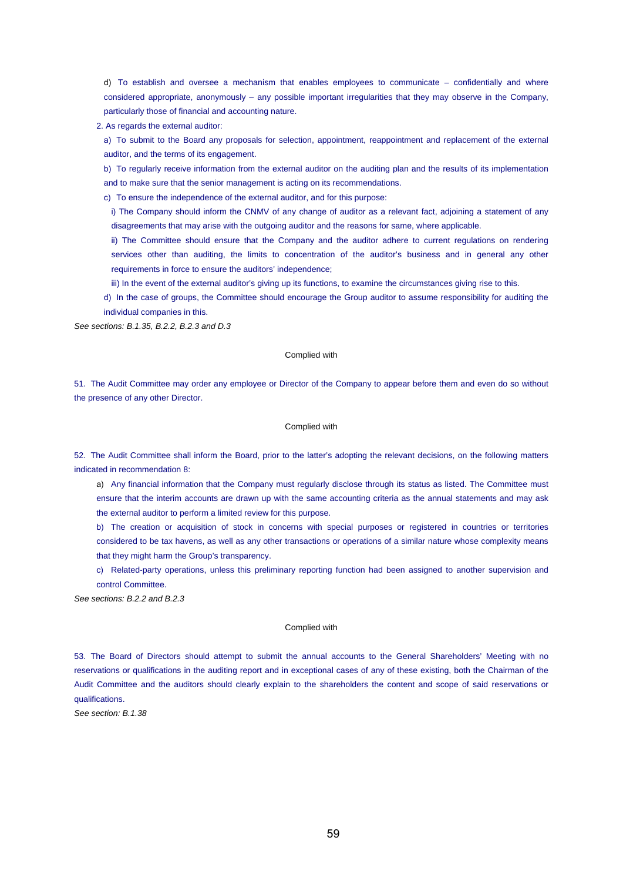d) To establish and oversee a mechanism that enables employees to communicate – confidentially and where considered appropriate, anonymously – any possible important irregularities that they may observe in the Company, particularly those of financial and accounting nature.

2. As regards the external auditor:

a) To submit to the Board any proposals for selection, appointment, reappointment and replacement of the external auditor, and the terms of its engagement.

b) To regularly receive information from the external auditor on the auditing plan and the results of its implementation and to make sure that the senior management is acting on its recommendations.

c) To ensure the independence of the external auditor, and for this purpose:

i) The Company should inform the CNMV of any change of auditor as a relevant fact, adjoining a statement of any disagreements that may arise with the outgoing auditor and the reasons for same, where applicable.

ii) The Committee should ensure that the Company and the auditor adhere to current regulations on rendering services other than auditing, the limits to concentration of the auditor's business and in general any other requirements in force to ensure the auditors' independence;

iii) In the event of the external auditor's giving up its functions, to examine the circumstances giving rise to this.

d) In the case of groups, the Committee should encourage the Group auditor to assume responsibility for auditing the individual companies in this.

*See sections: B.1.35, B.2.2, B.2.3 and D.3*

Complied with

51. The Audit Committee may order any employee or Director of the Company to appear before them and even do so without the presence of any other Director.

Complied with

52. The Audit Committee shall inform the Board, prior to the latter's adopting the relevant decisions, on the following matters indicated in recommendation 8:

a) Any financial information that the Company must regularly disclose through its status as listed. The Committee must ensure that the interim accounts are drawn up with the same accounting criteria as the annual statements and may ask the external auditor to perform a limited review for this purpose.

b) The creation or acquisition of stock in concerns with special purposes or registered in countries or territories considered to be tax havens, as well as any other transactions or operations of a similar nature whose complexity means that they might harm the Group's transparency.

c) Related-party operations, unless this preliminary reporting function had been assigned to another supervision and control Committee.

*See sections: B.2.2 and B.2.3*

Complied with

53. The Board of Directors should attempt to submit the annual accounts to the General Shareholders' Meeting with no reservations or qualifications in the auditing report and in exceptional cases of any of these existing, both the Chairman of the Audit Committee and the auditors should clearly explain to the shareholders the content and scope of said reservations or qualifications.

*See section: B.1.38*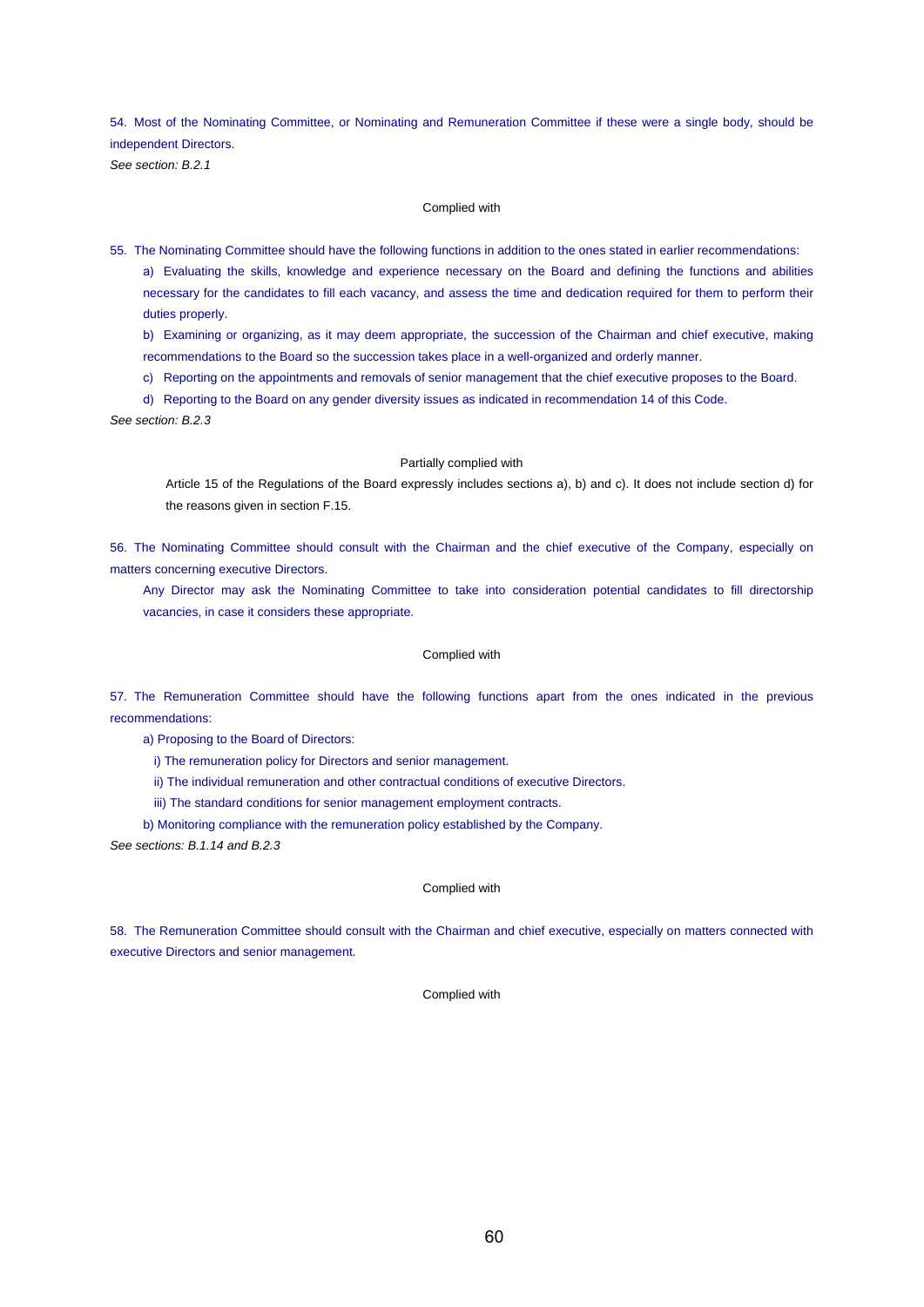54. Most of the Nominating Committee, or Nominating and Remuneration Committee if these were a single body, should be independent Directors.

*See section: B.2.1*

Complied with

55. The Nominating Committee should have the following functions in addition to the ones stated in earlier recommendations:

a) Evaluating the skills, knowledge and experience necessary on the Board and defining the functions and abilities necessary for the candidates to fill each vacancy, and assess the time and dedication required for them to perform their duties properly.

b) Examining or organizing, as it may deem appropriate, the succession of the Chairman and chief executive, making recommendations to the Board so the succession takes place in a well-organized and orderly manner.

c) Reporting on the appointments and removals of senior management that the chief executive proposes to the Board.

d) Reporting to the Board on any gender diversity issues as indicated in recommendation 14 of this Code.

*See section: B.2.3*

Partially complied with

Article 15 of the Regulations of the Board expressly includes sections a), b) and c). It does not include section d) for the reasons given in section F.15.

56. The Nominating Committee should consult with the Chairman and the chief executive of the Company, especially on matters concerning executive Directors.

Any Director may ask the Nominating Committee to take into consideration potential candidates to fill directorship vacancies, in case it considers these appropriate.

Complied with

57. The Remuneration Committee should have the following functions apart from the ones indicated in the previous recommendations:

a) Proposing to the Board of Directors:

i) The remuneration policy for Directors and senior management.

ii) The individual remuneration and other contractual conditions of executive Directors.

iii) The standard conditions for senior management employment contracts.

b) Monitoring compliance with the remuneration policy established by the Company.

*See sections: B.1.14 and B.2.3*

Complied with

58. The Remuneration Committee should consult with the Chairman and chief executive, especially on matters connected with executive Directors and senior management.

Complied with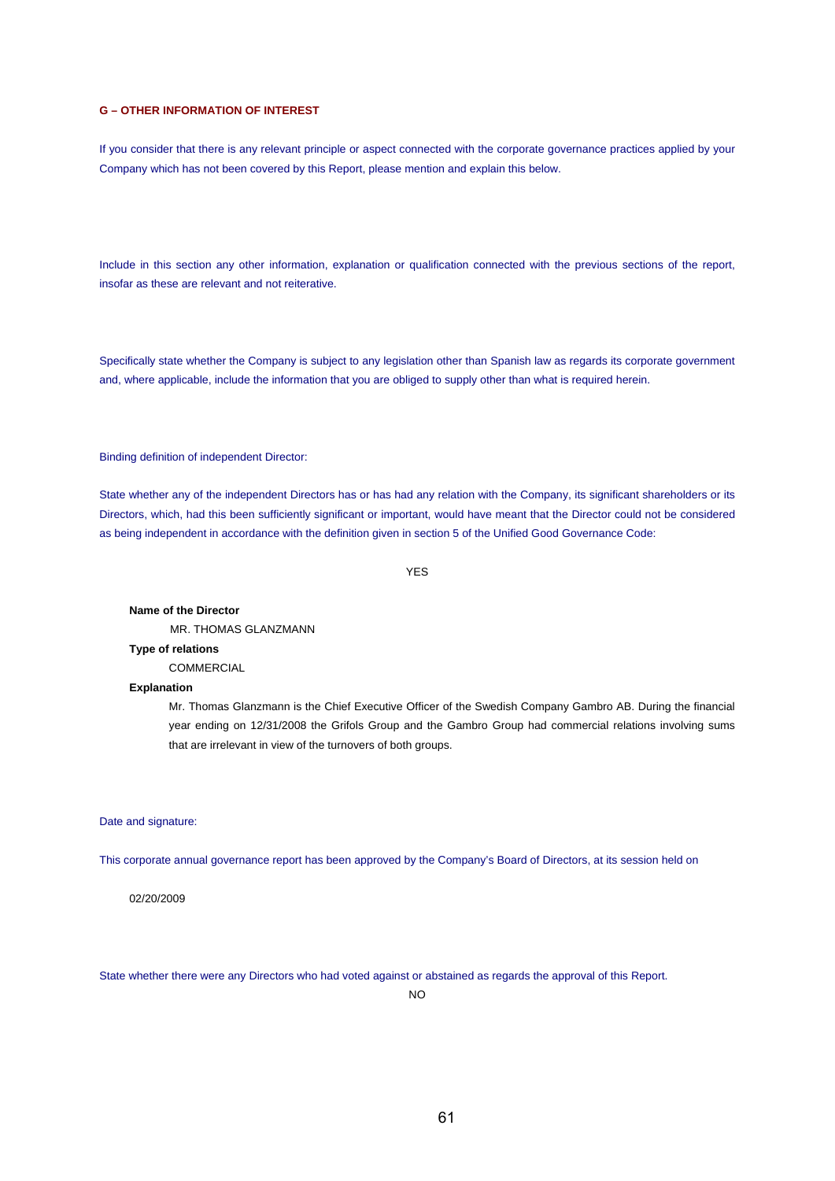## G – OTHER INFORMATION OF INTEREST

If you consider that there is any relevant principle or aspect connected with the corporate governance practices applied by your Company which has not been covered by this Report, please mention and explain this below.

Include in this section any other information, explanation or qualification connected with the previous sections of the report, insofar as these are relevant and not reiterative.

Specifically state whether the Company is subject to any legislation other than Spanish law as regards its corporate government and, where applicable, include the information that you are obliged to supply other than what is required herein.

Binding definition of independent Director:

State whether any of the independent Directors has or has had any relation with the Company, its significant shareholders or its Directors, which, had this been sufficiently significant or important, would have meant that the Director could not be considered as being independent in accordance with the definition given in section 5 of the Unified Good Governance Code:

YES

**Name of the Director**

MR. THOMAS GLANZMANN

**Type of relations**

COMMERCIAL

**Explanation**

Mr. Thomas Glanzmann is the Chief Executive Officer of the Swedish Company Gambro AB. During the financial year ending on 12/31/2008 the Grifols Group and the Gambro Group had commercial relations involving sums that are irrelevant in view of the turnovers of both groups.

Date and signature:

This corporate annual governance report has been approved by the Company's Board of Directors, at its session held on

02/20/2009

State whether there were any Directors who had voted against or abstained as regards the approval of this Report.

NO